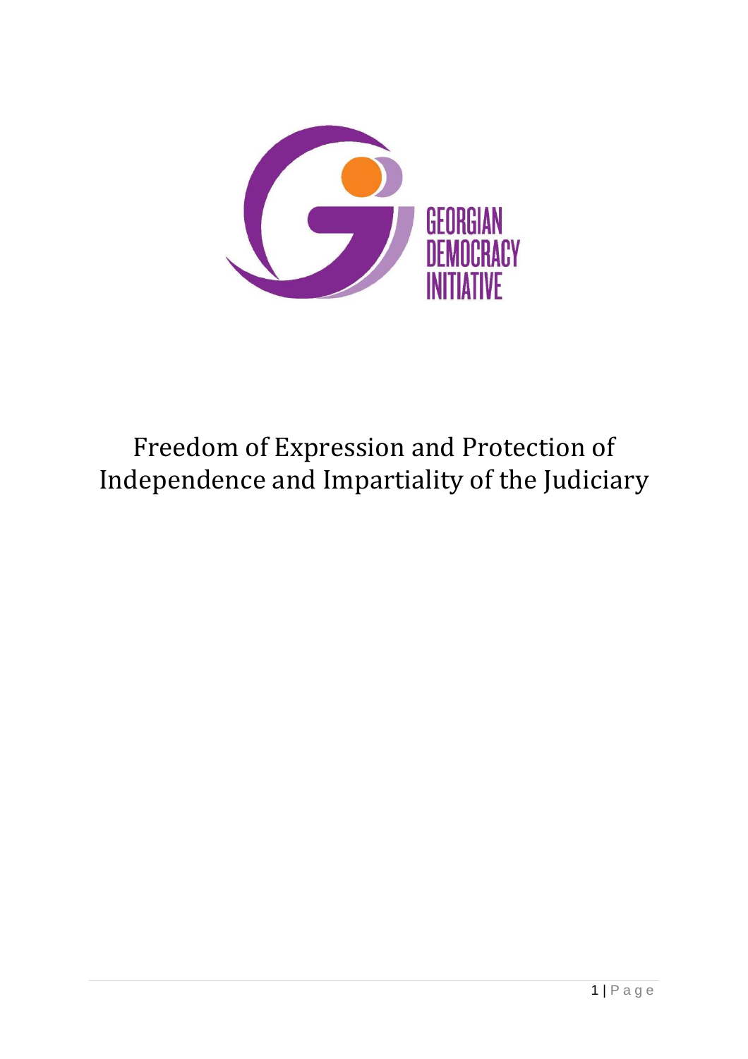GEORGIAN DEMOCRACY INITIATIVE

# Freedom of Expression and Protection of Independence and Impartiality of the Judiciary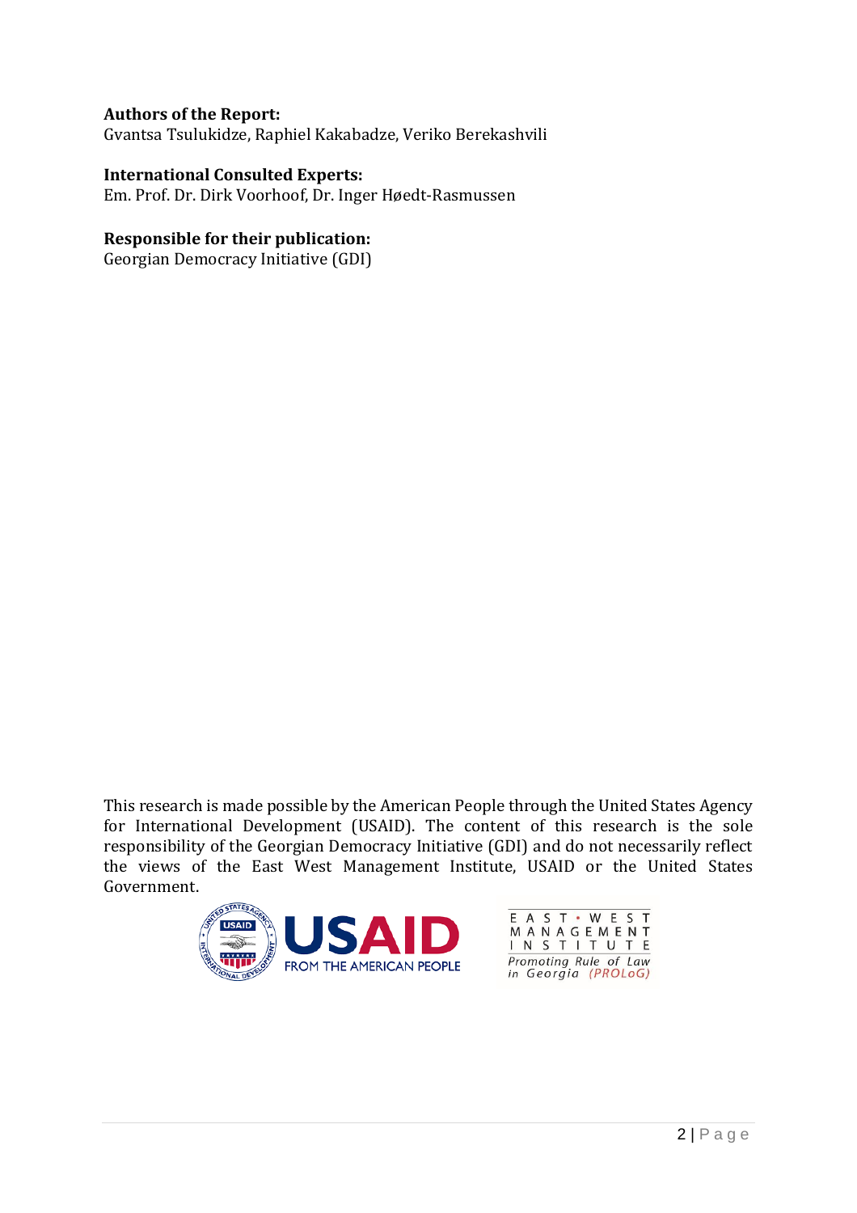**Authors of the Report:**
Gvantsa Tsulukidze, Raphiel Kakabadze, Veriko Berekashvili

**International Consulted Experts:**
Em. Prof. Dr. Dirk Voorhoof, Dr. Inger Høedt-Rasmussen

**Responsible for their publication:**
Georgian Democracy Initiative (GDI)

This research is made possible by the American People through the United States Agency for International Development (USAID). The content of this research is the sole responsibility of the Georgian Democracy Initiative (GDI) and do not necessarily reflect the views of the East West Management Institute, USAID or the United States Government.

USAID
FROM THE AMERICAN PEOPLE

EAST • WEST
MANAGEMENT
INSTITUTE
Promoting Rule of Law in Georgia (PROLoG)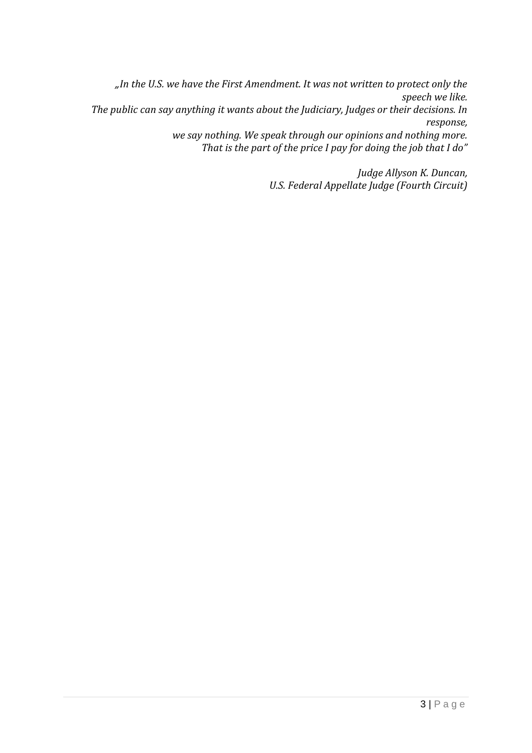*„In the U.S. we have the First Amendment. It was not written to protect only the speech we like.*
*The public can say anything it wants about the Judiciary, Judges or their decisions. In response,*
*we say nothing. We speak through our opinions and nothing more.*
*That is the part of the price I pay for doing the job that I do"*

*Judge Allyson K. Duncan,*
*U.S. Federal Appellate Judge (Fourth Circuit)*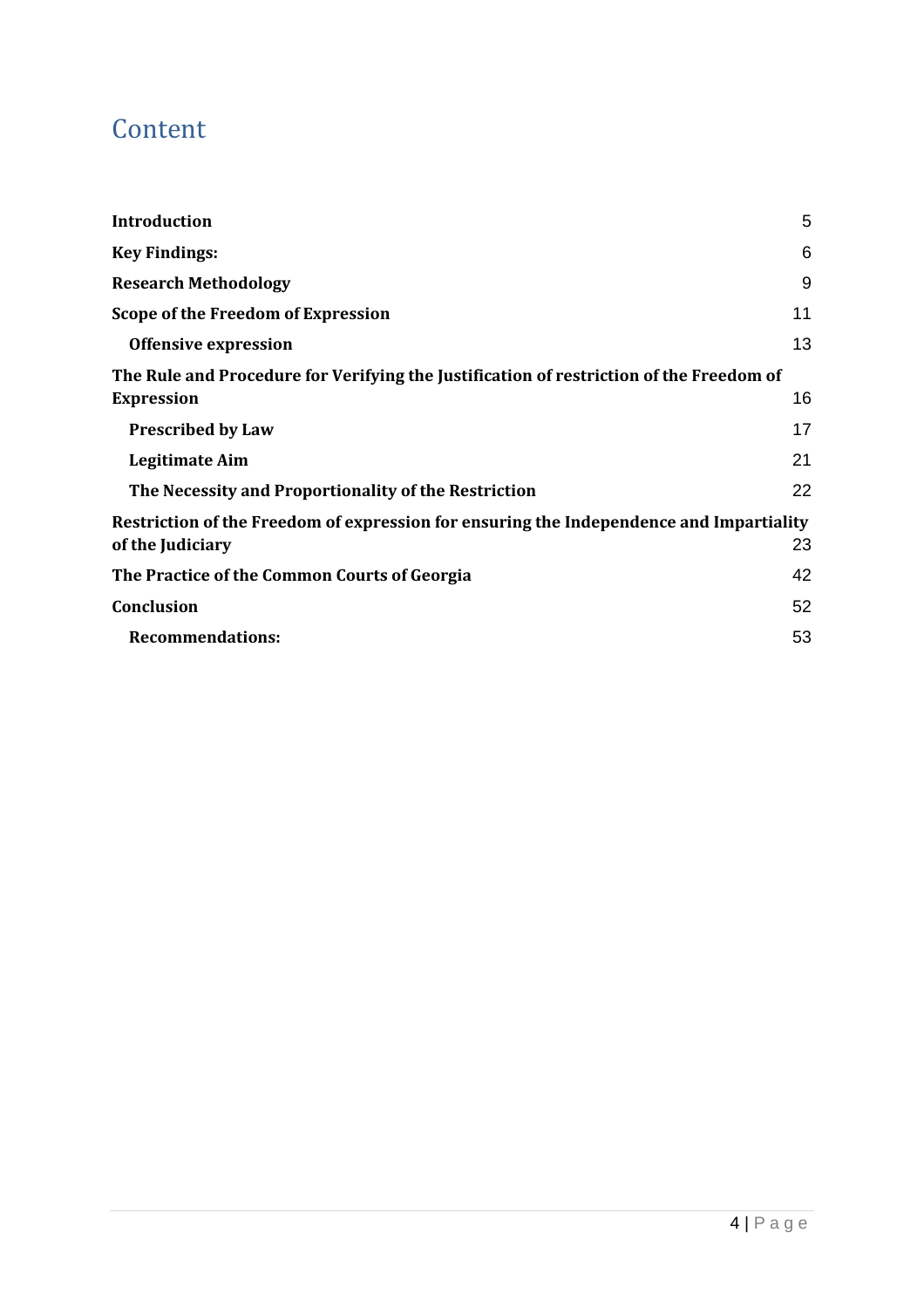# Content

| | |
|---|---|
| **Introduction** | 5 |
| **Key Findings:** | 6 |
| **Research Methodology** | 9 |
| **Scope of the Freedom of Expression** | 11 |
| **Offensive expression** | 13 |
| **The Rule and Procedure for Verifying the Justification of restriction of the Freedom of Expression** | 16 |
| **Prescribed by Law** | 17 |
| **Legitimate Aim** | 21 |
| **The Necessity and Proportionality of the Restriction** | 22 |
| **Restriction of the Freedom of expression for ensuring the Independence and Impartiality of the Judiciary** | 23 |
| **The Practice of the Common Courts of Georgia** | 42 |
| **Conclusion** | 52 |
| **Recommendations:** | 53 |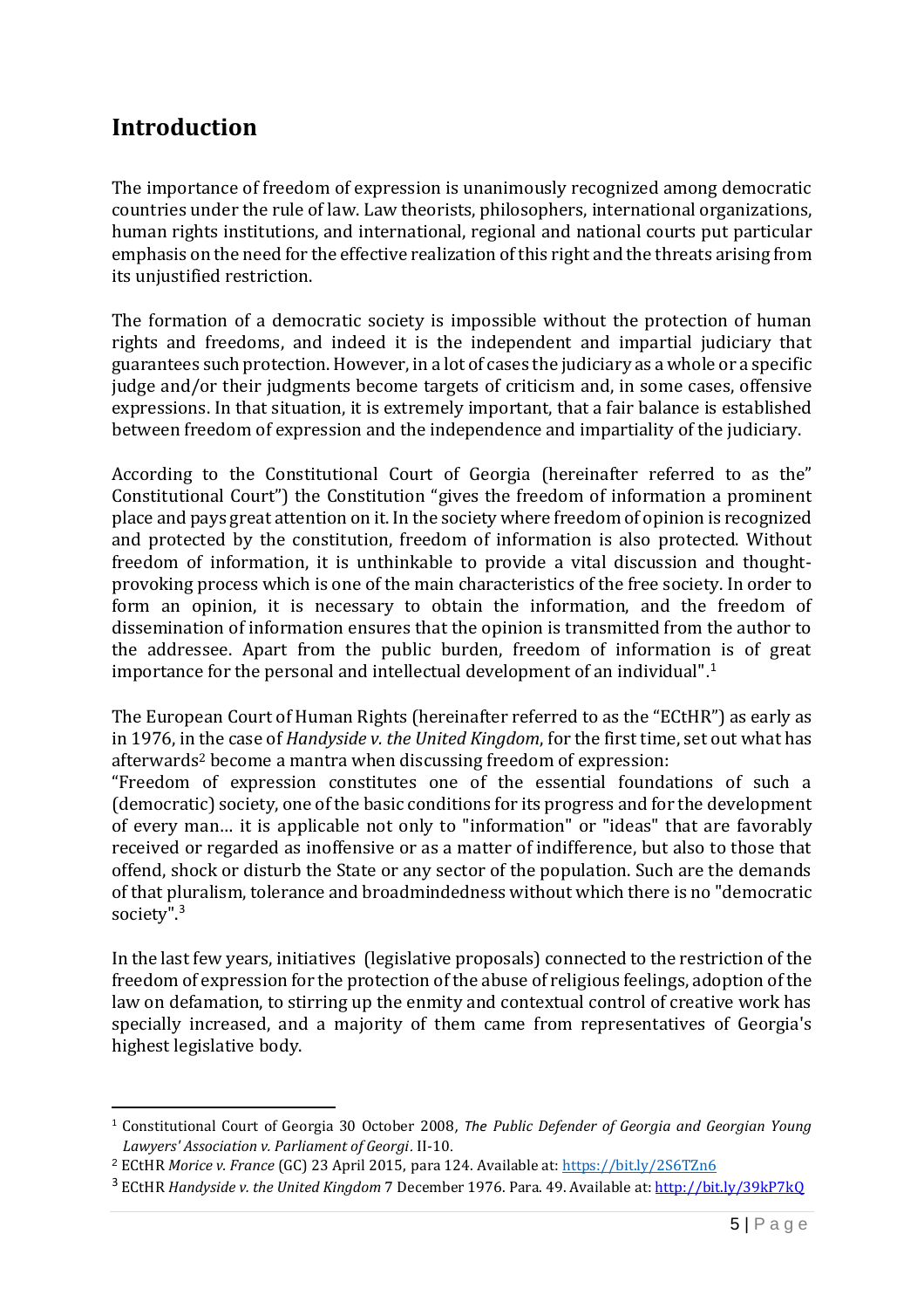# Introduction

The importance of freedom of expression is unanimously recognized among democratic countries under the rule of law. Law theorists, philosophers, international organizations, human rights institutions, and international, regional and national courts put particular emphasis on the need for the effective realization of this right and the threats arising from its unjustified restriction.

The formation of a democratic society is impossible without the protection of human rights and freedoms, and indeed it is the independent and impartial judiciary that guarantees such protection. However, in a lot of cases the judiciary as a whole or a specific judge and/or their judgments become targets of criticism and, in some cases, offensive expressions. In that situation, it is extremely important, that a fair balance is established between freedom of expression and the independence and impartiality of the judiciary.

According to the Constitutional Court of Georgia (hereinafter referred to as the" Constitutional Court") the Constitution "gives the freedom of information a prominent place and pays great attention on it. In the society where freedom of opinion is recognized and protected by the constitution, freedom of information is also protected. Without freedom of information, it is unthinkable to provide a vital discussion and thought-provoking process which is one of the main characteristics of the free society. In order to form an opinion, it is necessary to obtain the information, and the freedom of dissemination of information ensures that the opinion is transmitted from the author to the addressee. Apart from the public burden, freedom of information is of great importance for the personal and intellectual development of an individual".[1]

The European Court of Human Rights (hereinafter referred to as the "ECtHR") as early as in 1976, in the case of *Handyside v. the United Kingdom*, for the first time, set out what has afterwards[2] become a mantra when discussing freedom of expression:
"Freedom of expression constitutes one of the essential foundations of such a (democratic) society, one of the basic conditions for its progress and for the development of every man… it is applicable not only to "information" or "ideas" that are favorably received or regarded as inoffensive or as a matter of indifference, but also to those that offend, shock or disturb the State or any sector of the population. Such are the demands of that pluralism, tolerance and broadmindedness without which there is no "democratic society".[3]

In the last few years, initiatives (legislative proposals) connected to the restriction of the freedom of expression for the protection of the abuse of religious feelings, adoption of the law on defamation, to stirring up the enmity and contextual control of creative work has specially increased, and a majority of them came from representatives of Georgia's highest legislative body.

---

[1] Constitutional Court of Georgia 30 October 2008, *The Public Defender of Georgia and Georgian Young Lawyers' Association v. Parliament of Georgi*. II-10.

[2] ECtHR *Morice v. France* (GC) 23 April 2015, para 124. Available at: https://bit.ly/2S6TZn6

[3] ECtHR *Handyside v. the United Kingdom* 7 December 1976. Para. 49. Available at: http://bit.ly/39kP7kQ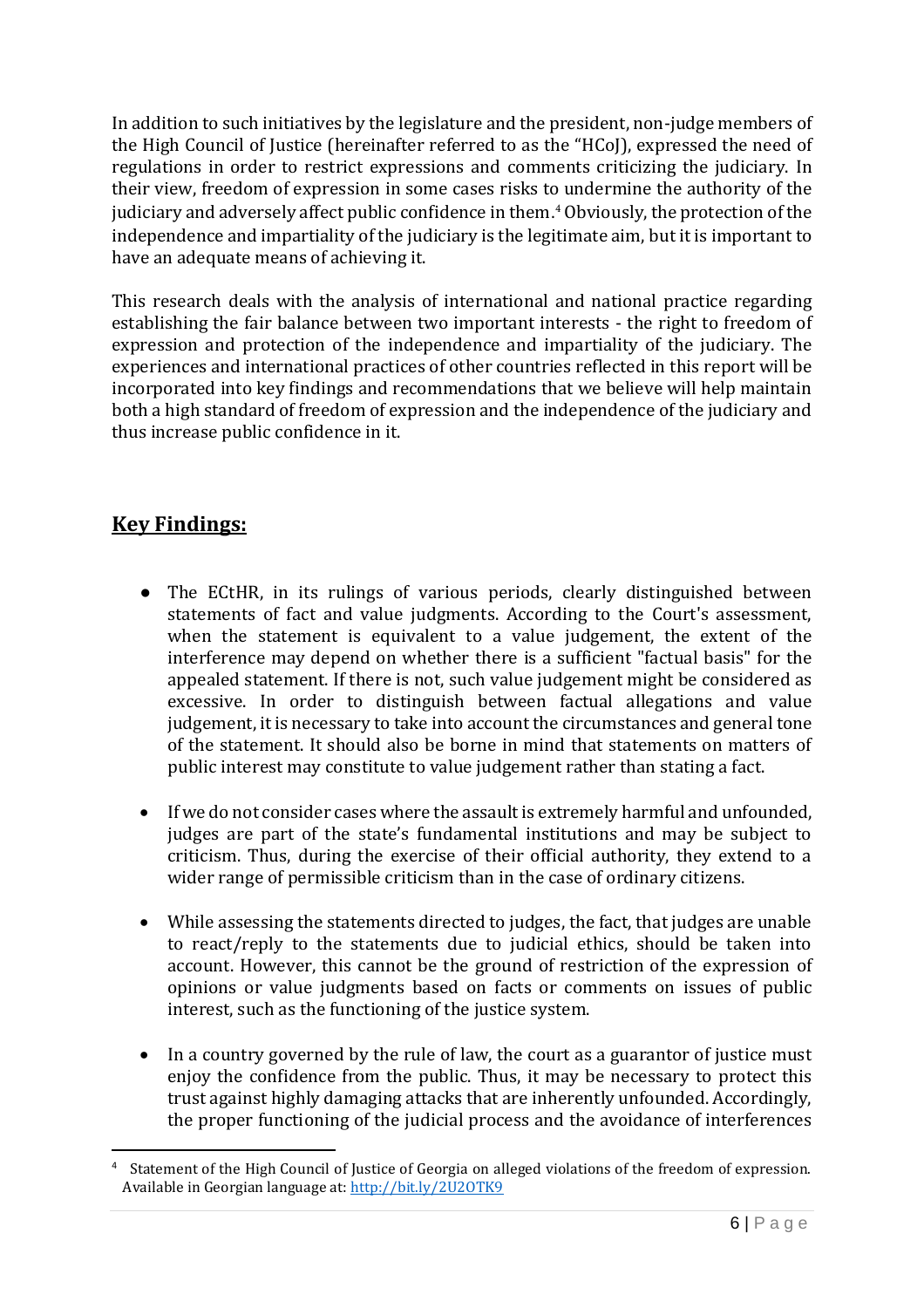In addition to such initiatives by the legislature and the president, non-judge members of the High Council of Justice (hereinafter referred to as the "HCoJ), expressed the need of regulations in order to restrict expressions and comments criticizing the judiciary. In their view, freedom of expression in some cases risks to undermine the authority of the judiciary and adversely affect public confidence in them.[4] Obviously, the protection of the independence and impartiality of the judiciary is the legitimate aim, but it is important to have an adequate means of achieving it.

This research deals with the analysis of international and national practice regarding establishing the fair balance between two important interests - the right to freedom of expression and protection of the independence and impartiality of the judiciary. The experiences and international practices of other countries reflected in this report will be incorporated into key findings and recommendations that we believe will help maintain both a high standard of freedom of expression and the independence of the judiciary and thus increase public confidence in it.

## **Key Findings:**

- The ECtHR, in its rulings of various periods, clearly distinguished between statements of fact and value judgments. According to the Court's assessment, when the statement is equivalent to a value judgement, the extent of the interference may depend on whether there is a sufficient "factual basis" for the appealed statement. If there is not, such value judgement might be considered as excessive. In order to distinguish between factual allegations and value judgement, it is necessary to take into account the circumstances and general tone of the statement. It should also be borne in mind that statements on matters of public interest may constitute to value judgement rather than stating a fact.

- If we do not consider cases where the assault is extremely harmful and unfounded, judges are part of the state's fundamental institutions and may be subject to criticism. Thus, during the exercise of their official authority, they extend to a wider range of permissible criticism than in the case of ordinary citizens.

- While assessing the statements directed to judges, the fact, that judges are unable to react/reply to the statements due to judicial ethics, should be taken into account. However, this cannot be the ground of restriction of the expression of opinions or value judgments based on facts or comments on issues of public interest, such as the functioning of the justice system.

- In a country governed by the rule of law, the court as a guarantor of justice must enjoy the confidence from the public. Thus, it may be necessary to protect this trust against highly damaging attacks that are inherently unfounded. Accordingly, the proper functioning of the judicial process and the avoidance of interferences

[4] Statement of the High Council of Justice of Georgia on alleged violations of the freedom of expression. Available in Georgian language at: http://bit.ly/2U2OTK9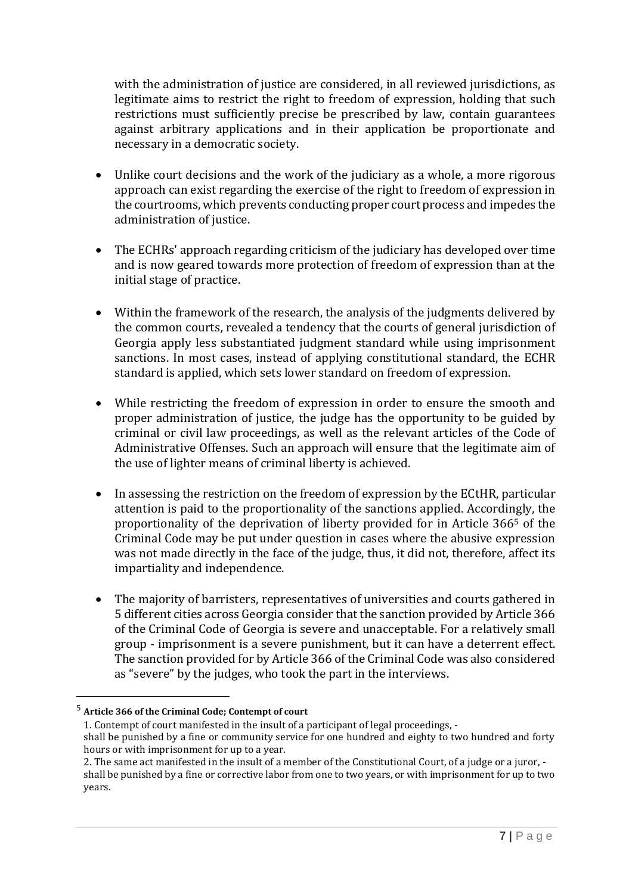with the administration of justice are considered, in all reviewed jurisdictions, as legitimate aims to restrict the right to freedom of expression, holding that such restrictions must sufficiently precise be prescribed by law, contain guarantees against arbitrary applications and in their application be proportionate and necessary in a democratic society.

- Unlike court decisions and the work of the judiciary as a whole, a more rigorous approach can exist regarding the exercise of the right to freedom of expression in the courtrooms, which prevents conducting proper court process and impedes the administration of justice.
- The ECHRs' approach regarding criticism of the judiciary has developed over time and is now geared towards more protection of freedom of expression than at the initial stage of practice.
- Within the framework of the research, the analysis of the judgments delivered by the common courts, revealed a tendency that the courts of general jurisdiction of Georgia apply less substantiated judgment standard while using imprisonment sanctions. In most cases, instead of applying constitutional standard, the ECHR standard is applied, which sets lower standard on freedom of expression.
- While restricting the freedom of expression in order to ensure the smooth and proper administration of justice, the judge has the opportunity to be guided by criminal or civil law proceedings, as well as the relevant articles of the Code of Administrative Offenses. Such an approach will ensure that the legitimate aim of the use of lighter means of criminal liberty is achieved.
- In assessing the restriction on the freedom of expression by the ECtHR, particular attention is paid to the proportionality of the sanctions applied. Accordingly, the proportionality of the deprivation of liberty provided for in Article 366[5] of the Criminal Code may be put under question in cases where the abusive expression was not made directly in the face of the judge, thus, it did not, therefore, affect its impartiality and independence.
- The majority of barristers, representatives of universities and courts gathered in 5 different cities across Georgia consider that the sanction provided by Article 366 of the Criminal Code of Georgia is severe and unacceptable. For a relatively small group - imprisonment is a severe punishment, but it can have a deterrent effect. The sanction provided for by Article 366 of the Criminal Code was also considered as "severe" by the judges, who took the part in the interviews.

---

[5] **Article 366 of the Criminal Code; Contempt of court**

1. Contempt of court manifested in the insult of a participant of legal proceedings, - shall be punished by a fine or community service for one hundred and eighty to two hundred and forty hours or with imprisonment for up to a year.
2. The same act manifested in the insult of a member of the Constitutional Court, of a judge or a juror, - shall be punished by a fine or corrective labor from one to two years, or with imprisonment for up to two years.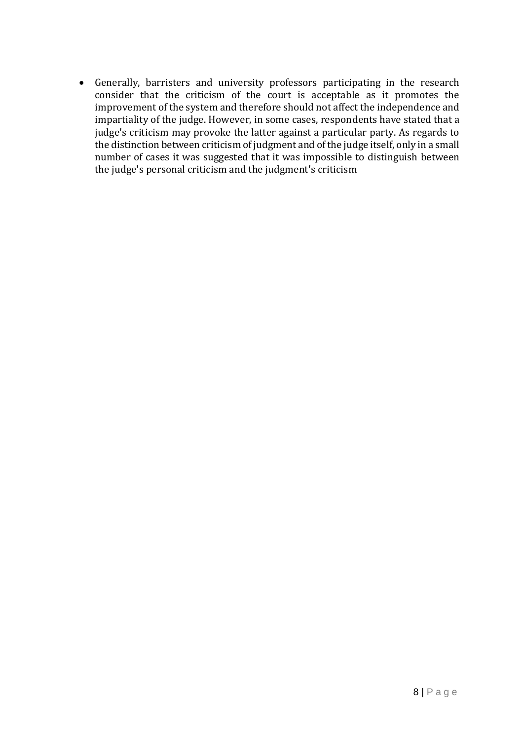- Generally, barristers and university professors participating in the research consider that the criticism of the court is acceptable as it promotes the improvement of the system and therefore should not affect the independence and impartiality of the judge. However, in some cases, respondents have stated that a judge's criticism may provoke the latter against a particular party. As regards to the distinction between criticism of judgment and of the judge itself, only in a small number of cases it was suggested that it was impossible to distinguish between the judge's personal criticism and the judgment's criticism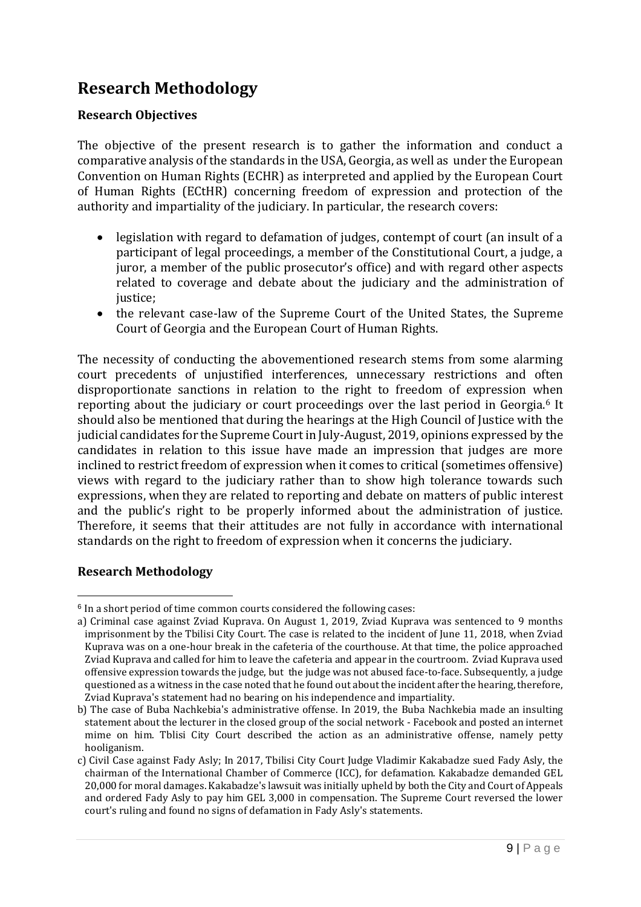# Research Methodology

## Research Objectives

The objective of the present research is to gather the information and conduct a comparative analysis of the standards in the USA, Georgia, as well as under the European Convention on Human Rights (ECHR) as interpreted and applied by the European Court of Human Rights (ECtHR) concerning freedom of expression and protection of the authority and impartiality of the judiciary. In particular, the research covers:

- legislation with regard to defamation of judges, contempt of court (an insult of a participant of legal proceedings, a member of the Constitutional Court, a judge, a juror, a member of the public prosecutor's office) and with regard other aspects related to coverage and debate about the judiciary and the administration of justice;
- the relevant case-law of the Supreme Court of the United States, the Supreme Court of Georgia and the European Court of Human Rights.

The necessity of conducting the abovementioned research stems from some alarming court precedents of unjustified interferences, unnecessary restrictions and often disproportionate sanctions in relation to the right to freedom of expression when reporting about the judiciary or court proceedings over the last period in Georgia.[6] It should also be mentioned that during the hearings at the High Council of Justice with the judicial candidates for the Supreme Court in July-August, 2019, opinions expressed by the candidates in relation to this issue have made an impression that judges are more inclined to restrict freedom of expression when it comes to critical (sometimes offensive) views with regard to the judiciary rather than to show high tolerance towards such expressions, when they are related to reporting and debate on matters of public interest and the public's right to be properly informed about the administration of justice. Therefore, it seems that their attitudes are not fully in accordance with international standards on the right to freedom of expression when it concerns the judiciary.

## Research Methodology

---

[6] In a short period of time common courts considered the following cases:

a) Criminal case against Zviad Kuprava. On August 1, 2019, Zviad Kuprava was sentenced to 9 months imprisonment by the Tbilisi City Court. The case is related to the incident of June 11, 2018, when Zviad Kuprava was on a one-hour break in the cafeteria of the courthouse. At that time, the police approached Zviad Kuprava and called for him to leave the cafeteria and appear in the courtroom. Zviad Kuprava used offensive expression towards the judge, but the judge was not abused face-to-face. Subsequently, a judge questioned as a witness in the case noted that he found out about the incident after the hearing, therefore, Zviad Kuprava's statement had no bearing on his independence and impartiality.

b) The case of Buba Nachkebia's administrative offense. In 2019, the Buba Nachkebia made an insulting statement about the lecturer in the closed group of the social network - Facebook and posted an internet mime on him. Tblisi City Court described the action as an administrative offense, namely petty hooliganism.

c) Civil Case against Fady Asly; In 2017, Tbilisi City Court Judge Vladimir Kakabadze sued Fady Asly, the chairman of the International Chamber of Commerce (ICC), for defamation. Kakabadze demanded GEL 20,000 for moral damages. Kakabadze's lawsuit was initially upheld by both the City and Court of Appeals and ordered Fady Asly to pay him GEL 3,000 in compensation. The Supreme Court reversed the lower court's ruling and found no signs of defamation in Fady Asly's statements.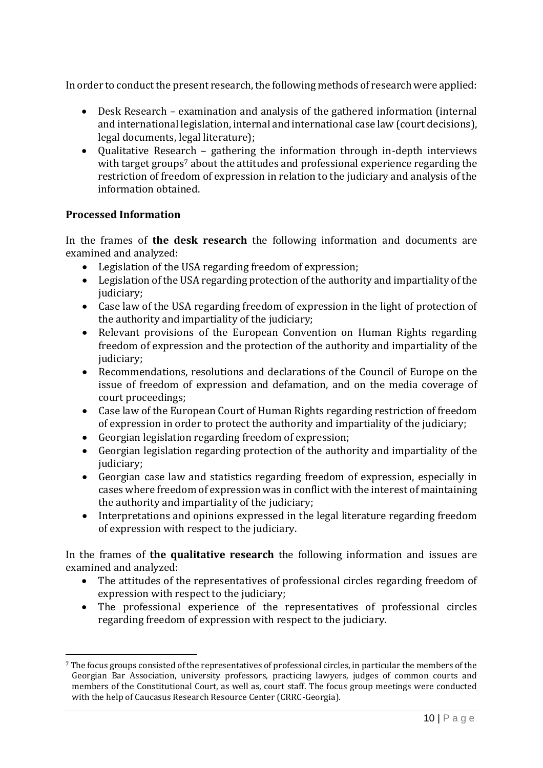In order to conduct the present research, the following methods of research were applied:

- Desk Research – examination and analysis of the gathered information (internal and international legislation, internal and international case law (court decisions), legal documents, legal literature);
- Qualitative Research – gathering the information through in-depth interviews with target groups[7] about the attitudes and professional experience regarding the restriction of freedom of expression in relation to the judiciary and analysis of the information obtained.

**Processed Information**

In the frames of **the desk research** the following information and documents are examined and analyzed:

- Legislation of the USA regarding freedom of expression;
- Legislation of the USA regarding protection of the authority and impartiality of the judiciary;
- Case law of the USA regarding freedom of expression in the light of protection of the authority and impartiality of the judiciary;
- Relevant provisions of the European Convention on Human Rights regarding freedom of expression and the protection of the authority and impartiality of the judiciary;
- Recommendations, resolutions and declarations of the Council of Europe on the issue of freedom of expression and defamation, and on the media coverage of court proceedings;
- Case law of the European Court of Human Rights regarding restriction of freedom of expression in order to protect the authority and impartiality of the judiciary;
- Georgian legislation regarding freedom of expression;
- Georgian legislation regarding protection of the authority and impartiality of the judiciary;
- Georgian case law and statistics regarding freedom of expression, especially in cases where freedom of expression was in conflict with the interest of maintaining the authority and impartiality of the judiciary;
- Interpretations and opinions expressed in the legal literature regarding freedom of expression with respect to the judiciary.

In the frames of **the qualitative research** the following information and issues are examined and analyzed:

- The attitudes of the representatives of professional circles regarding freedom of expression with respect to the judiciary;
- The professional experience of the representatives of professional circles regarding freedom of expression with respect to the judiciary.

---

[7] The focus groups consisted of the representatives of professional circles, in particular the members of the Georgian Bar Association, university professors, practicing lawyers, judges of common courts and members of the Constitutional Court, as well as, court staff. The focus group meetings were conducted with the help of Caucasus Research Resource Center (CRRC-Georgia).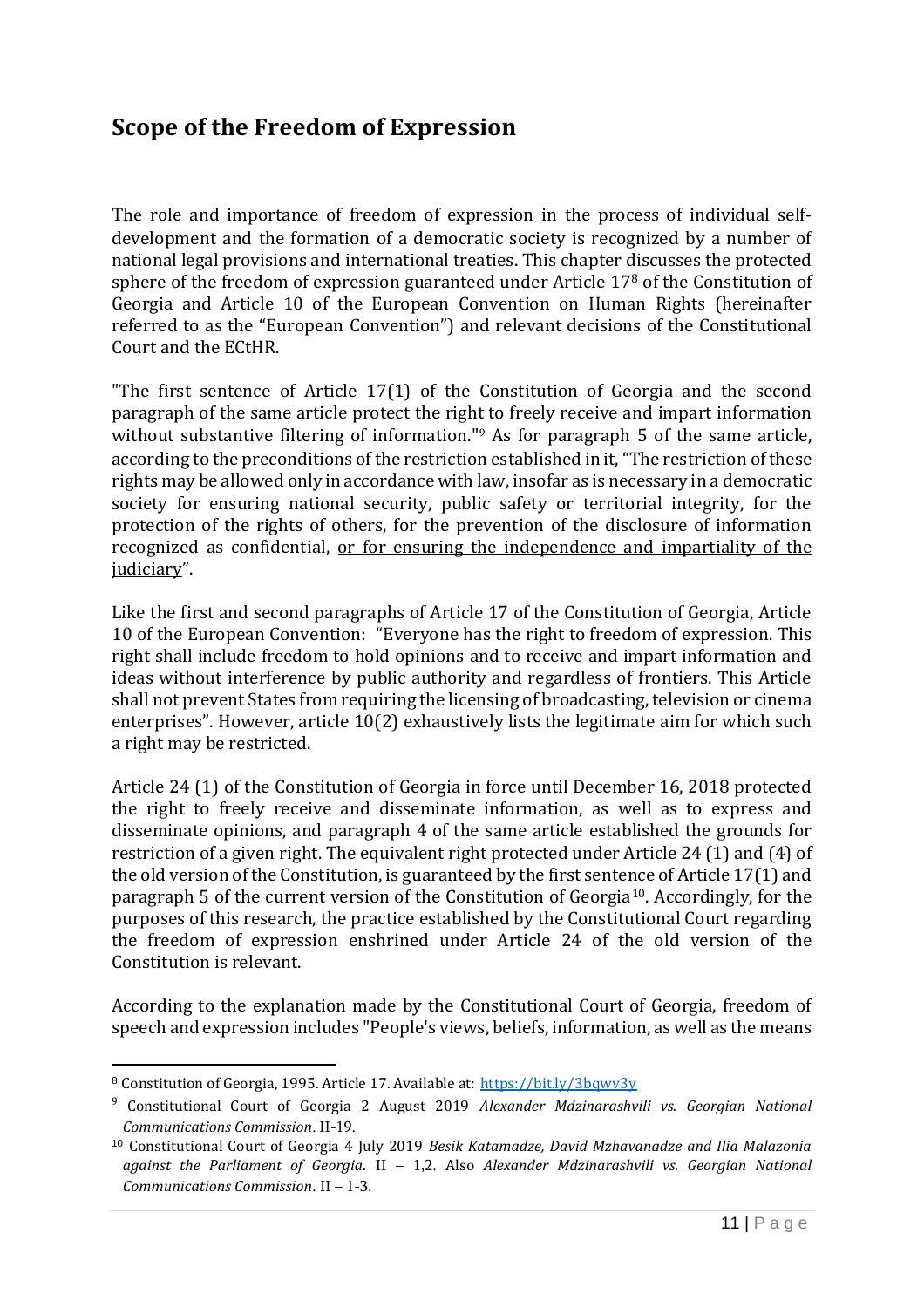## Scope of the Freedom of Expression

The role and importance of freedom of expression in the process of individual self-development and the formation of a democratic society is recognized by a number of national legal provisions and international treaties. This chapter discusses the protected sphere of the freedom of expression guaranteed under Article 17[8] of the Constitution of Georgia and Article 10 of the European Convention on Human Rights (hereinafter referred to as the "European Convention") and relevant decisions of the Constitutional Court and the ECtHR.

"The first sentence of Article 17(1) of the Constitution of Georgia and the second paragraph of the same article protect the right to freely receive and impart information without substantive filtering of information."[9] As for paragraph 5 of the same article, according to the preconditions of the restriction established in it, "The restriction of these rights may be allowed only in accordance with law, insofar as is necessary in a democratic society for ensuring national security, public safety or territorial integrity, for the protection of the rights of others, for the prevention of the disclosure of information recognized as confidential, <u>or for ensuring the independence and impartiality of the judiciary</u>".

Like the first and second paragraphs of Article 17 of the Constitution of Georgia, Article 10 of the European Convention: "Everyone has the right to freedom of expression. This right shall include freedom to hold opinions and to receive and impart information and ideas without interference by public authority and regardless of frontiers. This Article shall not prevent States from requiring the licensing of broadcasting, television or cinema enterprises". However, article 10(2) exhaustively lists the legitimate aim for which such a right may be restricted.

Article 24 (1) of the Constitution of Georgia in force until December 16, 2018 protected the right to freely receive and disseminate information, as well as to express and disseminate opinions, and paragraph 4 of the same article established the grounds for restriction of a given right. The equivalent right protected under Article 24 (1) and (4) of the old version of the Constitution, is guaranteed by the first sentence of Article 17(1) and paragraph 5 of the current version of the Constitution of Georgia[10]. Accordingly, for the purposes of this research, the practice established by the Constitutional Court regarding the freedom of expression enshrined under Article 24 of the old version of the Constitution is relevant.

According to the explanation made by the Constitutional Court of Georgia, freedom of speech and expression includes "People's views, beliefs, information, as well as the means

---

[8] Constitution of Georgia, 1995. Article 17. Available at: https://bit.ly/3bqwv3y

[9] Constitutional Court of Georgia 2 August 2019 *Alexander Mdzinarashvili vs. Georgian National Communications Commission*. II-19.

[10] Constitutional Court of Georgia 4 July 2019 *Besik Katamadze, David Mzhavanadze and Ilia Malazonia against the Parliament of Georgia*. II – 1,2. Also *Alexander Mdzinarashvili vs. Georgian National Communications Commission*. II – 1-3.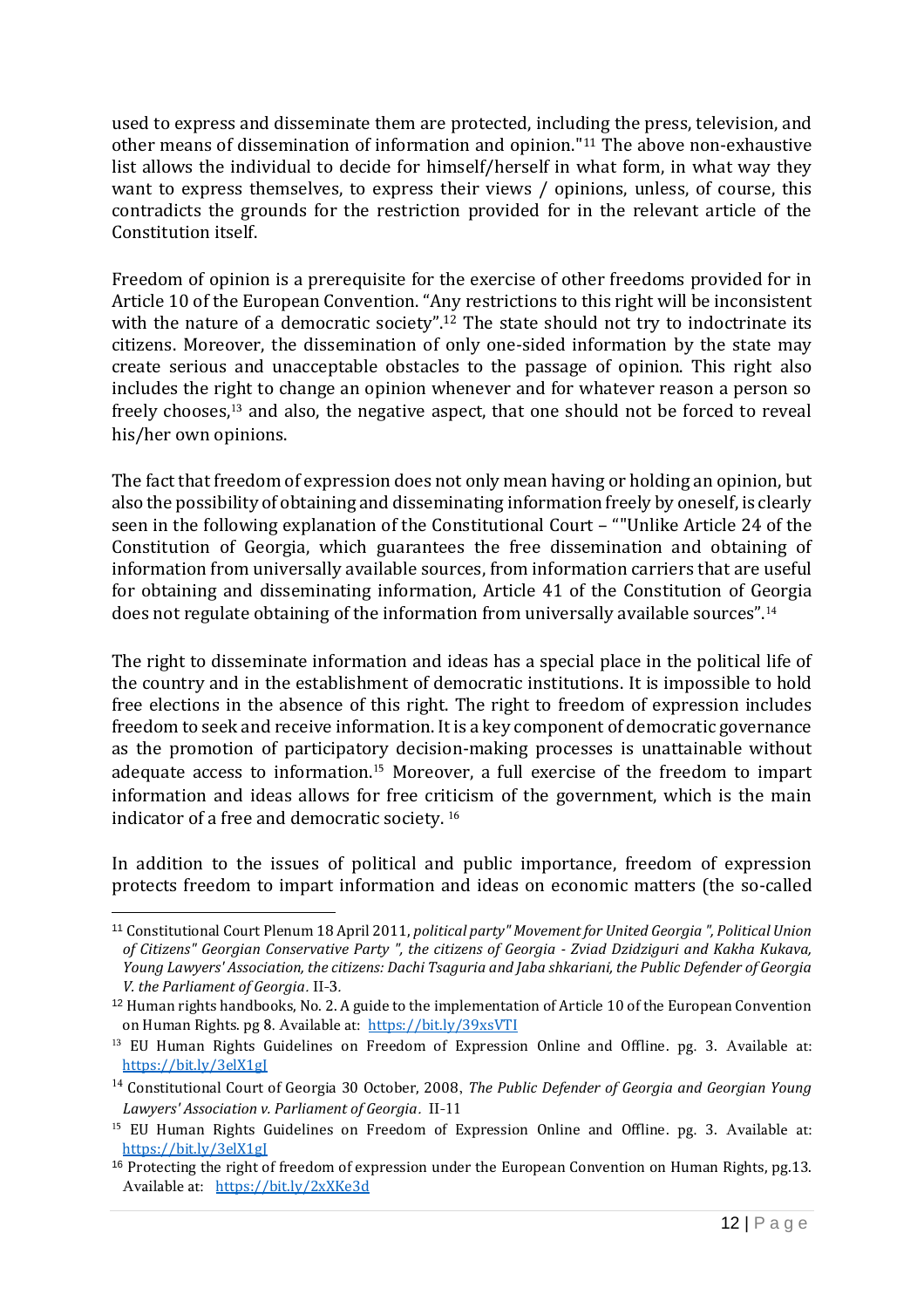used to express and disseminate them are protected, including the press, television, and other means of dissemination of information and opinion."[11] The above non-exhaustive list allows the individual to decide for himself/herself in what form, in what way they want to express themselves, to express their views / opinions, unless, of course, this contradicts the grounds for the restriction provided for in the relevant article of the Constitution itself.

Freedom of opinion is a prerequisite for the exercise of other freedoms provided for in Article 10 of the European Convention. "Any restrictions to this right will be inconsistent with the nature of a democratic society".[12] The state should not try to indoctrinate its citizens. Moreover, the dissemination of only one-sided information by the state may create serious and unacceptable obstacles to the passage of opinion. This right also includes the right to change an opinion whenever and for whatever reason a person so freely chooses,[13] and also, the negative aspect, that one should not be forced to reveal his/her own opinions.

The fact that freedom of expression does not only mean having or holding an opinion, but also the possibility of obtaining and disseminating information freely by oneself, is clearly seen in the following explanation of the Constitutional Court – ""Unlike Article 24 of the Constitution of Georgia, which guarantees the free dissemination and obtaining of information from universally available sources, from information carriers that are useful for obtaining and disseminating information, Article 41 of the Constitution of Georgia does not regulate obtaining of the information from universally available sources".[14]

The right to disseminate information and ideas has a special place in the political life of the country and in the establishment of democratic institutions. It is impossible to hold free elections in the absence of this right. The right to freedom of expression includes freedom to seek and receive information. It is a key component of democratic governance as the promotion of participatory decision-making processes is unattainable without adequate access to information.[15] Moreover, a full exercise of the freedom to impart information and ideas allows for free criticism of the government, which is the main indicator of a free and democratic society. [16]

In addition to the issues of political and public importance, freedom of expression protects freedom to impart information and ideas on economic matters (the so-called

---

[11] Constitutional Court Plenum 18 April 2011, *political party" Movement for United Georgia ", Political Union of Citizens" Georgian Conservative Party ", the citizens of Georgia - Zviad Dzidziguri and Kakha Kukava, Young Lawyers' Association, the citizens: Dachi Tsaguria and Jaba shkariani, the Public Defender of Georgia V. the Parliament of Georgia*. II-3.

[12] Human rights handbooks, No. 2. A guide to the implementation of Article 10 of the European Convention on Human Rights. pg 8. Available at: https://bit.ly/39xsVTI

[13] EU Human Rights Guidelines on Freedom of Expression Online and Offline. pg. 3. Available at: https://bit.ly/3elX1gJ

[14] Constitutional Court of Georgia 30 October, 2008, *The Public Defender of Georgia and Georgian Young Lawyers' Association v. Parliament of Georgia*. II-11

[15] EU Human Rights Guidelines on Freedom of Expression Online and Offline. pg. 3. Available at: https://bit.ly/3elX1gJ

[16] Protecting the right of freedom of expression under the European Convention on Human Rights, pg.13. Available at: https://bit.ly/2xXKe3d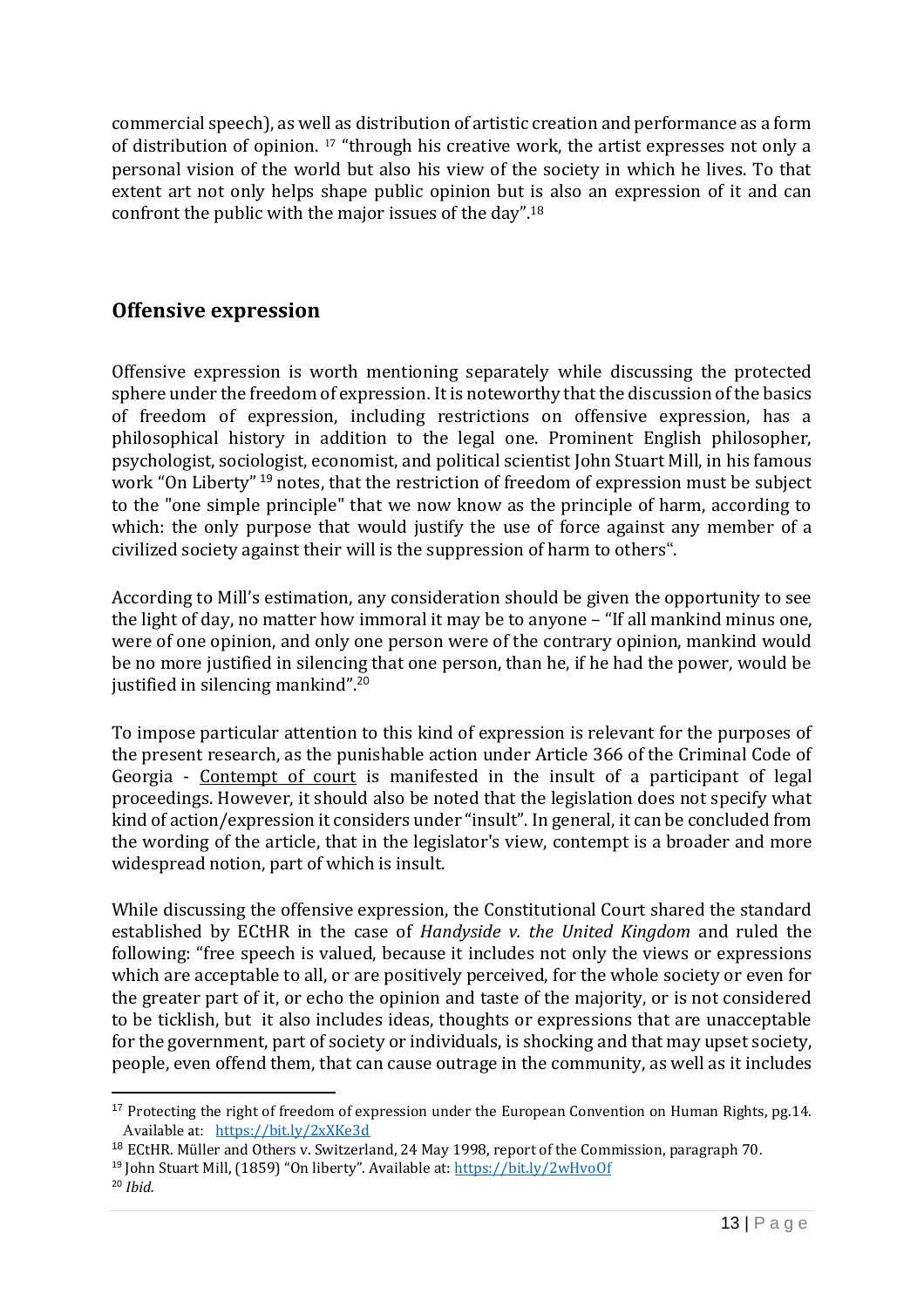commercial speech), as well as distribution of artistic creation and performance as a form of distribution of opinion. [17] "through his creative work, the artist expresses not only a personal vision of the world but also his view of the society in which he lives. To that extent art not only helps shape public opinion but is also an expression of it and can confront the public with the major issues of the day".[18]

## Offensive expression

Offensive expression is worth mentioning separately while discussing the protected sphere under the freedom of expression. It is noteworthy that the discussion of the basics of freedom of expression, including restrictions on offensive expression, has a philosophical history in addition to the legal one. Prominent English philosopher, psychologist, sociologist, economist, and political scientist John Stuart Mill, in his famous work "On Liberty" [19] notes, that the restriction of freedom of expression must be subject to the "one simple principle" that we now know as the principle of harm, according to which: the only purpose that would justify the use of force against any member of a civilized society against their will is the suppression of harm to others".

According to Mill's estimation, any consideration should be given the opportunity to see the light of day, no matter how immoral it may be to anyone – "If all mankind minus one, were of one opinion, and only one person were of the contrary opinion, mankind would be no more justified in silencing that one person, than he, if he had the power, would be justified in silencing mankind".[20]

To impose particular attention to this kind of expression is relevant for the purposes of the present research, as the punishable action under Article 366 of the Criminal Code of Georgia - Contempt of court is manifested in the insult of a participant of legal proceedings. However, it should also be noted that the legislation does not specify what kind of action/expression it considers under "insult". In general, it can be concluded from the wording of the article, that in the legislator's view, contempt is a broader and more widespread notion, part of which is insult.

While discussing the offensive expression, the Constitutional Court shared the standard established by ECtHR in the case of *Handyside v. the United Kingdom* and ruled the following: "free speech is valued, because it includes not only the views or expressions which are acceptable to all, or are positively perceived, for the whole society or even for the greater part of it, or echo the opinion and taste of the majority, or is not considered to be ticklish, but it also includes ideas, thoughts or expressions that are unacceptable for the government, part of society or individuals, is shocking and that may upset society, people, even offend them, that can cause outrage in the community, as well as it includes

---

[17] Protecting the right of freedom of expression under the European Convention on Human Rights, pg.14. Available at: https://bit.ly/2xXKe3d

[18] ECtHR. Müller and Others v. Switzerland, 24 May 1998, report of the Commission, paragraph 70.

[19] John Stuart Mill, (1859) "On liberty". Available at: https://bit.ly/2wHvoOf

[20] *Ibid.*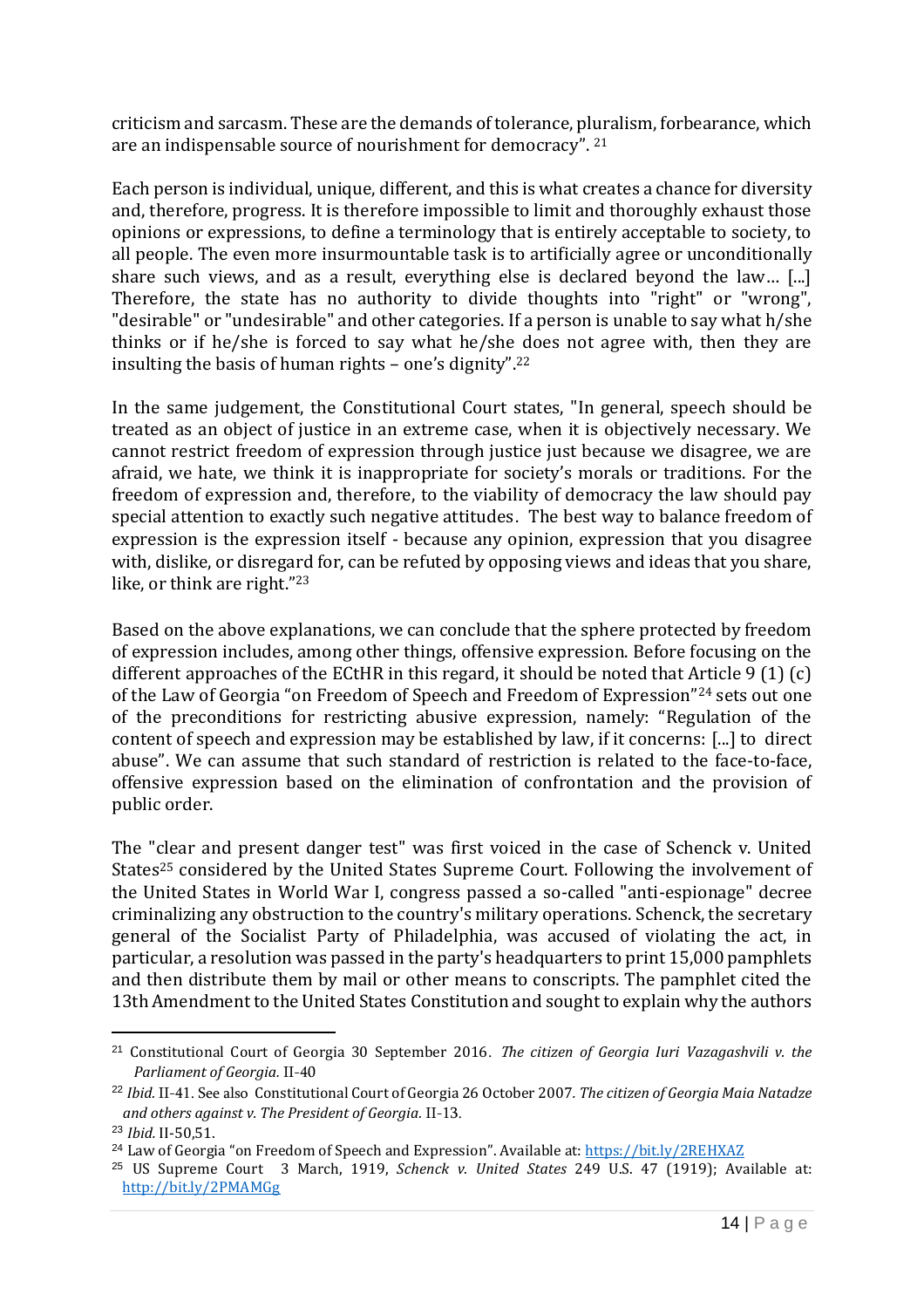criticism and sarcasm. These are the demands of tolerance, pluralism, forbearance, which are an indispensable source of nourishment for democracy". [21]

Each person is individual, unique, different, and this is what creates a chance for diversity and, therefore, progress. It is therefore impossible to limit and thoroughly exhaust those opinions or expressions, to define a terminology that is entirely acceptable to society, to all people. The even more insurmountable task is to artificially agree or unconditionally share such views, and as a result, everything else is declared beyond the law… [...] Therefore, the state has no authority to divide thoughts into "right" or "wrong", "desirable" or "undesirable" and other categories. If a person is unable to say what h/she thinks or if he/she is forced to say what he/she does not agree with, then they are insulting the basis of human rights – one's dignity".[22]

In the same judgement, the Constitutional Court states, "In general, speech should be treated as an object of justice in an extreme case, when it is objectively necessary. We cannot restrict freedom of expression through justice just because we disagree, we are afraid, we hate, we think it is inappropriate for society's morals or traditions. For the freedom of expression and, therefore, the viability of democracy the law should pay special attention to exactly such negative attitudes. The best way to balance freedom of expression is the expression itself - because any opinion, expression that you disagree with, dislike, or disregard for, can be refuted by opposing views and ideas that you share, like, or think are right."[23]

Based on the above explanations, we can conclude that the sphere protected by freedom of expression includes, among other things, offensive expression. Before focusing on the different approaches of the ECtHR in this regard, it should be noted that Article 9 (1) (c) of the Law of Georgia "on Freedom of Speech and Freedom of Expression"[24] sets out one of the preconditions for restricting abusive expression, namely: "Regulation of the content of speech and expression may be established by law, if it concerns: [...] to direct abuse". We can assume that such standard of restriction is related to the face-to-face, offensive expression based on the elimination of confrontation and the provision of public order.

The "clear and present danger test" was first voiced in the case of Schenck v. United States[25] considered by the United States Supreme Court. Following the involvement of the United States in World War I, congress passed a so-called "anti-espionage" decree criminalizing any obstruction to the country's military operations. Schenck, the secretary general of the Socialist Party of Philadelphia, was accused of violating the act, in particular, a resolution was passed in the party's headquarters to print 15,000 pamphlets and then distribute them by mail or other means to conscripts. The pamphlet cited the 13th Amendment to the United States Constitution and sought to explain why the authors

---

[21] Constitutional Court of Georgia 30 September 2016. *The citizen of Georgia Iuri Vazagashvili v. the Parliament of Georgia.* II-40

[22] *Ibid.* II-41. See also Constitutional Court of Georgia 26 October 2007. *The citizen of Georgia Maia Natadze and others against v. The President of Georgia.* II-13.

[23] *Ibid.* II-50,51.

[24] Law of Georgia "on Freedom of Speech and Expression". Available at: https://bit.ly/2REHXAZ

[25] US Supreme Court 3 March, 1919, *Schenck v. United States* 249 U.S. 47 (1919); Available at: http://bit.ly/2PMAMGg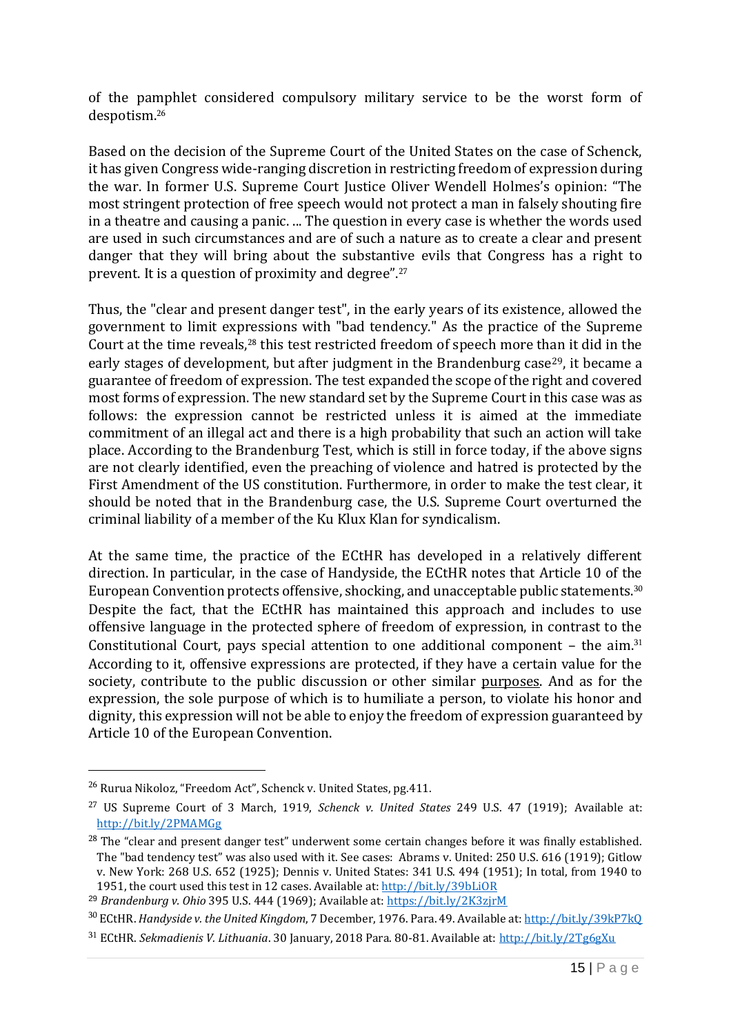of the pamphlet considered compulsory military service to be the worst form of despotism.[26]

Based on the decision of the Supreme Court of the United States on the case of Schenck, it has given Congress wide-ranging discretion in restricting freedom of expression during the war. In former U.S. Supreme Court Justice Oliver Wendell Holmes's opinion: "The most stringent protection of free speech would not protect a man in falsely shouting fire in a theatre and causing a panic. ... The question in every case is whether the words used are used in such circumstances and are of such a nature as to create a clear and present danger that they will bring about the substantive evils that Congress has a right to prevent. It is a question of proximity and degree".[27]

Thus, the "clear and present danger test", in the early years of its existence, allowed the government to limit expressions with "bad tendency." As the practice of the Supreme Court at the time reveals,[28] this test restricted freedom of speech more than it did in the early stages of development, but after judgment in the Brandenburg case[29], it became a guarantee of freedom of expression. The test expanded the scope of the right and covered most forms of expression. The new standard set by the Supreme Court in this case was as follows: the expression cannot be restricted unless it is aimed at the immediate commitment of an illegal act and there is a high probability that such an action will take place. According to the Brandenburg Test, which is still in force today, if the above signs are not clearly identified, even the preaching of violence and hatred is protected by the First Amendment of the US constitution. Furthermore, in order to make the test clear, it should be noted that in the Brandenburg case, the U.S. Supreme Court overturned the criminal liability of a member of the Ku Klux Klan for syndicalism.

At the same time, the practice of the ECtHR has developed in a relatively different direction. In particular, in the case of Handyside, the ECtHR notes that Article 10 of the European Convention protects offensive, shocking, and unacceptable public statements.[30] Despite the fact, that the ECtHR has maintained this approach and includes to use offensive language in the protected sphere of freedom of expression, in contrast to the Constitutional Court, pays special attention to one additional component – the aim.[31] According to it, offensive expressions are protected, if they have a certain value for the society, contribute to the public discussion or other similar purposes. And as for the expression, the sole purpose of which is to humiliate a person, to violate his honor and dignity, this expression will not be able to enjoy the freedom of expression guaranteed by Article 10 of the European Convention.

---

[26] Rurua Nikoloz, "Freedom Act", Schenck v. United States, pg.411.

[27] US Supreme Court of 3 March, 1919, *Schenck v. United States* 249 U.S. 47 (1919); Available at: http://bit.ly/2PMAMGg

[28] The "clear and present danger test" underwent some certain changes before it was finally established. The "bad tendency test" was also used with it. See cases: Abrams v. United: 250 U.S. 616 (1919); Gitlow v. New York: 268 U.S. 652 (1925); Dennis v. United States: 341 U.S. 494 (1951); In total, from 1940 to 1951, the court used this test in 12 cases. Available at: http://bit.ly/39bLiOR

[29] *Brandenburg v. Ohio* 395 U.S. 444 (1969); Available at: https://bit.ly/2K3zjrM

[30] ECtHR. *Handyside v. the United Kingdom*, 7 December, 1976. Para. 49. Available at: http://bit.ly/39kP7kQ

[31] ECtHR. *Sekmadienis V. Lithuania*. 30 January, 2018 Para. 80-81. Available at: http://bit.ly/2Tg6gXu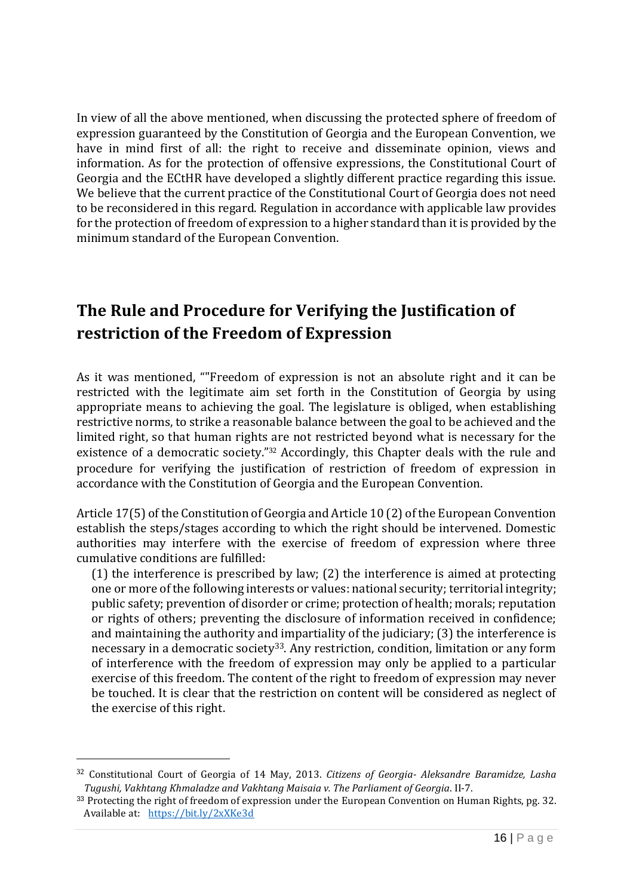In view of all the above mentioned, when discussing the protected sphere of freedom of expression guaranteed by the Constitution of Georgia and the European Convention, we have in mind first of all: the right to receive and disseminate opinion, views and information. As for the protection of offensive expressions, the Constitutional Court of Georgia and the ECtHR have developed a slightly different practice regarding this issue. We believe that the current practice of the Constitutional Court of Georgia does not need to be reconsidered in this regard. Regulation in accordance with applicable law provides for the protection of freedom of expression to a higher standard than it is provided by the minimum standard of the European Convention.

## The Rule and Procedure for Verifying the Justification of restriction of the Freedom of Expression

As it was mentioned, ""Freedom of expression is not an absolute right and it can be restricted with the legitimate aim set forth in the Constitution of Georgia by using appropriate means to achieving the goal. The legislature is obliged, when establishing restrictive norms, to strike a reasonable balance between the goal to be achieved and the limited right, so that human rights are not restricted beyond what is necessary for the existence of a democratic society."[32] Accordingly, this Chapter deals with the rule and procedure for verifying the justification of restriction of freedom of expression in accordance with the Constitution of Georgia and the European Convention.

Article 17(5) of the Constitution of Georgia and Article 10 (2) of the European Convention establish the steps/stages according to which the right should be intervened. Domestic authorities may interfere with the exercise of freedom of expression where three cumulative conditions are fulfilled:

> (1) the interference is prescribed by law; (2) the interference is aimed at protecting one or more of the following interests or values: national security; territorial integrity; public safety; prevention of disorder or crime; protection of health; morals; reputation or rights of others; preventing the disclosure of information received in confidence; and maintaining the authority and impartiality of the judiciary; (3) the interference is necessary in a democratic society[33]. Any restriction, condition, limitation or any form of interference with the freedom of expression may only be applied to a particular exercise of this freedom. The content of the right to freedom of expression may never be touched. It is clear that the restriction on content will be considered as neglect of the exercise of this right.

---

[32] Constitutional Court of Georgia of 14 May, 2013. *Citizens of Georgia- Aleksandre Baramidze, Lasha Tugushi, Vakhtang Khmaladze and Vakhtang Maisaia v. The Parliament of Georgia*. II-7.

[33] Protecting the right of freedom of expression under the European Convention on Human Rights, pg. 32. Available at: https://bit.ly/2xXKe3d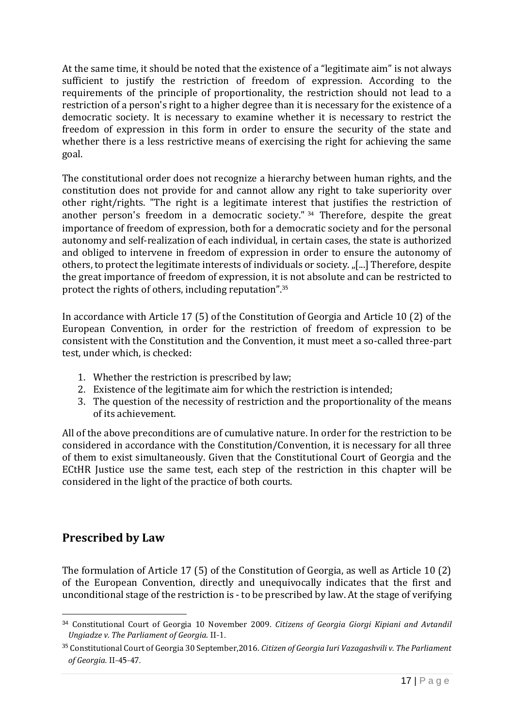At the same time, it should be noted that the existence of a "legitimate aim" is not always sufficient to justify the restriction of freedom of expression. According to the requirements of the principle of proportionality, the restriction should not lead to a restriction of a person's right to a higher degree than it is necessary for the existence of a democratic society. It is necessary to examine whether it is necessary to restrict the freedom of expression in this form in order to ensure the security of the state and whether there is a less restrictive means of exercising the right for achieving the same goal.

The constitutional order does not recognize a hierarchy between human rights, and the constitution does not provide for and cannot allow any right to take superiority over other right/rights. "The right is a legitimate interest that justifies the restriction of another person's freedom in a democratic society." [34] Therefore, despite the great importance of freedom of expression, both for a democratic society and for the personal autonomy and self-realization of each individual, in certain cases, the state is authorized and obliged to intervene in freedom of expression in order to ensure the autonomy of others, to protect the legitimate interests of individuals or society. „[...] Therefore, despite the great importance of freedom of expression, it is not absolute and can be restricted to protect the rights of others, including reputation".[35]

In accordance with Article 17 (5) of the Constitution of Georgia and Article 10 (2) of the European Convention, in order for the restriction of freedom of expression to be consistent with the Constitution and the Convention, it must meet a so-called three-part test, under which, is checked:

1. Whether the restriction is prescribed by law;
2. Existence of the legitimate aim for which the restriction is intended;
3. The question of the necessity of restriction and the proportionality of the means of its achievement.

All of the above preconditions are of cumulative nature. In order for the restriction to be considered in accordance with the Constitution/Convention, it is necessary for all three of them to exist simultaneously. Given that the Constitutional Court of Georgia and the ECtHR Justice use the same test, each step of the restriction in this chapter will be considered in the light of the practice of both courts.

## Prescribed by Law

The formulation of Article 17 (5) of the Constitution of Georgia, as well as Article 10 (2) of the European Convention, directly and unequivocally indicates that the first and unconditional stage of the restriction is - to be prescribed by law. At the stage of verifying

---

[34] Constitutional Court of Georgia 10 November 2009. *Citizens of Georgia Giorgi Kipiani and Avtandil Ungiadze v. The Parliament of Georgia*. II-1.

[35] Constitutional Court of Georgia 30 September,2016. *Citizen of Georgia Iuri Vazagashvili v. The Parliament of Georgia*. II-45-47.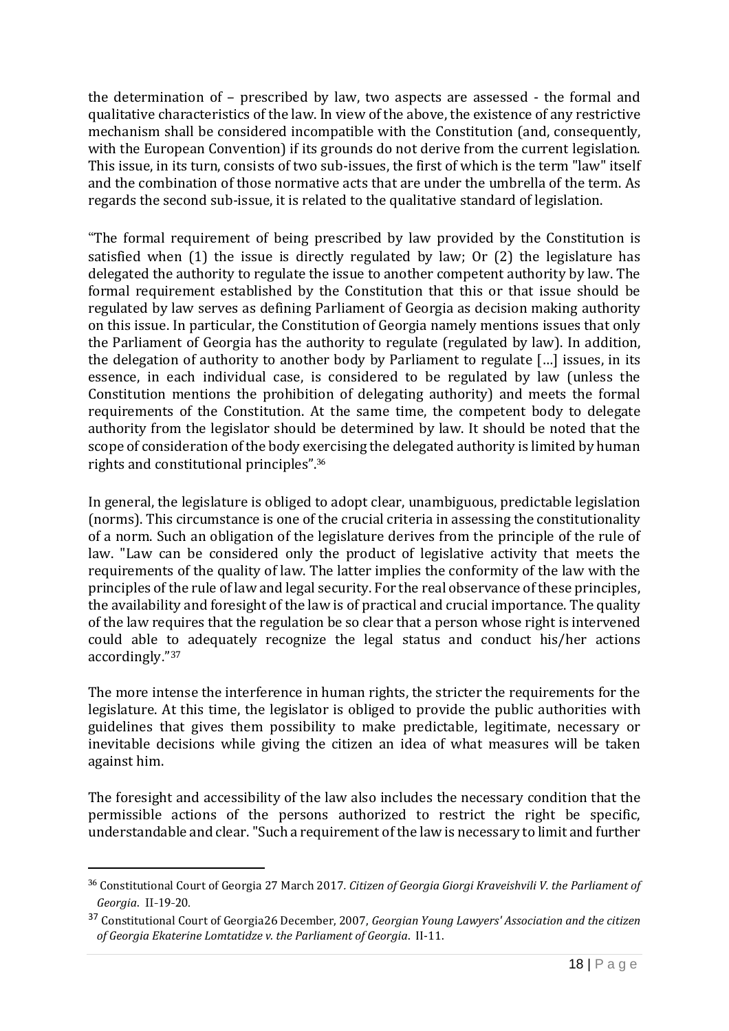the determination of – prescribed by law, two aspects are assessed - the formal and qualitative characteristics of the law. In view of the above, the existence of any restrictive mechanism shall be considered incompatible with the Constitution (and, consequently, with the European Convention) if its grounds do not derive from the current legislation. This issue, in its turn, consists of two sub-issues, the first of which is the term "law" itself and the combination of those normative acts that are under the umbrella of the term. As regards the second sub-issue, it is related to the qualitative standard of legislation.

"The formal requirement of being prescribed by law provided by the Constitution is satisfied when (1) the issue is directly regulated by law; Or (2) the legislature has delegated the authority to regulate the issue to another competent authority by law. The formal requirement established by the Constitution that this or that issue should be regulated by law serves as defining Parliament of Georgia as decision making authority on this issue. In particular, the Constitution of Georgia namely mentions issues that only the Parliament of Georgia has the authority to regulate (regulated by law). In addition, the delegation of authority to another body by Parliament to regulate [...] issues, in its essence, in each individual case, is considered to be regulated by law (unless the Constitution mentions the prohibition of delegating authority) and meets the formal requirements of the Constitution. At the same time, the competent body to delegate authority from the legislator should be determined by law. It should be noted that the scope of consideration of the body exercising the delegated authority is limited by human rights and constitutional principles".[36]

In general, the legislature is obliged to adopt clear, unambiguous, predictable legislation (norms). This circumstance is one of the crucial criteria in assessing the constitutionality of a norm. Such an obligation of the legislature derives from the principle of the rule of law. "Law can be considered only the product of legislative activity that meets the requirements of the quality of law. The latter implies the conformity of the law with the principles of the rule of law and legal security. For the real observance of these principles, the availability and foresight of the law is of practical and crucial importance. The quality of the law requires that the regulation be so clear that a person whose right is intervened could able to adequately recognize the legal status and conduct his/her actions accordingly."[37]

The more intense the interference in human rights, the stricter the requirements for the legislature. At this time, the legislator is obliged to provide the public authorities with guidelines that gives them possibility to make predictable, legitimate, necessary or inevitable decisions while giving the citizen an idea of what measures will be taken against him.

The foresight and accessibility of the law also includes the necessary condition that the permissible actions of the persons authorized to restrict the right be specific, understandable and clear. "Such a requirement of the law is necessary to limit and further

---

[36] Constitutional Court of Georgia 27 March 2017. *Citizen of Georgia Giorgi Kraveishvili V. the Parliament of Georgia*. II-19-20.

[37] Constitutional Court of Georgia26 December, 2007, *Georgian Young Lawyers' Association and the citizen of Georgia Ekaterine Lomtatidze v. the Parliament of Georgia*. II-11.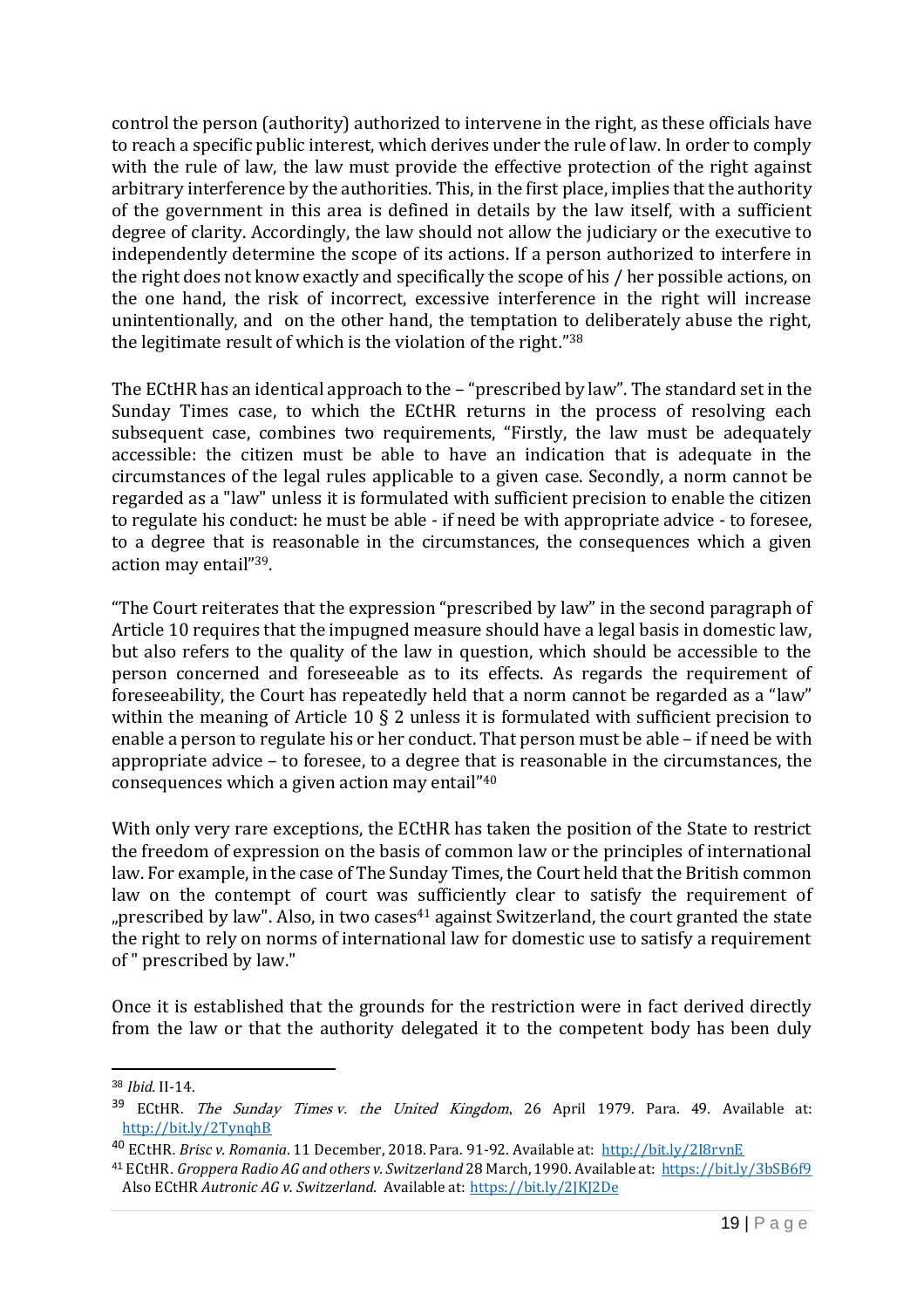control the person (authority) authorized to intervene in the right, as these officials have to reach a specific public interest, which derives under the rule of law. In order to comply with the rule of law, the law must provide the effective protection of the right against arbitrary interference by the authorities. This, in the first place, implies that the authority of the government in this area is defined in details by the law itself, with a sufficient degree of clarity. Accordingly, the law should not allow the judiciary or the executive to independently determine the scope of its actions. If a person authorized to interfere in the right does not know exactly and specifically the scope of his / her possible actions, on the one hand, the risk of incorrect, excessive interference in the right will increase unintentionally, and on the other hand, the temptation to deliberately abuse the right, the legitimate result of which is the violation of the right."[38]

The ECtHR has an identical approach to the – "prescribed by law". The standard set in the Sunday Times case, to which the ECtHR returns in the process of resolving each subsequent case, combines two requirements, "Firstly, the law must be adequately accessible: the citizen must be able to have an indication that is adequate in the circumstances of the legal rules applicable to a given case. Secondly, a norm cannot be regarded as a "law" unless it is formulated with sufficient precision to enable the citizen to regulate his conduct: he must be able - if need be with appropriate advice - to foresee, to a degree that is reasonable in the circumstances, the consequences which a given action may entail"[39].

"The Court reiterates that the expression "prescribed by law" in the second paragraph of Article 10 requires that the impugned measure should have a legal basis in domestic law, but also refers to the quality of the law in question, which should be accessible to the person concerned and foreseeable as to its effects. As regards the requirement of foreseeability, the Court has repeatedly held that a norm cannot be regarded as a "law" within the meaning of Article 10 § 2 unless it is formulated with sufficient precision to enable a person to regulate his or her conduct. That person must be able – if need be with appropriate advice – to foresee, to a degree that is reasonable in the circumstances, the consequences which a given action may entail"[40]

With only very rare exceptions, the ECtHR has taken the position of the State to restrict the freedom of expression on the basis of common law or the principles of international law. For example, in the case of The Sunday Times, the Court held that the British common law on the contempt of court was sufficiently clear to satisfy the requirement of „prescribed by law". Also, in two cases[41] against Switzerland, the court granted the state the right to rely on norms of international law for domestic use to satisfy a requirement of " prescribed by law."

Once it is established that the grounds for the restriction were in fact derived directly from the law or that the authority delegated it to the competent body has been duly

---

[38] *Ibid.* II-14.

[39] ECtHR. *The Sunday Times v. the United Kingdom*, 26 April 1979. Para. 49. Available at: http://bit.ly/2TynqhB

[40] ECtHR. *Brisc v. Romania*. 11 December, 2018. Para. 91-92. Available at: http://bit.ly/2I8rvnE

[41] ECtHR. *Groppera Radio AG and others v. Switzerland* 28 March, 1990. Available at: https://bit.ly/3bSB6f9 Also ECtHR *Autronic AG v. Switzerland.* Available at: https://bit.ly/2JKJ2De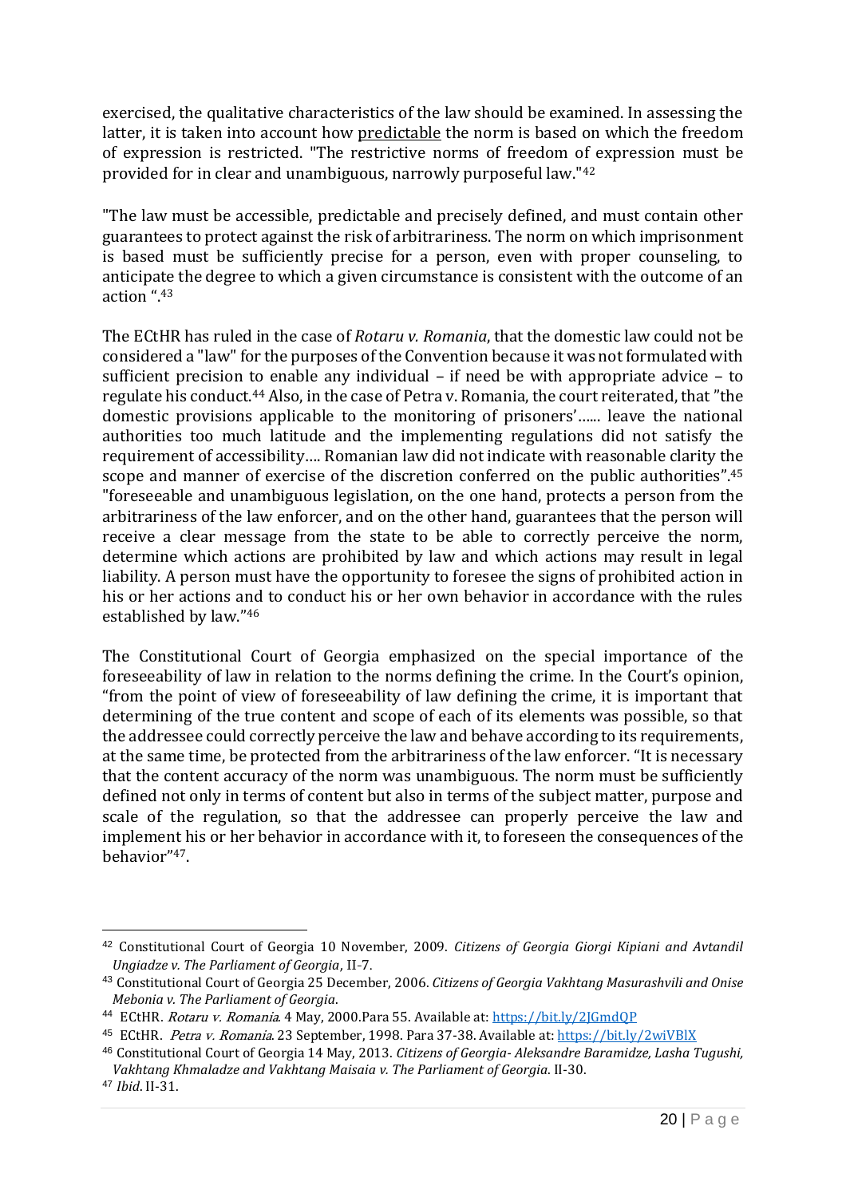exercised, the qualitative characteristics of the law should be examined. In assessing the latter, it is taken into account how predictable the norm is based on which the freedom of expression is restricted. "The restrictive norms of freedom of expression must be provided for in clear and unambiguous, narrowly purposeful law."[42]

"The law must be accessible, predictable and precisely defined, and must contain other guarantees to protect against the risk of arbitrariness. The norm on which imprisonment is based must be sufficiently precise for a person, even with proper counseling, to anticipate the degree to which a given circumstance is consistent with the outcome of an action ".[43]

The ECtHR has ruled in the case of *Rotaru v. Romania*, that the domestic law could not be considered a "law" for the purposes of the Convention because it was not formulated with sufficient precision to enable any individual – if need be with appropriate advice – to regulate his conduct.[44] Also, in the case of Petra v. Romania, the court reiterated, that "the domestic provisions applicable to the monitoring of prisoners'...... leave the national authorities too much latitude and the implementing regulations did not satisfy the requirement of accessibility.... Romanian law did not indicate with reasonable clarity the scope and manner of exercise of the discretion conferred on the public authorities".[45] "foreseeable and unambiguous legislation, on the one hand, protects a person from the arbitrariness of the law enforcer, and on the other hand, guarantees that the person will receive a clear message from the state to be able to correctly perceive the norm, determine which actions are prohibited by law and which actions may result in legal liability. A person must have the opportunity to foresee the signs of prohibited action in his or her actions and to conduct his or her own behavior in accordance with the rules established by law."[46]

The Constitutional Court of Georgia emphasized on the special importance of the foreseeability of law in relation to the norms defining the crime. In the Court's opinion, "from the point of view of foreseeability of law defining the crime, it is important that determining of the true content and scope of each of its elements was possible, so that the addressee could correctly perceive the law and behave according to its requirements, at the same time, be protected from the arbitrariness of the law enforcer. "It is necessary that the content accuracy of the norm was unambiguous. The norm must be sufficiently defined not only in terms of content but also in terms of the subject matter, purpose and scale of the regulation, so that the addressee can properly perceive the law and implement his or her behavior in accordance with it, to foreseen the consequences of the behavior"[47].

---

[42] Constitutional Court of Georgia 10 November, 2009. *Citizens of Georgia Giorgi Kipiani and Avtandil Ungiadze v. The Parliament of Georgia*, II-7.

[43] Constitutional Court of Georgia 25 December, 2006. *Citizens of Georgia Vakhtang Masurashvili and Onise Mebonia v. The Parliament of Georgia*.

[44] ECtHR. *Rotaru v. Romania*. 4 May, 2000.Para 55. Available at: https://bit.ly/2JGmdQP

[45] ECtHR. *Petra v. Romania*. 23 September, 1998. Para 37-38. Available at: https://bit.ly/2wiVBlX

[46] Constitutional Court of Georgia 14 May, 2013. *Citizens of Georgia- Aleksandre Baramidze, Lasha Tugushi, Vakhtang Khmaladze and Vakhtang Maisaia v. The Parliament of Georgia*. II-30.

[47] *Ibid*. II-31.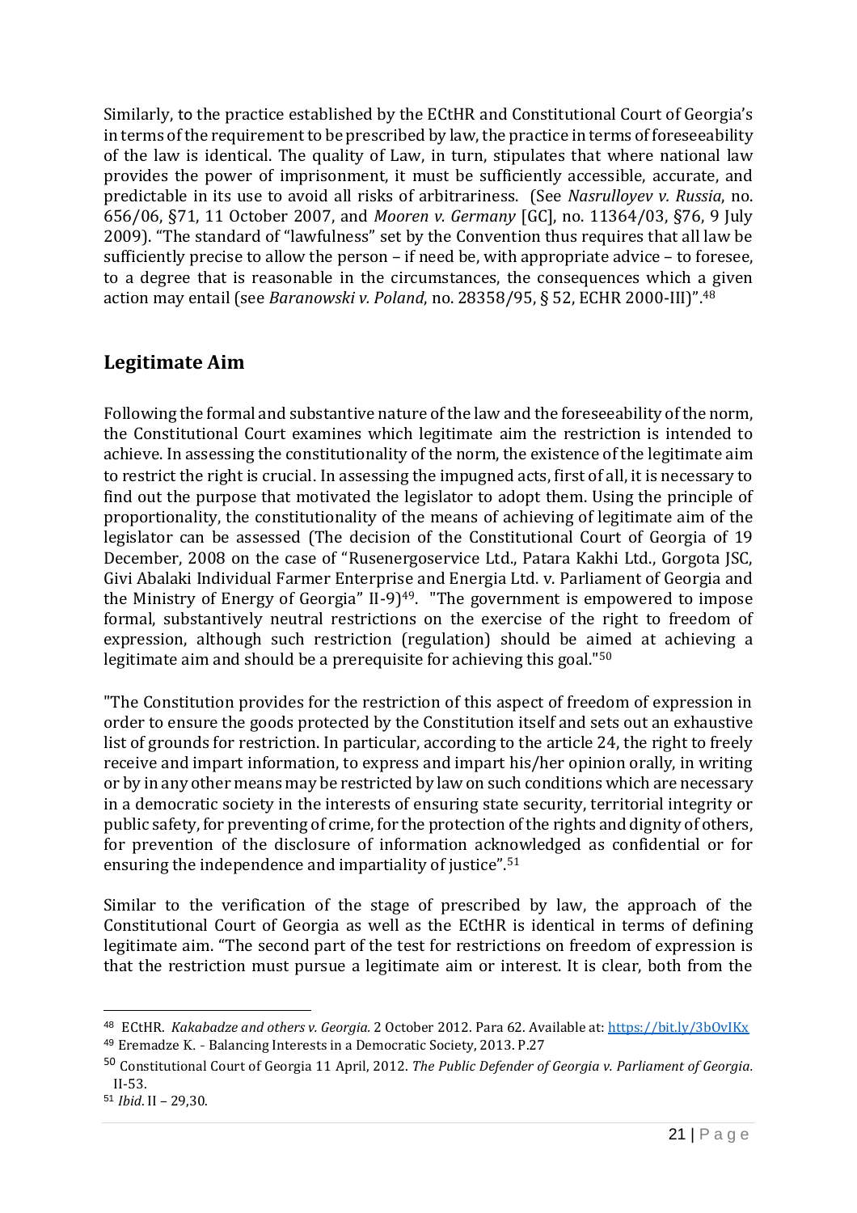Similarly, to the practice established by the ECtHR and Constitutional Court of Georgia's in terms of the requirement to be prescribed by law, the practice in terms of foreseeability of the law is identical. The quality of Law, in turn, stipulates that where national law provides the power of imprisonment, it must be sufficiently accessible, accurate, and predictable in its use to avoid all risks of arbitrariness. (See *Nasrulloyev v. Russia*, no. 656/06, §71, 11 October 2007, and *Mooren v. Germany* [GC], no. 11364/03, §76, 9 July 2009). "The standard of "lawfulness" set by the Convention thus requires that all law be sufficiently precise to allow the person – if need be, with appropriate advice – to foresee, to a degree that is reasonable in the circumstances, the consequences which a given action may entail (see *Baranowski v. Poland*, no. 28358/95, § 52, ECHR 2000-III)".[48]

## Legitimate Aim

Following the formal and substantive nature of the law and the foreseeability of the norm, the Constitutional Court examines which legitimate aim the restriction is intended to achieve. In assessing the constitutionality of the norm, the existence of the legitimate aim to restrict the right is crucial. In assessing the impugned acts, first of all, it is necessary to find out the purpose that motivated the legislator to adopt them. Using the principle of proportionality, the constitutionality of the means of achieving of legitimate aim of the legislator can be assessed (The decision of the Constitutional Court of Georgia of 19 December, 2008 on the case of "Rusenergoservice Ltd., Patara Kakhi Ltd., Gorgota JSC, Givi Abalaki Individual Farmer Enterprise and Energia Ltd. v. Parliament of Georgia and the Ministry of Energy of Georgia" II-9)[49]. "The government is empowered to impose formal, substantively neutral restrictions on the exercise of the right to freedom of expression, although such restriction (regulation) should be aimed at achieving a legitimate aim and should be a prerequisite for achieving this goal."[50]

"The Constitution provides for the restriction of this aspect of freedom of expression in order to ensure the goods protected by the Constitution itself and sets out an exhaustive list of grounds for restriction. In particular, according to the article 24, the right to freely receive and impart information, to express and impart his/her opinion orally, in writing or by in any other means may be restricted by law on such conditions which are necessary in a democratic society in the interests of ensuring state security, territorial integrity or public safety, for preventing of crime, for the protection of the rights and dignity of others, for prevention of the disclosure of information acknowledged as confidential or for ensuring the independence and impartiality of justice".[51]

Similar to the verification of the stage of prescribed by law, the approach of the Constitutional Court of Georgia as well as the ECtHR is identical in terms of defining legitimate aim. "The second part of the test for restrictions on freedom of expression is that the restriction must pursue a legitimate aim or interest. It is clear, both from the

---

[48] ECtHR. *Kakabadze and others v. Georgia.* 2 October 2012. Para 62. Available at: https://bit.ly/3bOvIKx

[49] Eremadze K. - Balancing Interests in a Democratic Society, 2013. P.27

[50] Constitutional Court of Georgia 11 April, 2012. *The Public Defender of Georgia v. Parliament of Georgia.* II-53.

[51] *Ibid*. II – 29,30.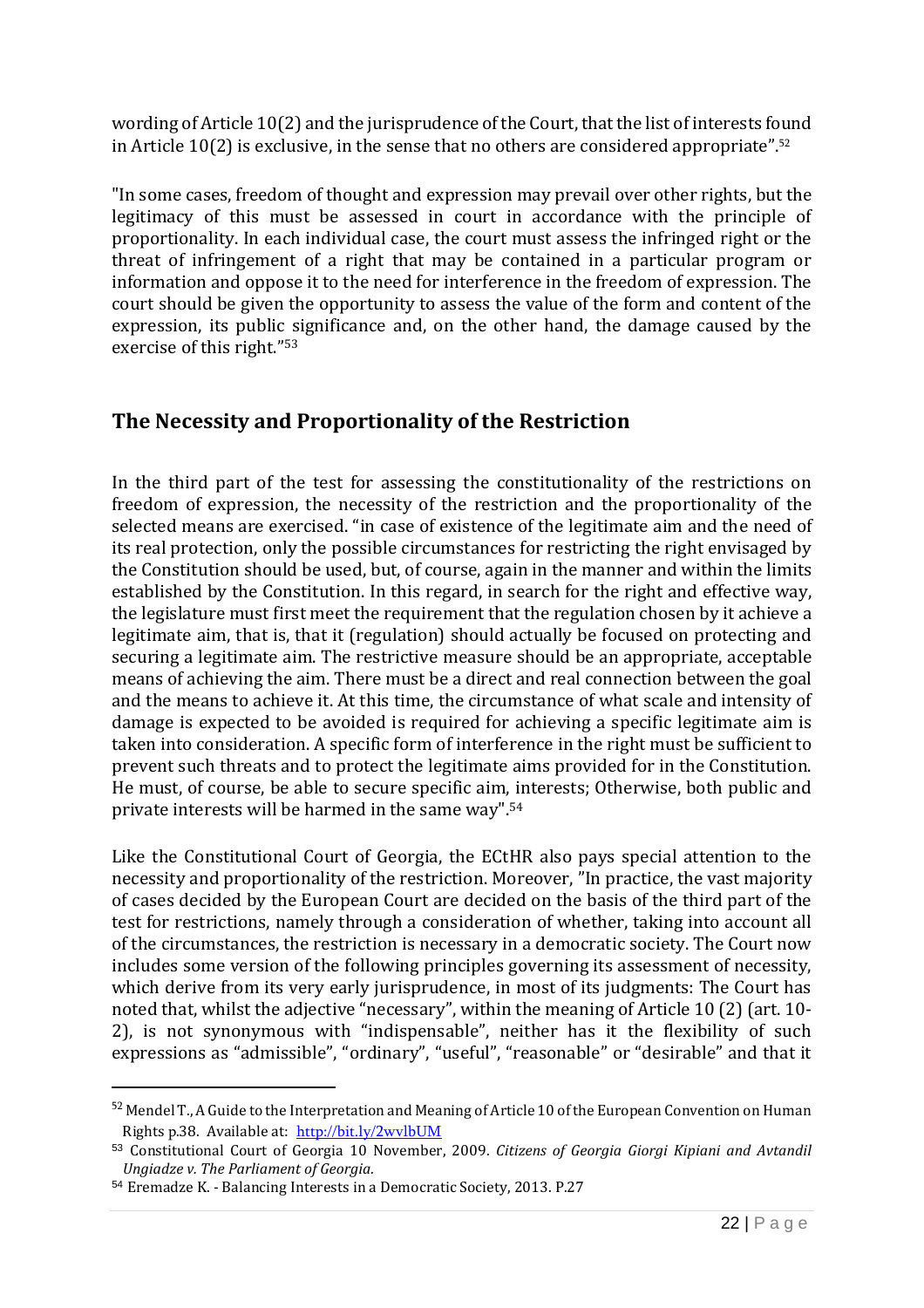wording of Article 10(2) and the jurisprudence of the Court, that the list of interests found in Article 10(2) is exclusive, in the sense that no others are considered appropriate".[52]

"In some cases, freedom of thought and expression may prevail over other rights, but the legitimacy of this must be assessed in court in accordance with the principle of proportionality. In each individual case, the court must assess the infringed right or the threat of infringement of a right that may be contained in a particular program or information and oppose it to the need for interference in the freedom of expression. The court should be given the opportunity to assess the value of the form and content of the expression, its public significance and, on the other hand, the damage caused by the exercise of this right."[53]

## The Necessity and Proportionality of the Restriction

In the third part of the test for assessing the constitutionality of the restrictions on freedom of expression, the necessity of the restriction and the proportionality of the selected means are exercised. "in case of existence of the legitimate aim and the need of its real protection, only the possible circumstances for restricting the right envisaged by the Constitution should be used, but, of course, again in the manner and within the limits established by the Constitution. In this regard, in search for the right and effective way, the legislature must first meet the requirement that the regulation chosen by it achieve a legitimate aim, that is, that it (regulation) should actually be focused on protecting and securing a legitimate aim. The restrictive measure should be an appropriate, acceptable means of achieving the aim. There must be a direct and real connection between the goal and the means to achieve it. At this time, the circumstance of what scale and intensity of damage is expected to be avoided is required for achieving a specific legitimate aim is taken into consideration. A specific form of interference in the right must be sufficient to prevent such threats and to protect the legitimate aims provided for in the Constitution. He must, of course, be able to secure specific aim, interests; Otherwise, both public and private interests will be harmed in the same way".[54]

Like the Constitutional Court of Georgia, the ECtHR also pays special attention to the necessity and proportionality of the restriction. Moreover, "In practice, the vast majority of cases decided by the European Court are decided on the basis of the third part of the test for restrictions, namely through a consideration of whether, taking into account all of the circumstances, the restriction is necessary in a democratic society. The Court now includes some version of the following principles governing its assessment of necessity, which derive from its very early jurisprudence, in most of its judgments: The Court has noted that, whilst the adjective "necessary", within the meaning of Article 10 (2) (art. 10-2), is not synonymous with "indispensable", neither has it the flexibility of such expressions as "admissible", "ordinary", "useful", "reasonable" or "desirable" and that it

---

[52] Mendel T., A Guide to the Interpretation and Meaning of Article 10 of the European Convention on Human Rights p.38. Available at: http://bit.ly/2wvlbUM

[53] Constitutional Court of Georgia 10 November, 2009. *Citizens of Georgia Giorgi Kipiani and Avtandil Ungiadze v. The Parliament of Georgia.*

[54] Eremadze K. - Balancing Interests in a Democratic Society, 2013. P.27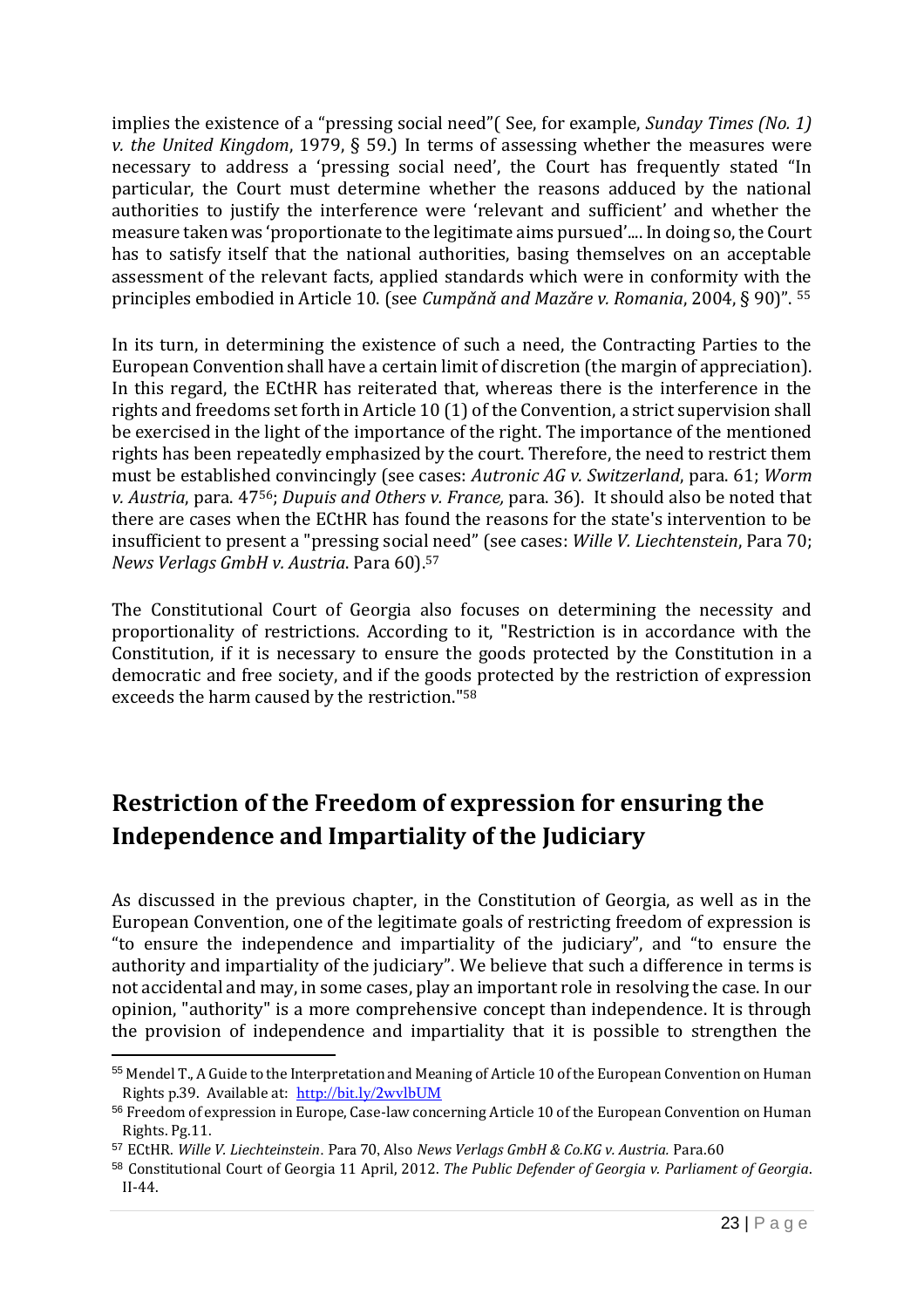implies the existence of a "pressing social need"( See, for example, *Sunday Times (No. 1) v. the United Kingdom*, 1979, § 59.) In terms of assessing whether the measures were necessary to address a 'pressing social need', the Court has frequently stated "In particular, the Court must determine whether the reasons adduced by the national authorities to justify the interference were 'relevant and sufficient' and whether the measure taken was 'proportionate to the legitimate aims pursued'.... In doing so, the Court has to satisfy itself that the national authorities, basing themselves on an acceptable assessment of the relevant facts, applied standards which were in conformity with the principles embodied in Article 10. (see *Cumpǎnǎ and Mazǎre v. Romania*, 2004, § 90)". [55]

In its turn, in determining the existence of such a need, the Contracting Parties to the European Convention shall have a certain limit of discretion (the margin of appreciation). In this regard, the ECtHR has reiterated that, whereas there is the interference in the rights and freedoms set forth in Article 10 (1) of the Convention, a strict supervision shall be exercised in the light of the importance of the right. The importance of the mentioned rights has been repeatedly emphasized by the court. Therefore, the need to restrict them must be established convincingly (see cases: *Autronic AG v. Switzerland*, para. 61; *Worm v. Austria*, para. 47[56]; *Dupuis and Others v. France,* para. 36). It should also be noted that there are cases when the ECtHR has found the reasons for the state's intervention to be insufficient to present a "pressing social need" (see cases: *Wille V. Liechtenstein*, Para 70; *News Verlags GmbH v. Austria*. Para 60).[57]

The Constitutional Court of Georgia also focuses on determining the necessity and proportionality of restrictions. According to it, "Restriction is in accordance with the Constitution, if it is necessary to ensure the goods protected by the Constitution in a democratic and free society, and if the goods protected by the restriction of expression exceeds the harm caused by the restriction."[58]

## Restriction of the Freedom of expression for ensuring the Independence and Impartiality of the Judiciary

As discussed in the previous chapter, in the Constitution of Georgia, as well as in the European Convention, one of the legitimate goals of restricting freedom of expression is "to ensure the independence and impartiality of the judiciary", and "to ensure the authority and impartiality of the judiciary". We believe that such a difference in terms is not accidental and may, in some cases, play an important role in resolving the case. In our opinion, "authority" is a more comprehensive concept than independence. It is through the provision of independence and impartiality that it is possible to strengthen the

---

[55] Mendel T., A Guide to the Interpretation and Meaning of Article 10 of the European Convention on Human Rights p.39. Available at: http://bit.ly/2wvlbUM

[56] Freedom of expression in Europe, Case-law concerning Article 10 of the European Convention on Human Rights. Pg.11.

[57] ECtHR. *Wille V. Liechteinstein*. Para 70, Also *News Verlags GmbH & Co.KG v. Austria.* Para.60

[58] Constitutional Court of Georgia 11 April, 2012. *The Public Defender of Georgia v. Parliament of Georgia*. II-44.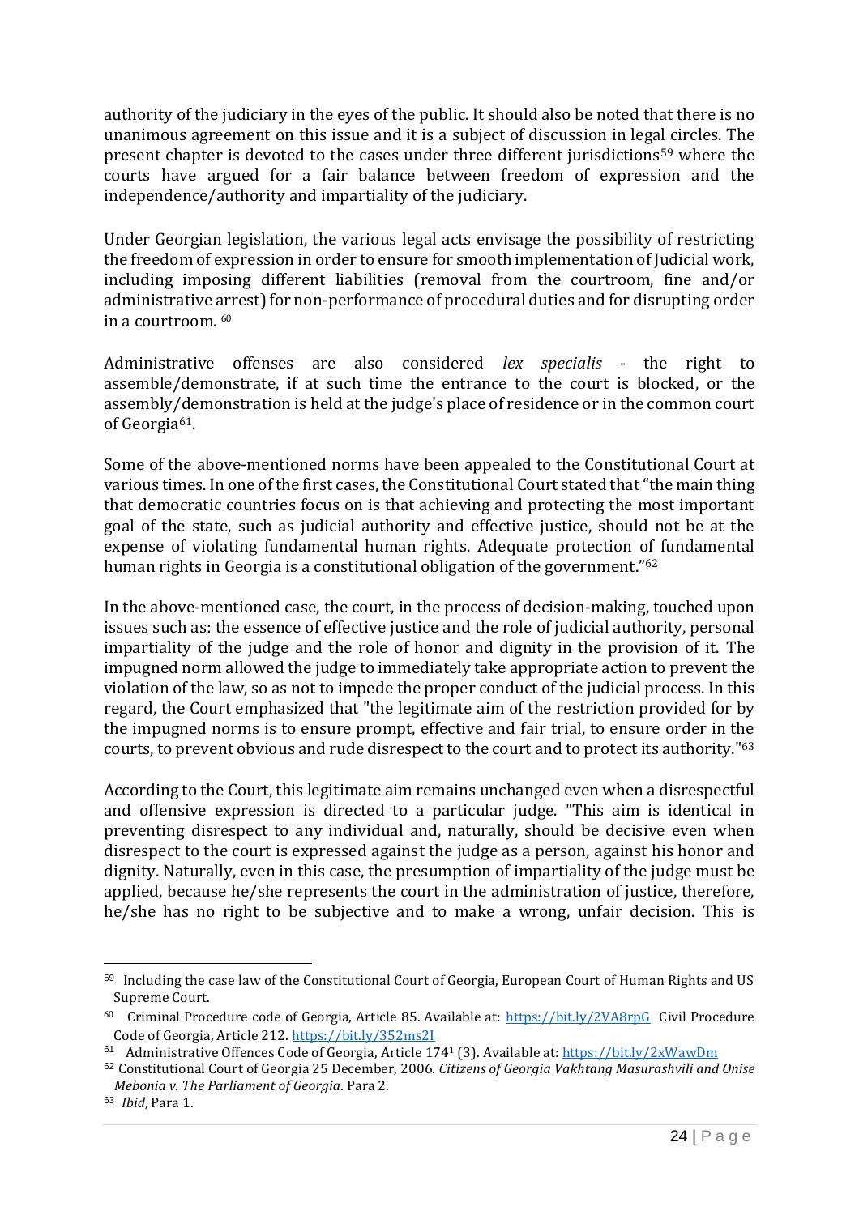authority of the judiciary in the eyes of the public. It should also be noted that there is no unanimous agreement on this issue and it is a subject of discussion in legal circles. The present chapter is devoted to the cases under three different jurisdictions[59] where the courts have argued for a fair balance between freedom of expression and the independence/authority and impartiality of the judiciary.

Under Georgian legislation, the various legal acts envisage the possibility of restricting the freedom of expression in order to ensure for smooth implementation of Judicial work, including imposing different liabilities (removal from the courtroom, fine and/or administrative arrest) for non-performance of procedural duties and for disrupting order in a courtroom. [60]

Administrative offenses are also considered *lex specialis* - the right to assemble/demonstrate, if at such time the entrance to the court is blocked, or the assembly/demonstration is held at the judge's place of residence or in the common court of Georgia[61].

Some of the above-mentioned norms have been appealed to the Constitutional Court at various times. In one of the first cases, the Constitutional Court stated that "the main thing that democratic countries focus on is that achieving and protecting the most important goal of the state, such as judicial authority and effective justice, should not be at the expense of violating fundamental human rights. Adequate protection of fundamental human rights in Georgia is a constitutional obligation of the government."[62]

In the above-mentioned case, the court, in the process of decision-making, touched upon issues such as: the essence of effective justice and the role of judicial authority, personal impartiality of the judge and the role of honor and dignity in the provision of it. The impugned norm allowed the judge to immediately take appropriate action to prevent the violation of the law, so as not to impede the proper conduct of the judicial process. In this regard, the Court emphasized that "the legitimate aim of the restriction provided for by the impugned norms is to ensure prompt, effective and fair trial, to ensure order in the courts, to prevent obvious and rude disrespect to the court and to protect its authority."[63]

According to the Court, this legitimate aim remains unchanged even when a disrespectful and offensive expression is directed to a particular judge. "This aim is identical in preventing disrespect to any individual and, naturally, should be decisive even when disrespect to the court is expressed against the judge as a person, against his honor and dignity. Naturally, even in this case, the presumption of impartiality of the judge must be applied, because he/she represents the court in the administration of justice, therefore, he/she has no right to be subjective and to make a wrong, unfair decision. This is

---

[59] Including the case law of the Constitutional Court of Georgia, European Court of Human Rights and US Supreme Court.

[60] Criminal Procedure code of Georgia, Article 85. Available at: https://bit.ly/2VA8rpG Civil Procedure Code of Georgia, Article 212. https://bit.ly/352ms2I

[61] Administrative Offences Code of Georgia, Article 174[1] (3). Available at: https://bit.ly/2xWawDm

[62] Constitutional Court of Georgia 25 December, 2006. *Citizens of Georgia Vakhtang Masurashvili and Onise Mebonia v. The Parliament of Georgia*. Para 2.

[63] *Ibid*, Para 1.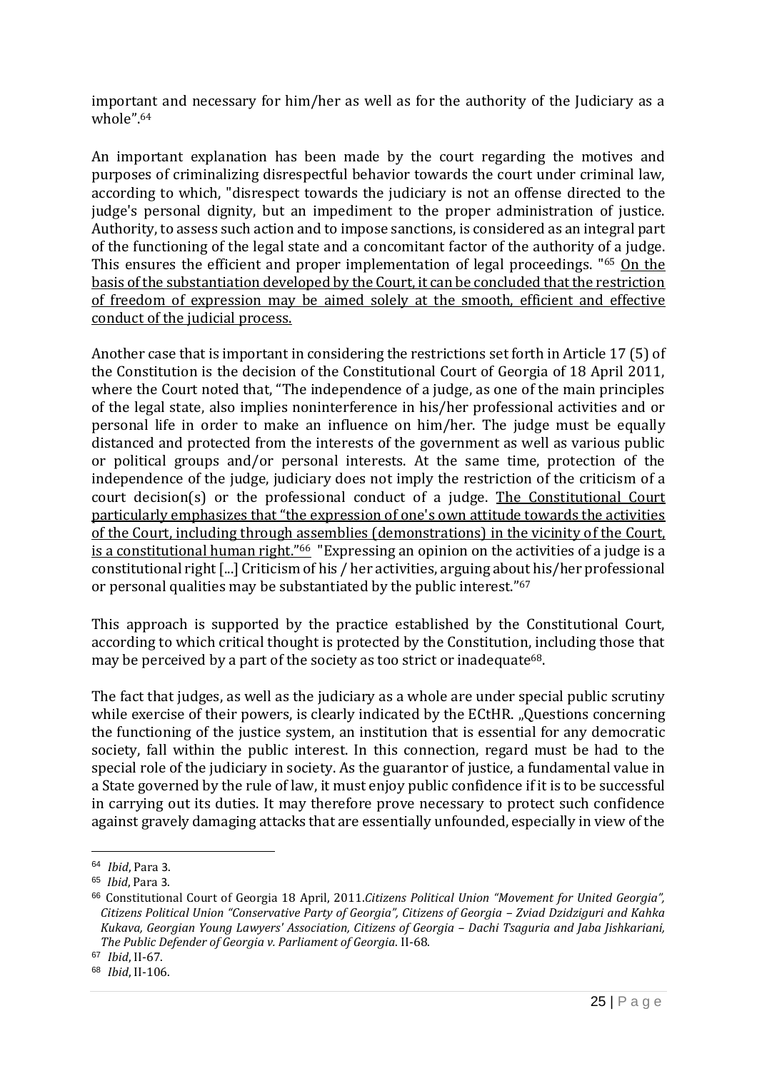important and necessary for him/her as well as for the authority of the Judiciary as a whole".[64]

An important explanation has been made by the court regarding the motives and purposes of criminalizing disrespectful behavior towards the court under criminal law, according to which, "disrespect towards the judiciary is not an offense directed to the judge's personal dignity, but an impediment to the proper administration of justice. Authority, to assess such action and to impose sanctions, is considered as an integral part of the functioning of the legal state and a concomitant factor of the authority of a judge. This ensures the efficient and proper implementation of legal proceedings. "[65] <u>On the basis of the substantiation developed by the Court, it can be concluded that the restriction of freedom of expression may be aimed solely at the smooth, efficient and effective conduct of the judicial process.</u>

Another case that is important in considering the restrictions set forth in Article 17 (5) of the Constitution is the decision of the Constitutional Court of Georgia of 18 April 2011, where the Court noted that, "The independence of a judge, as one of the main principles of the legal state, also implies noninterference in his/her professional activities and or personal life in order to make an influence on him/her. The judge must be equally distanced and protected from the interests of the government as well as various public or political groups and/or personal interests. At the same time, protection of the independence of the judge, judiciary does not imply the restriction of the criticism of a court decision(s) or the professional conduct of a judge. <u>The Constitutional Court particularly emphasizes that "the expression of one's own attitude towards the activities of the Court, including through assemblies (demonstrations) in the vicinity of the Court, is a constitutional human right."[66]</u> "Expressing an opinion on the activities of a judge is a constitutional right [...] Criticism of his / her activities, arguing about his/her professional or personal qualities may be substantiated by the public interest."[67]

This approach is supported by the practice established by the Constitutional Court, according to which critical thought is protected by the Constitution, including those that may be perceived by a part of the society as too strict or inadequate[68].

The fact that judges, as well as the judiciary as a whole are under special public scrutiny while exercise of their powers, is clearly indicated by the ECtHR. „Questions concerning the functioning of the justice system, an institution that is essential for any democratic society, fall within the public interest. In this connection, regard must be had to the special role of the judiciary in society. As the guarantor of justice, a fundamental value in a State governed by the rule of law, it must enjoy public confidence if it is to be successful in carrying out its duties. It may therefore prove necessary to protect such confidence against gravely damaging attacks that are essentially unfounded, especially in view of the

---

[64] *Ibid*, Para 3.

[65] *Ibid*, Para 3.

[66] Constitutional Court of Georgia 18 April, 2011.*Citizens Political Union "Movement for United Georgia", Citizens Political Union "Conservative Party of Georgia", Citizens of Georgia – Zviad Dzidziguri and Kahka Kukava, Georgian Young Lawyers' Association, Citizens of Georgia – Dachi Tsaguria and Jaba Jishkariani, The Public Defender of Georgia v. Parliament of Georgia*. II-68.

[67] *Ibid*, II-67.

[68] *Ibid*, II-106.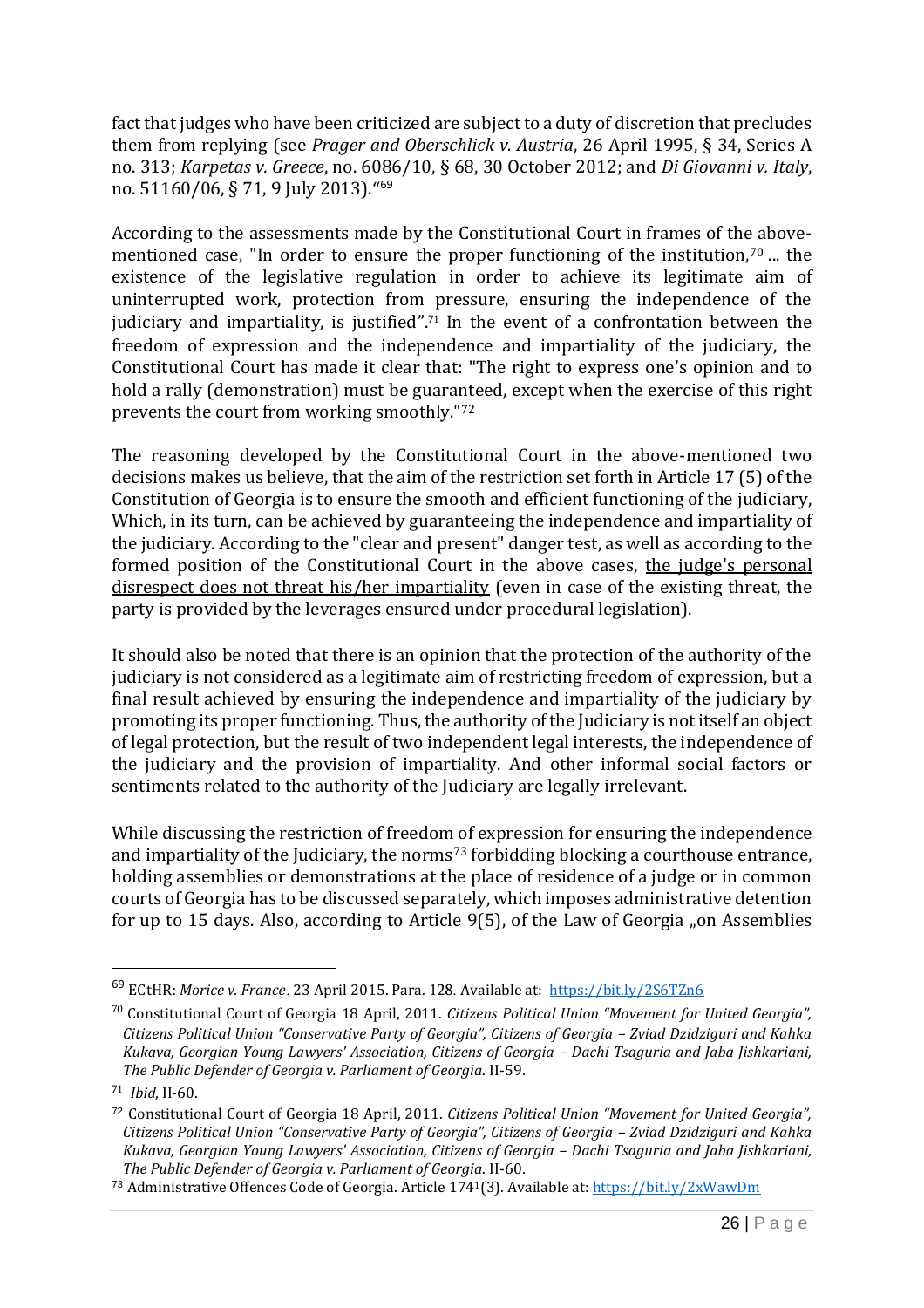fact that judges who have been criticized are subject to a duty of discretion that precludes them from replying (see *Prager and Oberschlick v. Austria*, 26 April 1995, § 34, Series A no. 313; *Karpetas v. Greece*, no. 6086/10, § 68, 30 October 2012; and *Di Giovanni v. Italy*, no. 51160/06, § 71, 9 July 2013)."[69]

According to the assessments made by the Constitutional Court in frames of the above-mentioned case, "In order to ensure the proper functioning of the institution,[70] ... the existence of the legislative regulation in order to achieve its legitimate aim of uninterrupted work, protection from pressure, ensuring the independence of the judiciary and impartiality, is justified".[71] In the event of a confrontation between the freedom of expression and the independence and impartiality of the judiciary, the Constitutional Court has made it clear that: "The right to express one's opinion and to hold a rally (demonstration) must be guaranteed, except when the exercise of this right prevents the court from working smoothly."[72]

The reasoning developed by the Constitutional Court in the above-mentioned two decisions makes us believe, that the aim of the restriction set forth in Article 17 (5) of the Constitution of Georgia is to ensure the smooth and efficient functioning of the judiciary, Which, in its turn, can be achieved by guaranteeing the independence and impartiality of the judiciary. According to the "clear and present" danger test, as well as according to the formed position of the Constitutional Court in the above cases, <u>the judge's personal disrespect does not threat his/her impartiality</u> (even in case of the existing threat, the party is provided by the leverages ensured under procedural legislation).

It should also be noted that there is an opinion that the protection of the authority of the judiciary is not considered as a legitimate aim of restricting freedom of expression, but a final result achieved by ensuring the independence and impartiality of the judiciary by promoting its proper functioning. Thus, the authority of the Judiciary is not itself an object of legal protection, but the result of two independent legal interests, the independence of the judiciary and the provision of impartiality. And other informal social factors or sentiments related to the authority of the Judiciary are legally irrelevant.

While discussing the restriction of freedom of expression for ensuring the independence and impartiality of the Judiciary, the norms[73] forbidding blocking a courthouse entrance, holding assemblies or demonstrations at the place of residence of a judge or in common courts of Georgia has to be discussed separately, which imposes administrative detention for up to 15 days. Also, according to Article 9(5), of the Law of Georgia „on Assemblies

---

[69] ECtHR: *Morice v. France*. 23 April 2015. Para. 128. Available at: https://bit.ly/2S6TZn6

[70] Constitutional Court of Georgia 18 April, 2011. *Citizens Political Union "Movement for United Georgia", Citizens Political Union "Conservative Party of Georgia", Citizens of Georgia – Zviad Dzidziguri and Kahka Kukava, Georgian Young Lawyers' Association, Citizens of Georgia – Dachi Tsaguria and Jaba Jishkariani, The Public Defender of Georgia v. Parliament of Georgia*. II-59.

[71] *Ibid*, II-60.

[72] Constitutional Court of Georgia 18 April, 2011. *Citizens Political Union "Movement for United Georgia", Citizens Political Union "Conservative Party of Georgia", Citizens of Georgia – Zviad Dzidziguri and Kahka Kukava, Georgian Young Lawyers' Association, Citizens of Georgia – Dachi Tsaguria and Jaba Jishkariani, The Public Defender of Georgia v. Parliament of Georgia*. II-60.

[73] Administrative Offences Code of Georgia. Article 174[1](3). Available at: https://bit.ly/2xWawDm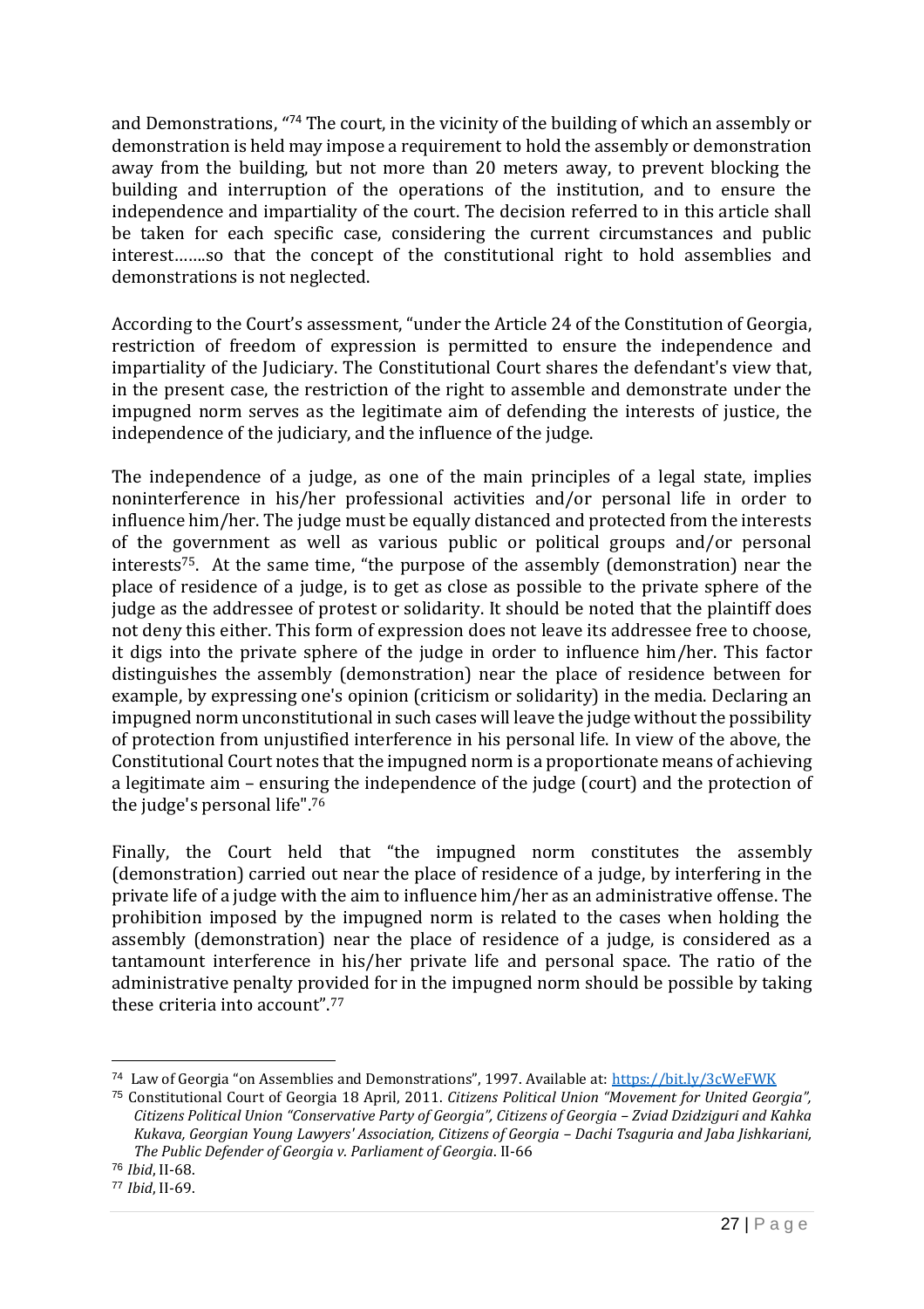and Demonstrations, "[74] The court, in the vicinity of the building of which an assembly or demonstration is held may impose a requirement to hold the assembly or demonstration away from the building, but not more than 20 meters away, to prevent blocking the building and interruption of the operations of the institution, and to ensure the independence and impartiality of the court. The decision referred to in this article shall be taken for each specific case, considering the current circumstances and public interest…….so that the concept of the constitutional right to hold assemblies and demonstrations is not neglected.

According to the Court's assessment, "under the Article 24 of the Constitution of Georgia, restriction of freedom of expression is permitted to ensure the independence and impartiality of the Judiciary. The Constitutional Court shares the defendant's view that, in the present case, the restriction of the right to assemble and demonstrate under the impugned norm serves as the legitimate aim of defending the interests of justice, the independence of the judiciary, and the influence of the judge.

The independence of a judge, as one of the main principles of a legal state, implies noninterference in his/her professional activities and/or personal life in order to influence him/her. The judge must be equally distanced and protected from the interests of the government as well as various public or political groups and/or personal interests[75]. At the same time, "the purpose of the assembly (demonstration) near the place of residence of a judge, is to get as close as possible to the private sphere of the judge as the addressee of protest or solidarity. It should be noted that the plaintiff does not deny this either. This form of expression does not leave its addressee free to choose, it digs into the private sphere of the judge in order to influence him/her. This factor distinguishes the assembly (demonstration) near the place of residence between for example, by expressing one's opinion (criticism or solidarity) in the media. Declaring an impugned norm unconstitutional in such cases will leave the judge without the possibility of protection from unjustified interference in his personal life. In view of the above, the Constitutional Court notes that the impugned norm is a proportionate means of achieving a legitimate aim – ensuring the independence of the judge (court) and the protection of the judge's personal life".[76]

Finally, the Court held that "the impugned norm constitutes the assembly (demonstration) carried out near the place of residence of a judge, by interfering in the private life of a judge with the aim to influence him/her as an administrative offense. The prohibition imposed by the impugned norm is related to the cases when holding the assembly (demonstration) near the place of residence of a judge, is considered as a tantamount interference in his/her private life and personal space. The ratio of the administrative penalty provided for in the impugned norm should be possible by taking these criteria into account".[77]

---

[74] Law of Georgia "on Assemblies and Demonstrations", 1997. Available at: https://bit.ly/3cWeFWK

[75] Constitutional Court of Georgia 18 April, 2011. *Citizens Political Union "Movement for United Georgia", Citizens Political Union "Conservative Party of Georgia", Citizens of Georgia – Zviad Dzidziguri and Kahka Kukava, Georgian Young Lawyers' Association, Citizens of Georgia – Dachi Tsaguria and Jaba Jishkariani, The Public Defender of Georgia v. Parliament of Georgia*. II-66

[76] *Ibid*, II-68.

[77] *Ibid*, II-69.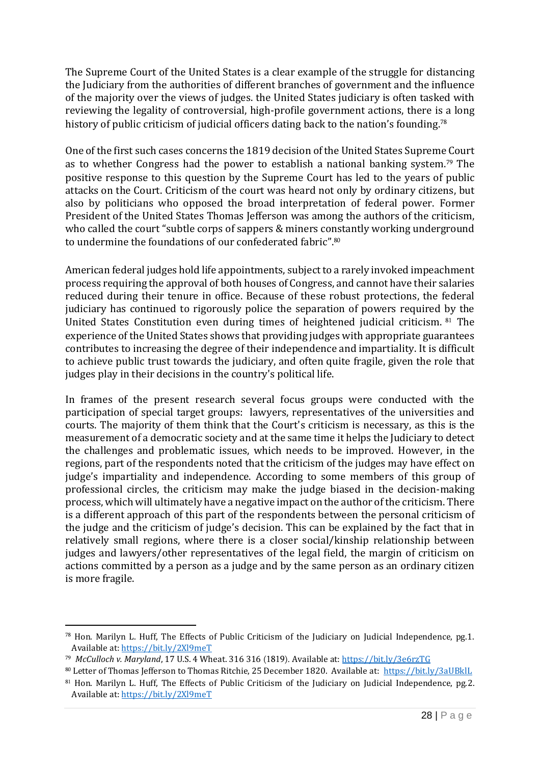The Supreme Court of the United States is a clear example of the struggle for distancing the Judiciary from the authorities of different branches of government and the influence of the majority over the views of judges. the United States judiciary is often tasked with reviewing the legality of controversial, high-profile government actions, there is a long history of public criticism of judicial officers dating back to the nation's founding.[78]

One of the first such cases concerns the 1819 decision of the United States Supreme Court as to whether Congress had the power to establish a national banking system.[79] The positive response to this question by the Supreme Court has led to the years of public attacks on the Court. Criticism of the court was heard not only by ordinary citizens, but also by politicians who opposed the broad interpretation of federal power. Former President of the United States Thomas Jefferson was among the authors of the criticism, who called the court "subtle corps of sappers & miners constantly working underground to undermine the foundations of our confederated fabric".[80]

American federal judges hold life appointments, subject to a rarely invoked impeachment process requiring the approval of both houses of Congress, and cannot have their salaries reduced during their tenure in office. Because of these robust protections, the federal judiciary has continued to rigorously police the separation of powers required by the United States Constitution even during times of heightened judicial criticism.[81] The experience of the United States shows that providing judges with appropriate guarantees contributes to increasing the degree of their independence and impartiality. It is difficult to achieve public trust towards the judiciary, and often quite fragile, given the role that judges play in their decisions in the country's political life.

In frames of the present research several focus groups were conducted with the participation of special target groups: lawyers, representatives of the universities and courts. The majority of them think that the Court's criticism is necessary, as this is the measurement of a democratic society and at the same time it helps the Judiciary to detect the challenges and problematic issues, which needs to be improved. However, in the regions, part of the respondents noted that the criticism of the judges may have effect on judge's impartiality and independence. According to some members of this group of professional circles, the criticism may make the judge biased in the decision-making process, which will ultimately have a negative impact on the author of the criticism. There is a different approach of this part of the respondents between the personal criticism of the judge and the criticism of judge's decision. This can be explained by the fact that in relatively small regions, where there is a closer social/kinship relationship between judges and lawyers/other representatives of the legal field, the margin of criticism on actions committed by a person as a judge and by the same person as an ordinary citizen is more fragile.

---

[78] Hon. Marilyn L. Huff, The Effects of Public Criticism of the Judiciary on Judicial Independence, pg.1. Available at: https://bit.ly/2Xl9meT

[79] *McCulloch v. Maryland*, 17 U.S. 4 Wheat. 316 316 (1819). Available at: https://bit.ly/3e6rzTG

[80] Letter of Thomas Jefferson to Thomas Ritchie, 25 December 1820. Available at: https://bit.ly/3aUBklL

[81] Hon. Marilyn L. Huff, The Effects of Public Criticism of the Judiciary on Judicial Independence, pg.2. Available at: https://bit.ly/2Xl9meT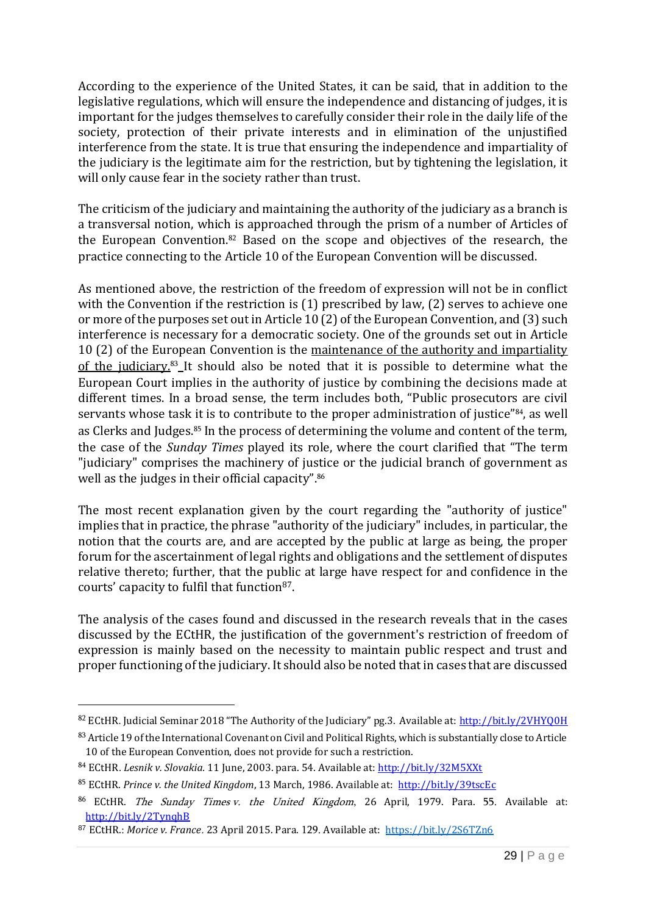According to the experience of the United States, it can be said, that in addition to the legislative regulations, which will ensure the independence and distancing of judges, it is important for the judges themselves to carefully consider their role in the daily life of the society, protection of their private interests and in elimination of the unjustified interference from the state. It is true that ensuring the independence and impartiality of the judiciary is the legitimate aim for the restriction, but by tightening the legislation, it will only cause fear in the society rather than trust.

The criticism of the judiciary and maintaining the authority of the judiciary as a branch is a transversal notion, which is approached through the prism of a number of Articles of the European Convention.[82] Based on the scope and objectives of the research, the practice connecting to the Article 10 of the European Convention will be discussed.

As mentioned above, the restriction of the freedom of expression will not be in conflict with the Convention if the restriction is (1) prescribed by law, (2) serves to achieve one or more of the purposes set out in Article 10 (2) of the European Convention, and (3) such interference is necessary for a democratic society. One of the grounds set out in Article 10 (2) of the European Convention is the maintenance of the authority and impartiality of the judiciary.[83] It should also be noted that it is possible to determine what the European Court implies in the authority of justice by combining the decisions made at different times. In a broad sense, the term includes both, "Public prosecutors are civil servants whose task it is to contribute to the proper administration of justice"[84], as well as Clerks and Judges.[85] In the process of determining the volume and content of the term, the case of the *Sunday Times* played its role, where the court clarified that "The term "judiciary" comprises the machinery of justice or the judicial branch of government as well as the judges in their official capacity".[86]

The most recent explanation given by the court regarding the "authority of justice" implies that in practice, the phrase "authority of the judiciary" includes, in particular, the notion that the courts are, and are accepted by the public at large as being, the proper forum for the ascertainment of legal rights and obligations and the settlement of disputes relative thereto; further, that the public at large have respect for and confidence in the courts' capacity to fulfil that function[87].

The analysis of the cases found and discussed in the research reveals that in the cases discussed by the ECtHR, the justification of the government's restriction of freedom of expression is mainly based on the necessity to maintain public respect and trust and proper functioning of the judiciary. It should also be noted that in cases that are discussed

---

[82] ECtHR. Judicial Seminar 2018 "The Authority of the Judiciary" pg.3. Available at: http://bit.ly/2VHYQ0H

[83] Article 19 of the International Covenant on Civil and Political Rights, which is substantially close to Article 10 of the European Convention, does not provide for such a restriction.

[84] ECtHR. *Lesnik v. Slovakia.* 11 June, 2003. para. 54. Available at: http://bit.ly/32M5XXt

[85] ECtHR. *Prince v. the United Kingdom*, 13 March, 1986. Available at: http://bit.ly/39tscEc

[86] ECtHR. *The Sunday Times v. the United Kingdom*, 26 April, 1979. Para. 55. Available at: http://bit.ly/2TynqhB

[87] ECtHR.: *Morice v. France.* 23 April 2015. Para. 129. Available at: https://bit.ly/2S6TZn6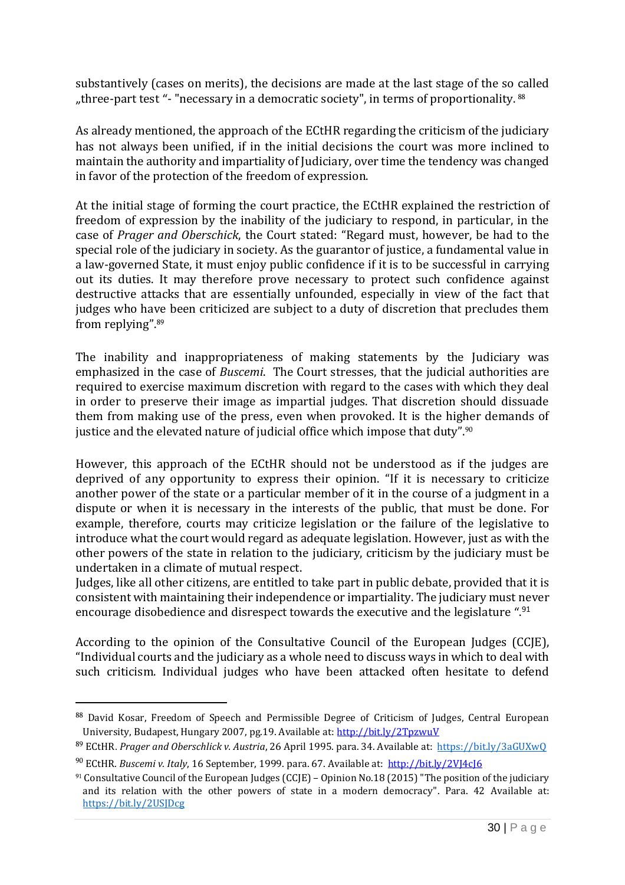substantively (cases on merits), the decisions are made at the last stage of the so called „three-part test "- "necessary in a democratic society", in terms of proportionality. [88]

As already mentioned, the approach of the ECtHR regarding the criticism of the judiciary has not always been unified, if in the initial decisions the court was more inclined to maintain the authority and impartiality of Judiciary, over time the tendency was changed in favor of the protection of the freedom of expression.

At the initial stage of forming the court practice, the ECtHR explained the restriction of freedom of expression by the inability of the judiciary to respond, in particular, in the case of *Prager and Oberschick*, the Court stated: "Regard must, however, be had to the special role of the judiciary in society. As the guarantor of justice, a fundamental value in a law-governed State, it must enjoy public confidence if it is to be successful in carrying out its duties. It may therefore prove necessary to protect such confidence against destructive attacks that are essentially unfounded, especially in view of the fact that judges who have been criticized are subject to a duty of discretion that precludes them from replying".[89]

The inability and inappropriateness of making statements by the Judiciary was emphasized in the case of *Buscemi*. The Court stresses, that the judicial authorities are required to exercise maximum discretion with regard to the cases with which they deal in order to preserve their image as impartial judges. That discretion should dissuade them from making use of the press, even when provoked. It is the higher demands of justice and the elevated nature of judicial office which impose that duty".[90]

However, this approach of the ECtHR should not be understood as if the judges are deprived of any opportunity to express their opinion. "If it is necessary to criticize another power of the state or a particular member of it in the course of a judgment in a dispute or when it is necessary in the interests of the public, that must be done. For example, therefore, courts may criticize legislation or the failure of the legislative to introduce what the court would regard as adequate legislation. However, just as with the other powers of the state in relation to the judiciary, criticism by the judiciary must be undertaken in a climate of mutual respect.
Judges, like all other citizens, are entitled to take part in public debate, provided that it is consistent with maintaining their independence or impartiality. The judiciary must never encourage disobedience and disrespect towards the executive and the legislature ".[91]

According to the opinion of the Consultative Council of the European Judges (CCJE), "Individual courts and the judiciary as a whole need to discuss ways in which to deal with such criticism. Individual judges who have been attacked often hesitate to defend

---

[88] David Kosar, Freedom of Speech and Permissible Degree of Criticism of Judges, Central European University, Budapest, Hungary 2007, pg.19. Available at: http://bit.ly/2TpzwuV

[89] ECtHR. *Prager and Oberschlick v. Austria*, 26 April 1995. para. 34. Available at: https://bit.ly/3aGUXwQ

[90] ECtHR. *Buscemi v. Italy*, 16 September, 1999. para. 67. Available at: http://bit.ly/2VJ4cJ6

[91] Consultative Council of the European Judges (CCJE) – Opinion No.18 (2015) "The position of the judiciary and its relation with the other powers of state in a modern democracy". Para. 42 Available at: https://bit.ly/2USJDcg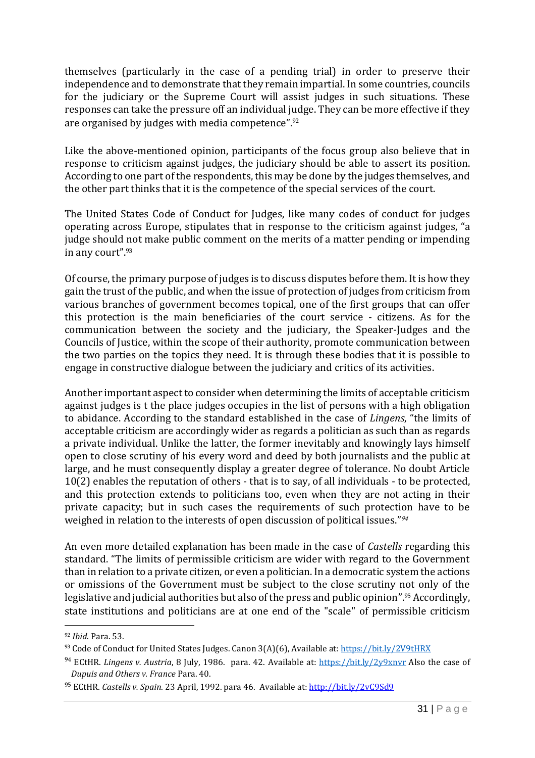themselves (particularly in the case of a pending trial) in order to preserve their independence and to demonstrate that they remain impartial. In some countries, councils for the judiciary or the Supreme Court will assist judges in such situations. These responses can take the pressure off an individual judge. They can be more effective if they are organised by judges with media competence".[92]

Like the above-mentioned opinion, participants of the focus group also believe that in response to criticism against judges, the judiciary should be able to assert its position. According to one part of the respondents, this may be done by the judges themselves, and the other part thinks that it is the competence of the special services of the court.

The United States Code of Conduct for Judges, like many codes of conduct for judges operating across Europe, stipulates that in response to the criticism against judges, "a judge should not make public comment on the merits of a matter pending or impending in any court".[93]

Of course, the primary purpose of judges is to discuss disputes before them. It is how they gain the trust of the public, and when the issue of protection of judges from criticism from various branches of government becomes topical, one of the first groups that can offer this protection is the main beneficiaries of the court service - citizens. As for the communication between the society and the judiciary, the Speaker-Judges and the Councils of Justice, within the scope of their authority, promote communication between the two parties on the topics they need. It is through these bodies that it is possible to engage in constructive dialogue between the judiciary and critics of its activities.

Another important aspect to consider when determining the limits of acceptable criticism against judges is t the place judges occupies in the list of persons with a high obligation to abidance. According to the standard established in the case of *Lingens*, "the limits of acceptable criticism are accordingly wider as regards a politician as such than as regards a private individual. Unlike the latter, the former inevitably and knowingly lays himself open to close scrutiny of his every word and deed by both journalists and the public at large, and he must consequently display a greater degree of tolerance. No doubt Article 10(2) enables the reputation of others - that is to say, of all individuals - to be protected, and this protection extends to politicians too, even when they are not acting in their private capacity; but in such cases the requirements of such protection have to be weighed in relation to the interests of open discussion of political issues."[94]

An even more detailed explanation has been made in the case of *Castells* regarding this standard. "The limits of permissible criticism are wider with regard to the Government than in relation to a private citizen, or even a politician. In a democratic system the actions or omissions of the Government must be subject to the close scrutiny not only of the legislative and judicial authorities but also of the press and public opinion".[95] Accordingly, state institutions and politicians are at one end of the "scale" of permissible criticism

---

[92] *Ibid.* Para. 53.

[93] Code of Conduct for United States Judges. Canon 3(A)(6), Available at: https://bit.ly/2V9tHRX

[94] ECtHR. *Lingens v. Austria*, 8 July, 1986. para. 42. Available at: https://bit.ly/2y9xnvr Also the case of *Dupuis and Others v. France* Para. 40.

[95] ECtHR. *Castells v. Spain*. 23 April, 1992. para 46. Available at: http://bit.ly/2vC9Sd9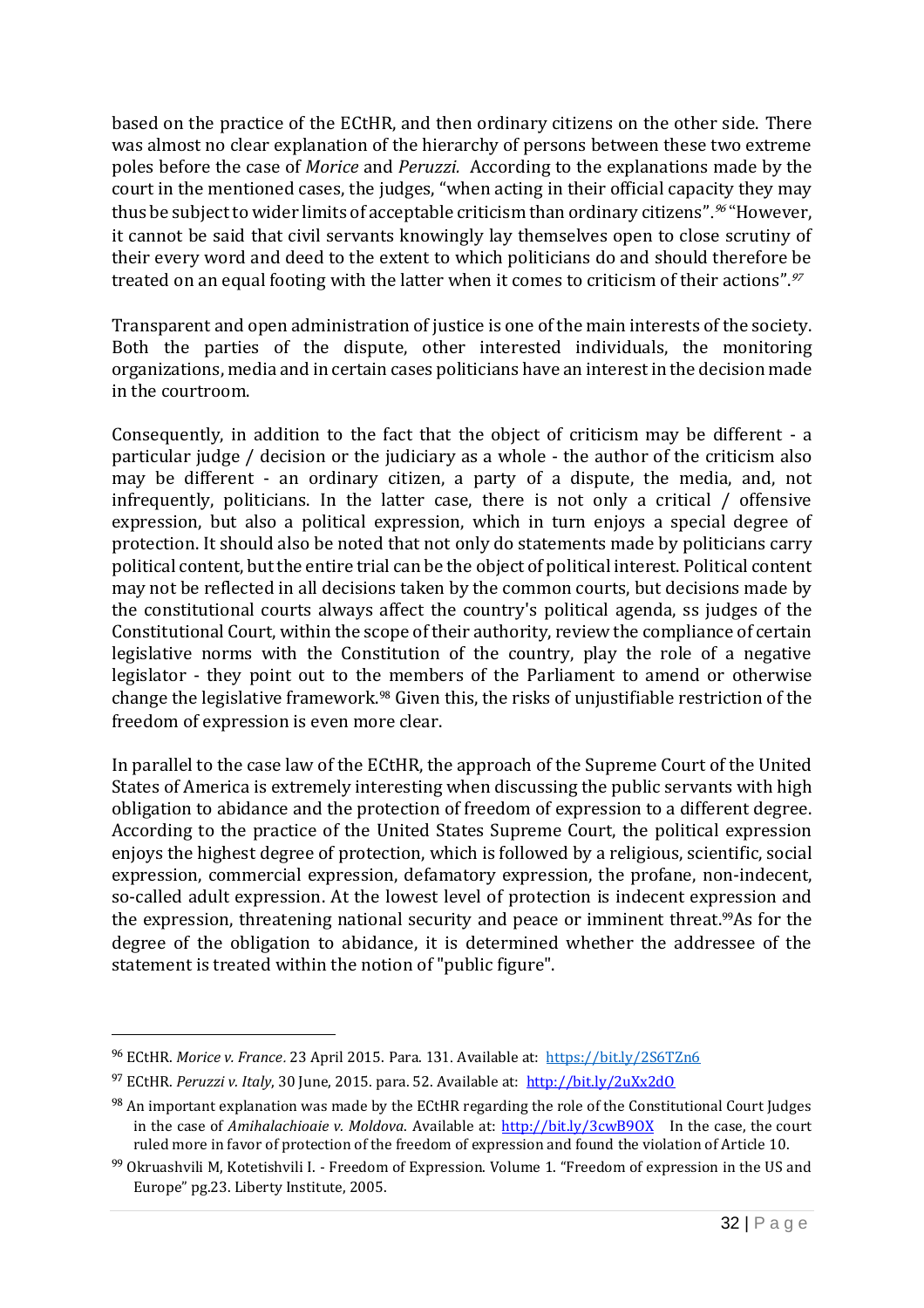based on the practice of the ECtHR, and then ordinary citizens on the other side. There was almost no clear explanation of the hierarchy of persons between these two extreme poles before the case of *Morice* and *Peruzzi.* According to the explanations made by the court in the mentioned cases, the judges, "when acting in their official capacity they may thus be subject to wider limits of acceptable criticism than ordinary citizens".[96] "However, it cannot be said that civil servants knowingly lay themselves open to close scrutiny of their every word and deed to the extent to which politicians do and should therefore be treated on an equal footing with the latter when it comes to criticism of their actions".[97]

Transparent and open administration of justice is one of the main interests of the society. Both the parties of the dispute, other interested individuals, the monitoring organizations, media and in certain cases politicians have an interest in the decision made in the courtroom.

Consequently, in addition to the fact that the object of criticism may be different - a particular judge / decision or the judiciary as a whole - the author of the criticism also may be different - an ordinary citizen, a party of a dispute, the media, and, not infrequently, politicians. In the latter case, there is not only a critical / offensive expression, but also a political expression, which in turn enjoys a special degree of protection. It should also be noted that not only do statements made by politicians carry political content, but the entire trial can be the object of political interest. Political content may not be reflected in all decisions taken by the common courts, but decisions made by the constitutional courts always affect the country's political agenda, ss judges of the Constitutional Court, within the scope of their authority, review the compliance of certain legislative norms with the Constitution of the country, play the role of a negative legislator - they point out to the members of the Parliament to amend or otherwise change the legislative framework.[98] Given this, the risks of unjustifiable restriction of the freedom of expression is even more clear.

In parallel to the case law of the ECtHR, the approach of the Supreme Court of the United States of America is extremely interesting when discussing the public servants with high obligation to abidance and the protection of freedom of expression to a different degree. According to the practice of the United States Supreme Court, the political expression enjoys the highest degree of protection, which is followed by a religious, scientific, social expression, commercial expression, defamatory expression, the profane, non-indecent, so-called adult expression. At the lowest level of protection is indecent expression and the expression, threatening national security and peace or imminent threat.[99]As for the degree of the obligation to abidance, it is determined whether the addressee of the statement is treated within the notion of "public figure".

---

[96] ECtHR. *Morice v. France*. 23 April 2015. Para. 131. Available at: https://bit.ly/2S6TZn6

[97] ECtHR. *Peruzzi v. Italy*, 30 June, 2015. para. 52. Available at: http://bit.ly/2uXx2dO

[98] An important explanation was made by the ECtHR regarding the role of the Constitutional Court Judges in the case of *Amihalachioaie v. Moldova*. Available at: http://bit.ly/3cwB9OX In the case, the court ruled more in favor of protection of the freedom of expression and found the violation of Article 10.

[99] Okruashvili M, Kotetishvili I. - Freedom of Expression. Volume 1. "Freedom of expression in the US and Europe" pg.23. Liberty Institute, 2005.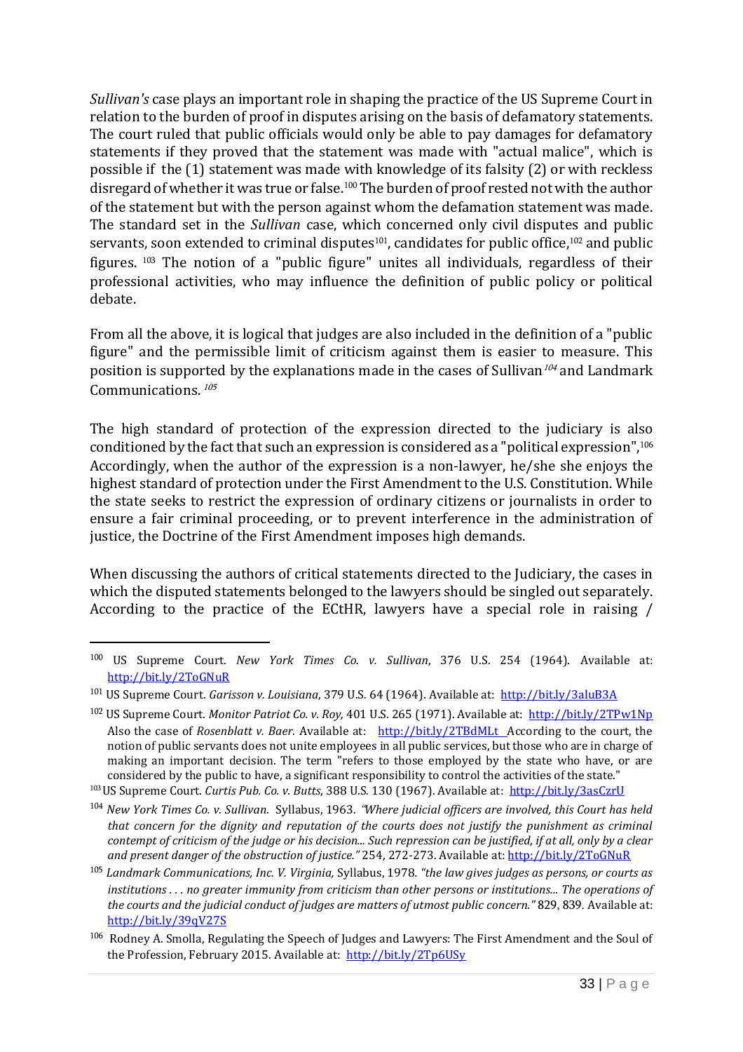*Sullivan's* case plays an important role in shaping the practice of the US Supreme Court in relation to the burden of proof in disputes arising on the basis of defamatory statements. The court ruled that public officials would only be able to pay damages for defamatory statements if they proved that the statement was made with "actual malice", which is possible if the (1) statement was made with knowledge of its falsity (2) or with reckless disregard of whether it was true or false.[100] The burden of proof rested not with the author of the statement but with the person against whom the defamation statement was made. The standard set in the *Sullivan* case, which concerned only civil disputes and public servants, soon extended to criminal disputes[101], candidates for public office,[102] and public figures. [103] The notion of a "public figure" unites all individuals, regardless of their professional activities, who may influence the definition of public policy or political debate.

From all the above, it is logical that judges are also included in the definition of a "public figure" and the permissible limit of criticism against them is easier to measure. This position is supported by the explanations made in the cases of Sullivan[104] and Landmark Communications. [105]

The high standard of protection of the expression directed to the judiciary is also conditioned by the fact that such an expression is considered as a "political expression",[106] Accordingly, when the author of the expression is a non-lawyer, he/she she enjoys the highest standard of protection under the First Amendment to the U.S. Constitution. While the state seeks to restrict the expression of ordinary citizens or journalists in order to ensure a fair criminal proceeding, or to prevent interference in the administration of justice, the Doctrine of the First Amendment imposes high demands.

When discussing the authors of critical statements directed to the Judiciary, the cases in which the disputed statements belonged to the lawyers should be singled out separately. According to the practice of the ECtHR, lawyers have a special role in raising /

---

[100] US Supreme Court. *New York Times Co. v. Sullivan*, 376 U.S. 254 (1964). Available at: http://bit.ly/2ToGNuR

[101] US Supreme Court. *Garisson v. Louisiana*, 379 U.S. 64 (1964). Available at: http://bit.ly/3aluB3A

[102] US Supreme Court. *Monitor Patriot Co. v. Roy,* 401 U.S. 265 (1971). Available at: http://bit.ly/2TPw1Np Also the case of *Rosenblatt v. Baer.* Available at: http://bit.ly/2TBdMLt According to the court, the notion of public servants does not unite employees in all public services, but those who are in charge of making an important decision. The term "refers to those employed by the state who have, or are considered by the public to have, a significant responsibility to control the activities of the state."

[103] US Supreme Court. *Curtis Pub. Co. v. Butts*, 388 U.S. 130 (1967). Available at: http://bit.ly/3asCzrU

[104] *New York Times Co. v. Sullivan*. Syllabus, 1963. *"Where judicial officers are involved, this Court has held that concern for the dignity and reputation of the courts does not justify the punishment as criminal contempt of criticism of the judge or his decision... Such repression can be justified, if at all, only by a clear and present danger of the obstruction of justice."* 254, 272-273. Available at: http://bit.ly/2ToGNuR

[105] *Landmark Communications, Inc. V. Virginia,* Syllabus, 1978. *"the law gives judges as persons, or courts as institutions . . . no greater immunity from criticism than other persons or institutions... The operations of the courts and the judicial conduct of judges are matters of utmost public concern."* 829, 839. Available at: http://bit.ly/39qV27S

[106] Rodney A. Smolla, Regulating the Speech of Judges and Lawyers: The First Amendment and the Soul of the Profession, February 2015. Available at: http://bit.ly/2Tp6USy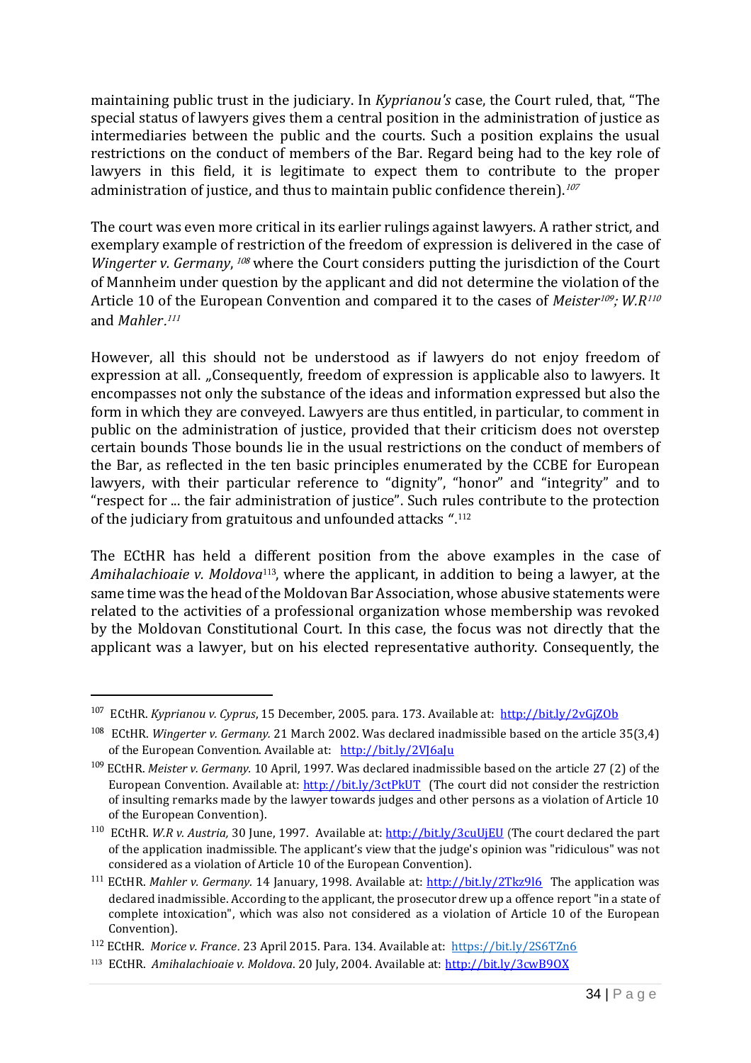maintaining public trust in the judiciary. In *Kyprianou's* case, the Court ruled, that, "The special status of lawyers gives them a central position in the administration of justice as intermediaries between the public and the courts. Such a position explains the usual restrictions on the conduct of members of the Bar. Regard being had to the key role of lawyers in this field, it is legitimate to expect them to contribute to the proper administration of justice, and thus to maintain public confidence therein).[107]

The court was even more critical in its earlier rulings against lawyers. A rather strict, and exemplary example of restriction of the freedom of expression is delivered in the case of *Wingerter v. Germany*, [108] where the Court considers putting the jurisdiction of the Court of Mannheim under question by the applicant and did not determine the violation of the Article 10 of the European Convention and compared it to the cases of *Meister*[109]; *W.R*[110] and *Mahler*.[111]

However, all this should not be understood as if lawyers do not enjoy freedom of expression at all. „Consequently, freedom of expression is applicable also to lawyers. It encompasses not only the substance of the ideas and information expressed but also the form in which they are conveyed. Lawyers are thus entitled, in particular, to comment in public on the administration of justice, provided that their criticism does not overstep certain bounds Those bounds lie in the usual restrictions on the conduct of members of the Bar, as reflected in the ten basic principles enumerated by the CCBE for European lawyers, with their particular reference to "dignity", "honor" and "integrity" and to "respect for ... the fair administration of justice". Such rules contribute to the protection of the judiciary from gratuitous and unfounded attacks ".[112]

The ECtHR has held a different position from the above examples in the case of *Amihalachioaie v. Moldova*[113], where the applicant, in addition to being a lawyer, at the same time was the head of the Moldovan Bar Association, whose abusive statements were related to the activities of a professional organization whose membership was revoked by the Moldovan Constitutional Court. In this case, the focus was not directly that the applicant was a lawyer, but on his elected representative authority. Consequently, the

---

[107] ECtHR. *Kyprianou v. Cyprus*, 15 December, 2005. para. 173. Available at: http://bit.ly/2vGjZOb

[108] ECtHR. *Wingerter v. Germany.* 21 March 2002. Was declared inadmissible based on the article 35(3,4) of the European Convention. Available at: http://bit.ly/2VJ6aJu

[109] ECtHR. *Meister v. Germany.* 10 April, 1997. Was declared inadmissible based on the article 27 (2) of the European Convention. Available at: http://bit.ly/3ctPkUT (The court did not consider the restriction of insulting remarks made by the lawyer towards judges and other persons as a violation of Article 10 of the European Convention).

[110] ECtHR. *W.R v. Austria,* 30 June, 1997. Available at: http://bit.ly/3cuUjEU (The court declared the part of the application inadmissible. The applicant's view that the judge's opinion was "ridiculous" was not considered as a violation of Article 10 of the European Convention).

[111] ECtHR. *Mahler v. Germany.* 14 January, 1998. Available at: http://bit.ly/2Tkz9l6 The application was declared inadmissible. According to the applicant, the prosecutor drew up a offence report "in a state of complete intoxication", which was also not considered as a violation of Article 10 of the European Convention).

[112] ECtHR. *Morice v. France.* 23 April 2015. Para. 134. Available at: https://bit.ly/2S6TZn6

[113] ECtHR. *Amihalachioaie v. Moldova.* 20 July, 2004. Available at: http://bit.ly/3cwB9OX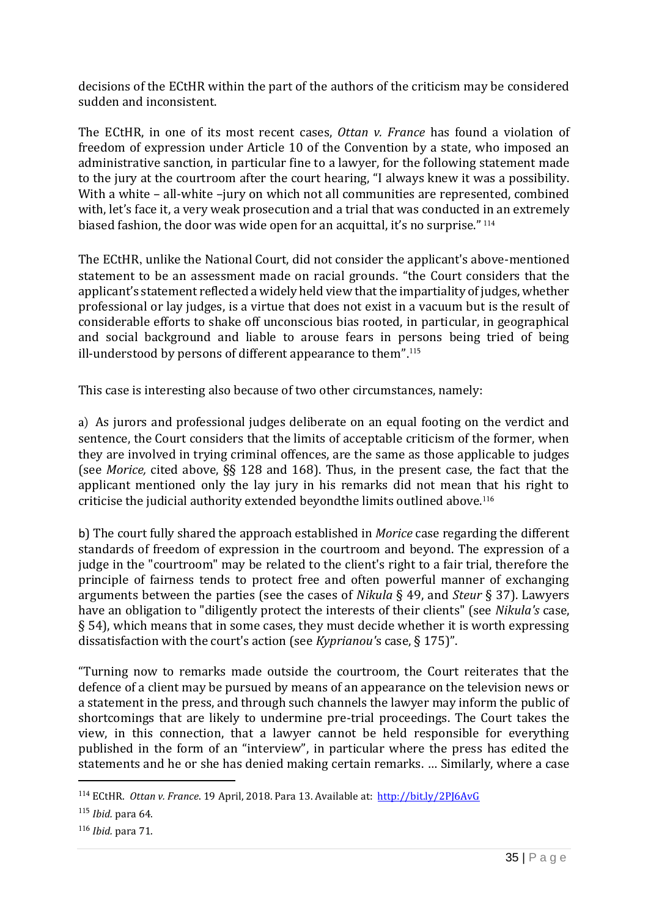decisions of the ECtHR within the part of the authors of the criticism may be considered sudden and inconsistent.

The ECtHR, in one of its most recent cases, *Ottan v. France* has found a violation of freedom of expression under Article 10 of the Convention by a state, who imposed an administrative sanction, in particular fine to a lawyer, for the following statement made to the jury at the courtroom after the court hearing, "I always knew it was a possibility. With a white – all-white –jury on which not all communities are represented, combined with, let's face it, a very weak prosecution and a trial that was conducted in an extremely biased fashion, the door was wide open for an acquittal, it's no surprise." [114]

The ECtHR, unlike the National Court, did not consider the applicant's above-mentioned statement to be an assessment made on racial grounds. "the Court considers that the applicant's statement reflected a widely held view that the impartiality of judges, whether professional or lay judges, is a virtue that does not exist in a vacuum but is the result of considerable efforts to shake off unconscious bias rooted, in particular, in geographical and social background and liable to arouse fears in persons being tried of being ill-understood by persons of different appearance to them".[115]

This case is interesting also because of two other circumstances, namely:

a) As jurors and professional judges deliberate on an equal footing on the verdict and sentence, the Court considers that the limits of acceptable criticism of the former, when they are involved in trying criminal offences, are the same as those applicable to judges (see *Morice,* cited above, §§ 128 and 168). Thus, in the present case, the fact that the applicant mentioned only the lay jury in his remarks did not mean that his right to criticise the judicial authority extended beyondthe limits outlined above.[116]

b) The court fully shared the approach established in *Morice* case regarding the different standards of freedom of expression in the courtroom and beyond. The expression of a judge in the "courtroom" may be related to the client's right to a fair trial, therefore the principle of fairness tends to protect free and often powerful manner of exchanging arguments between the parties (see the cases of *Nikula* § 49, and *Steur* § 37). Lawyers have an obligation to "diligently protect the interests of their clients" (see *Nikula's* case, § 54), which means that in some cases, they must decide whether it is worth expressing dissatisfaction with the court's action (see *Kyprianou'*s case, § 175)".

"Turning now to remarks made outside the courtroom, the Court reiterates that the defence of a client may be pursued by means of an appearance on the television news or a statement in the press, and through such channels the lawyer may inform the public of shortcomings that are likely to undermine pre-trial proceedings. The Court takes the view, in this connection, that a lawyer cannot be held responsible for everything published in the form of an "interview", in particular where the press has edited the statements and he or she has denied making certain remarks. … Similarly, where a case

---

[114] ECtHR. *Ottan v. France*. 19 April, 2018. Para 13. Available at: http://bit.ly/2PJ6AvG

[115] *Ibid.* para 64.

[116] *Ibid.* para 71.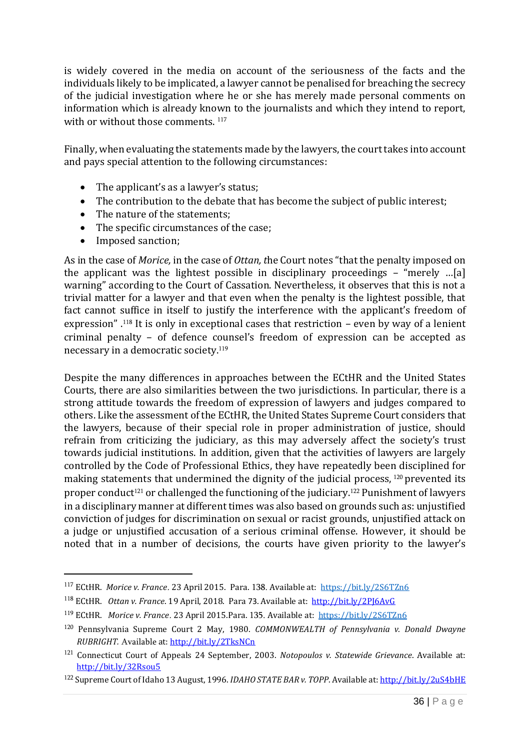is widely covered in the media on account of the seriousness of the facts and the individuals likely to be implicated, a lawyer cannot be penalised for breaching the secrecy of the judicial investigation where he or she has merely made personal comments on information which is already known to the journalists and which they intend to report, with or without those comments. [117]

Finally, when evaluating the statements made by the lawyers, the court takes into account and pays special attention to the following circumstances:

- The applicant's as a lawyer's status;
- The contribution to the debate that has become the subject of public interest;
- The nature of the statements;
- The specific circumstances of the case;
- Imposed sanction;

As in the case of *Morice,* in the case of *Ottan, t*he Court notes "that the penalty imposed on the applicant was the lightest possible in disciplinary proceedings – "merely …[a] warning" according to the Court of Cassation. Nevertheless, it observes that this is not a trivial matter for a lawyer and that even when the penalty is the lightest possible, that fact cannot suffice in itself to justify the interference with the applicant's freedom of expression" .[118] It is only in exceptional cases that restriction – even by way of a lenient criminal penalty – of defence counsel's freedom of expression can be accepted as necessary in a democratic society.[119]

Despite the many differences in approaches between the ECtHR and the United States Courts, there are also similarities between the two jurisdictions. In particular, there is a strong attitude towards the freedom of expression of lawyers and judges compared to others. Like the assessment of the ECtHR, the United States Supreme Court considers that the lawyers, because of their special role in proper administration of justice, should refrain from criticizing the judiciary, as this may adversely affect the society's trust towards judicial institutions. In addition, given that the activities of lawyers are largely controlled by the Code of Professional Ethics, they have repeatedly been disciplined for making statements that undermined the dignity of the judicial process, [120] prevented its proper conduct[121] or challenged the functioning of the judiciary.[122] Punishment of lawyers in a disciplinary manner at different times was also based on grounds such as: unjustified conviction of judges for discrimination on sexual or racist grounds, unjustified attack on a judge or unjustified accusation of a serious criminal offense. However, it should be noted that in a number of decisions, the courts have given priority to the lawyer's

---

[117] ECtHR. *Morice v. France*. 23 April 2015. Para. 138. Available at: https://bit.ly/2S6TZn6

[118] ECtHR. *Ottan v. France*. 19 April, 2018. Para 73. Available at: http://bit.ly/2PJ6AvG

[119] ECtHR. *Morice v. France*. 23 April 2015.Para. 135. Available at: https://bit.ly/2S6TZn6

[120] Pennsylvania Supreme Court 2 May, 1980. *COMMONWEALTH of Pennsylvania v. Donald Dwayne RUBRIGHT.* Available at: http://bit.ly/2TksNCn

[121] Connecticut Court of Appeals 24 September, 2003. *Notopoulos v. Statewide Grievance*. Available at: http://bit.ly/32Rsou5

[122] Supreme Court of Idaho 13 August, 1996. *IDAHO STATE BAR v. TOPP*. Available at: http://bit.ly/2uS4bHE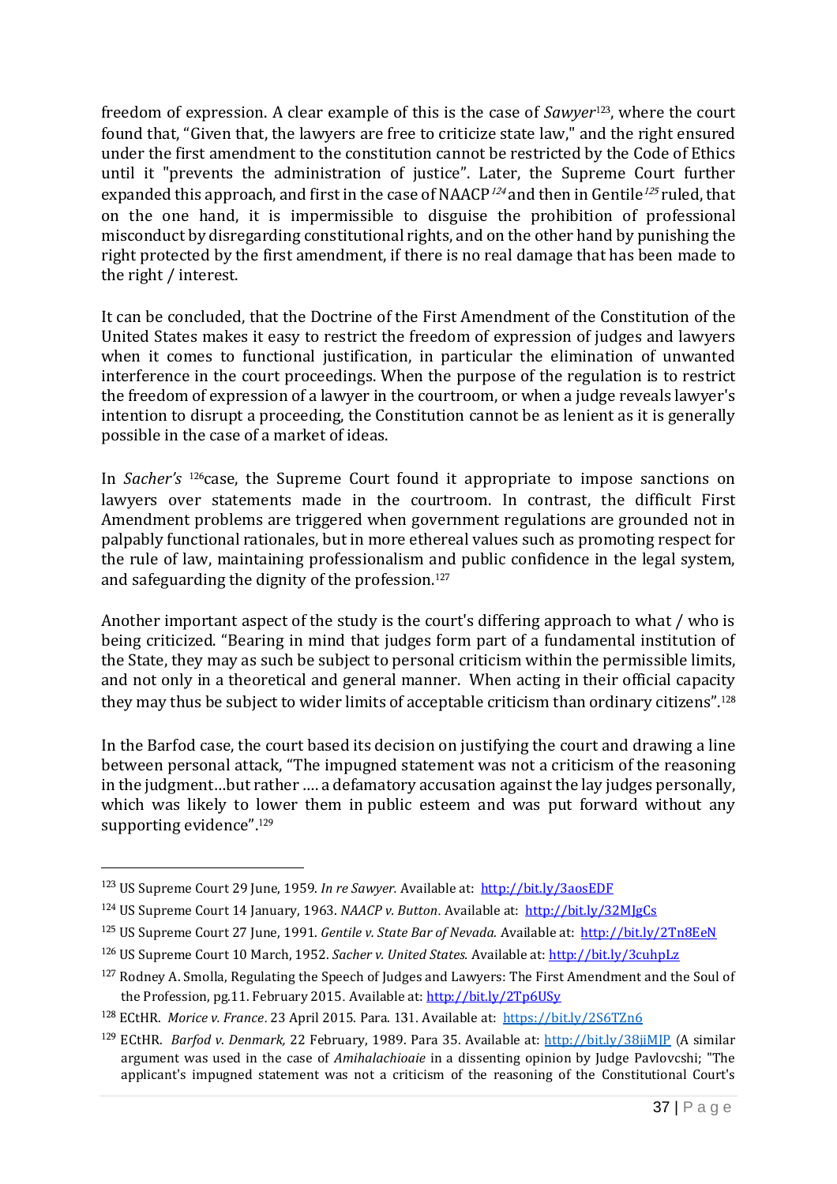freedom of expression. A clear example of this is the case of *Sawyer*[123], where the court found that, "Given that, the lawyers are free to criticize state law," and the right ensured under the first amendment to the constitution cannot be restricted by the Code of Ethics until it "prevents the administration of justice". Later, the Supreme Court further expanded this approach, and first in the case of NAACP[124] and then in Gentile[125] ruled, that on the one hand, it is impermissible to disguise the prohibition of professional misconduct by disregarding constitutional rights, and on the other hand by punishing the right protected by the first amendment, if there is no real damage that has been made to the right / interest.

It can be concluded, that the Doctrine of the First Amendment of the Constitution of the United States makes it easy to restrict the freedom of expression of judges and lawyers when it comes to functional justification, in particular the elimination of unwanted interference in the court proceedings. When the purpose of the regulation is to restrict the freedom of expression of a lawyer in the courtroom, or when a judge reveals lawyer's intention to disrupt a proceeding, the Constitution cannot be as lenient as it is generally possible in the case of a market of ideas.

In *Sacher's* [126]case, the Supreme Court found it appropriate to impose sanctions on lawyers over statements made in the courtroom. In contrast, the difficult First Amendment problems are triggered when government regulations are grounded not in palpably functional rationales, but in more ethereal values such as promoting respect for the rule of law, maintaining professionalism and public confidence in the legal system, and safeguarding the dignity of the profession.[127]

Another important aspect of the study is the court's differing approach to what / who is being criticized. "Bearing in mind that judges form part of a fundamental institution of the State, they may as such be subject to personal criticism within the permissible limits, and not only in a theoretical and general manner. When acting in their official capacity they may thus be subject to wider limits of acceptable criticism than ordinary citizens".[128]

In the Barfod case, the court based its decision on justifying the court and drawing a line between personal attack, "The impugned statement was not a criticism of the reasoning in the judgment…but rather …. a defamatory accusation against the lay judges personally, which was likely to lower them in public esteem and was put forward without any supporting evidence".[129]

---

[123] US Supreme Court 29 June, 1959. *In re Sawyer.* Available at: http://bit.ly/3aosEDF

[124] US Supreme Court 14 January, 1963. *NAACP v. Button*. Available at: http://bit.ly/32MJgCs

[125] US Supreme Court 27 June, 1991. *Gentile v. State Bar of Nevada.* Available at: http://bit.ly/2Tn8EeN

[126] US Supreme Court 10 March, 1952. *Sacher v. United States.* Available at: http://bit.ly/3cuhpLz

[127] Rodney A. Smolla, Regulating the Speech of Judges and Lawyers: The First Amendment and the Soul of the Profession, pg.11. February 2015. Available at: http://bit.ly/2Tp6USy

[128] ECtHR. *Morice v. France*. 23 April 2015. Para. 131. Available at: https://bit.ly/2S6TZn6

[129] ECtHR. *Barfod v. Denmark,* 22 February, 1989. Para 35. Available at: http://bit.ly/38jiMJP (A similar argument was used in the case of *Amihalachioaie* in a dissenting opinion by Judge Pavlovcshi; "The applicant's impugned statement was not a criticism of the reasoning of the Constitutional Court's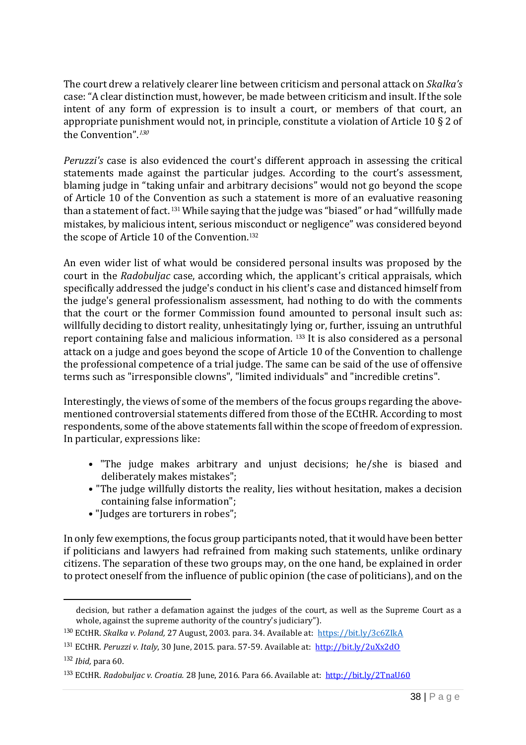The court drew a relatively clearer line between criticism and personal attack on *Skalka's* case: "A clear distinction must, however, be made between criticism and insult. If the sole intent of any form of expression is to insult a court, or members of that court, an appropriate punishment would not, in principle, constitute a violation of Article 10 § 2 of the Convention".[130]

*Peruzzi's* case is also evidenced the court's different approach in assessing the critical statements made against the particular judges. According to the court's assessment, blaming judge in "taking unfair and arbitrary decisions" would not go beyond the scope of Article 10 of the Convention as such a statement is more of an evaluative reasoning than a statement of fact.[131] While saying that the judge was "biased" or had "willfully made mistakes, by malicious intent, serious misconduct or negligence" was considered beyond the scope of Article 10 of the Convention.[132]

An even wider list of what would be considered personal insults was proposed by the court in the *Radobuljac* case, according which, the applicant's critical appraisals, which specifically addressed the judge's conduct in his client's case and distanced himself from the judge's general professionalism assessment, had nothing to do with the comments that the court or the former Commission found amounted to personal insult such as: willfully deciding to distort reality, unhesitatingly lying or, further, issuing an untruthful report containing false and malicious information.[133] It is also considered as a personal attack on a judge and goes beyond the scope of Article 10 of the Convention to challenge the professional competence of a trial judge. The same can be said of the use of offensive terms such as "irresponsible clowns", "limited individuals" and "incredible cretins".

Interestingly, the views of some of the members of the focus groups regarding the above-mentioned controversial statements differed from those of the ECtHR. According to most respondents, some of the above statements fall within the scope of freedom of expression. In particular, expressions like:

- "The judge makes arbitrary and unjust decisions; he/she is biased and deliberately makes mistakes";
- "The judge willfully distorts the reality, lies without hesitation, makes a decision containing false information";
- "Judges are torturers in robes";

In only few exemptions, the focus group participants noted, that it would have been better if politicians and lawyers had refrained from making such statements, unlike ordinary citizens. The separation of these two groups may, on the one hand, be explained in order to protect oneself from the influence of public opinion (the case of politicians), and on the

---

decision, but rather a defamation against the judges of the court, as well as the Supreme Court as a whole, against the supreme authority of the country's judiciary").

[130] ECtHR. *Skalka v. Poland,* 27 August, 2003. para. 34. Available at: https://bit.ly/3c6ZIkA

[131] ECtHR. *Peruzzi v. Italy*, 30 June, 2015. para. 57-59. Available at: http://bit.ly/2uXx2dO

[132] *Ibid,* para 60.

[133] ECtHR. *Radobuljac v. Croatia.* 28 June, 2016. Para 66. Available at: http://bit.ly/2TnaU60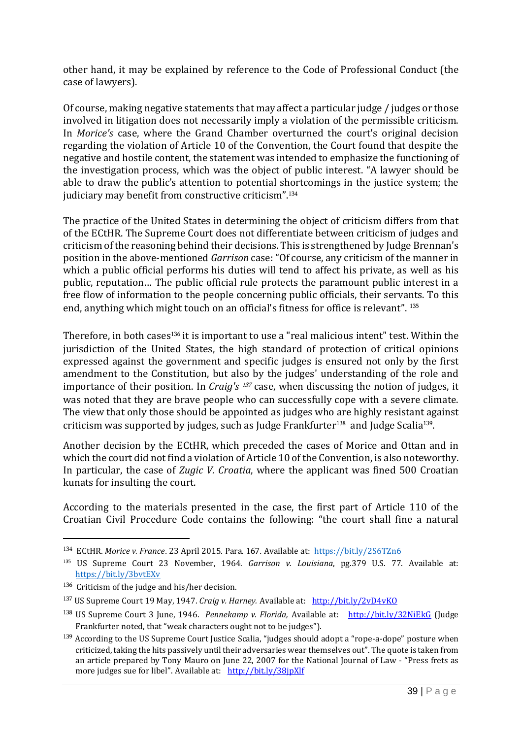other hand, it may be explained by reference to the Code of Professional Conduct (the case of lawyers).

Of course, making negative statements that may affect a particular judge / judges or those involved in litigation does not necessarily imply a violation of the permissible criticism. In *Morice's* case, where the Grand Chamber overturned the court's original decision regarding the violation of Article 10 of the Convention, the Court found that despite the negative and hostile content, the statement was intended to emphasize the functioning of the investigation process, which was the object of public interest. "A lawyer should be able to draw the public's attention to potential shortcomings in the justice system; the judiciary may benefit from constructive criticism".[134]

The practice of the United States in determining the object of criticism differs from that of the ECtHR. The Supreme Court does not differentiate between criticism of judges and criticism of the reasoning behind their decisions. This is strengthened by Judge Brennan's position in the above-mentioned *Garrison* case: "Of course, any criticism of the manner in which a public official performs his duties will tend to affect his private, as well as his public, reputation… The public official rule protects the paramount public interest in a free flow of information to the people concerning public officials, their servants. To this end, anything which might touch on an official's fitness for office is relevant".[135]

Therefore, in both cases[136] it is important to use a "real malicious intent" test. Within the jurisdiction of the United States, the high standard of protection of critical opinions expressed against the government and specific judges is ensured not only by the first amendment to the Constitution, but also by the judges' understanding of the role and importance of their position. In *Craig's* [137] case, when discussing the notion of judges, it was noted that they are brave people who can successfully cope with a severe climate. The view that only those should be appointed as judges who are highly resistant against criticism was supported by judges, such as Judge Frankfurter[138] and Judge Scalia[139].

Another decision by the ECtHR, which preceded the cases of Morice and Ottan and in which the court did not find a violation of Article 10 of the Convention, is also noteworthy. In particular, the case of *Zugic V. Croatia*, where the applicant was fined 500 Croatian kunats for insulting the court.

According to the materials presented in the case, the first part of Article 110 of the Croatian Civil Procedure Code contains the following: "the court shall fine a natural

---

[134] ECtHR. *Morice v. France*. 23 April 2015. Para. 167. Available at: https://bit.ly/2S6TZn6

[135] US Supreme Court 23 November, 1964. *Garrison v. Louisiana*, pg.379 U.S. 77. Available at: https://bit.ly/3bvtEXv

[136] Criticism of the judge and his/her decision.

[137] US Supreme Court 19 May, 1947. *Craig v. Harney.* Available at: http://bit.ly/2vD4vKO

[138] US Supreme Court 3 June, 1946. *Pennekamp v. Florida,* Available at: http://bit.ly/32NiEkG (Judge Frankfurter noted, that "weak characters ought not to be judges").

[139] According to the US Supreme Court Justice Scalia, "judges should adopt a "rope-a-dope" posture when criticized, taking the hits passively until their adversaries wear themselves out". The quote is taken from an article prepared by Tony Mauro on June 22, 2007 for the National Journal of Law - "Press frets as more judges sue for libel". Available at: http://bit.ly/38jpXlf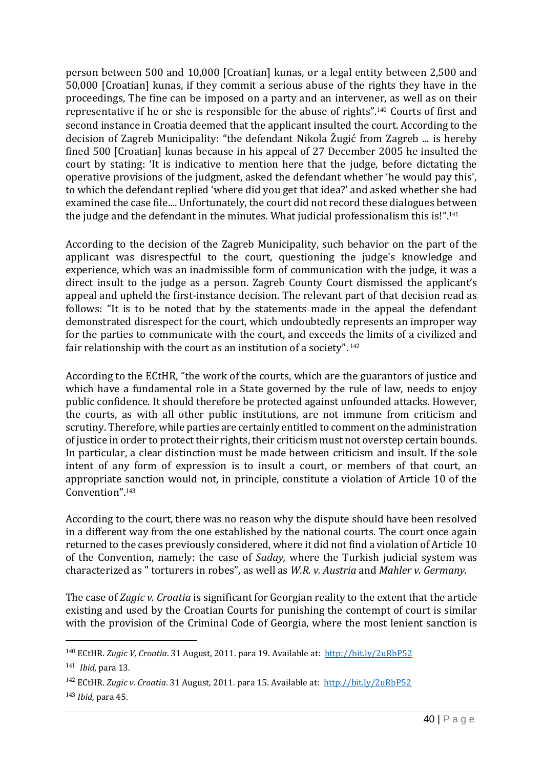person between 500 and 10,000 [Croatian] kunas, or a legal entity between 2,500 and 50,000 [Croatian] kunas, if they commit a serious abuse of the rights they have in the proceedings, The fine can be imposed on a party and an intervener, as well as on their representative if he or she is responsible for the abuse of rights".[140] Courts of first and second instance in Croatia deemed that the applicant insulted the court. According to the decision of Zagreb Municipality: "the defendant Nikola Žugić from Zagreb ... is hereby fined 500 [Croatian] kunas because in his appeal of 27 December 2005 he insulted the court by stating: 'It is indicative to mention here that the judge, before dictating the operative provisions of the judgment, asked the defendant whether 'he would pay this', to which the defendant replied 'where did you get that idea?' and asked whether she had examined the case file.... Unfortunately, the court did not record these dialogues between the judge and the defendant in the minutes. What judicial professionalism this is!".[141]

According to the decision of the Zagreb Municipality, such behavior on the part of the applicant was disrespectful to the court, questioning the judge's knowledge and experience, which was an inadmissible form of communication with the judge, it was a direct insult to the judge as a person. Zagreb County Court dismissed the applicant's appeal and upheld the first-instance decision. The relevant part of that decision read as follows: "It is to be noted that by the statements made in the appeal the defendant demonstrated disrespect for the court, which undoubtedly represents an improper way for the parties to communicate with the court, and exceeds the limits of a civilized and fair relationship with the court as an institution of a society". [142]

According to the ECtHR, "the work of the courts, which are the guarantors of justice and which have a fundamental role in a State governed by the rule of law, needs to enjoy public confidence. It should therefore be protected against unfounded attacks. However, the courts, as with all other public institutions, are not immune from criticism and scrutiny. Therefore, while parties are certainly entitled to comment on the administration of justice in order to protect their rights, their criticism must not overstep certain bounds. In particular, a clear distinction must be made between criticism and insult. If the sole intent of any form of expression is to insult a court, or members of that court, an appropriate sanction would not, in principle, constitute a violation of Article 10 of the Convention".[143]

According to the court, there was no reason why the dispute should have been resolved in a different way from the one established by the national courts. The court once again returned to the cases previously considered, where it did not find a violation of Article 10 of the Convention, namely: the case of *Saday,* where the Turkish judicial system was characterized as " torturers in robes", as well as *W.R. v. Austria* and *Mahler v. Germany.*

The case of *Zugic v. Croatia* is significant for Georgian reality to the extent that the article existing and used by the Croatian Courts for punishing the contempt of court is similar with the provision of the Criminal Code of Georgia, where the most lenient sanction is

---

[140] ECtHR. *Zugic V, Croatia*. 31 August, 2011. para 19. Available at: http://bit.ly/2uRbP52

[141] *Ibid,* para 13.

[142] ECtHR. *Zugic v. Croatia*. 31 August, 2011. para 15. Available at: http://bit.ly/2uRbP52

[143] *Ibid,* para 45.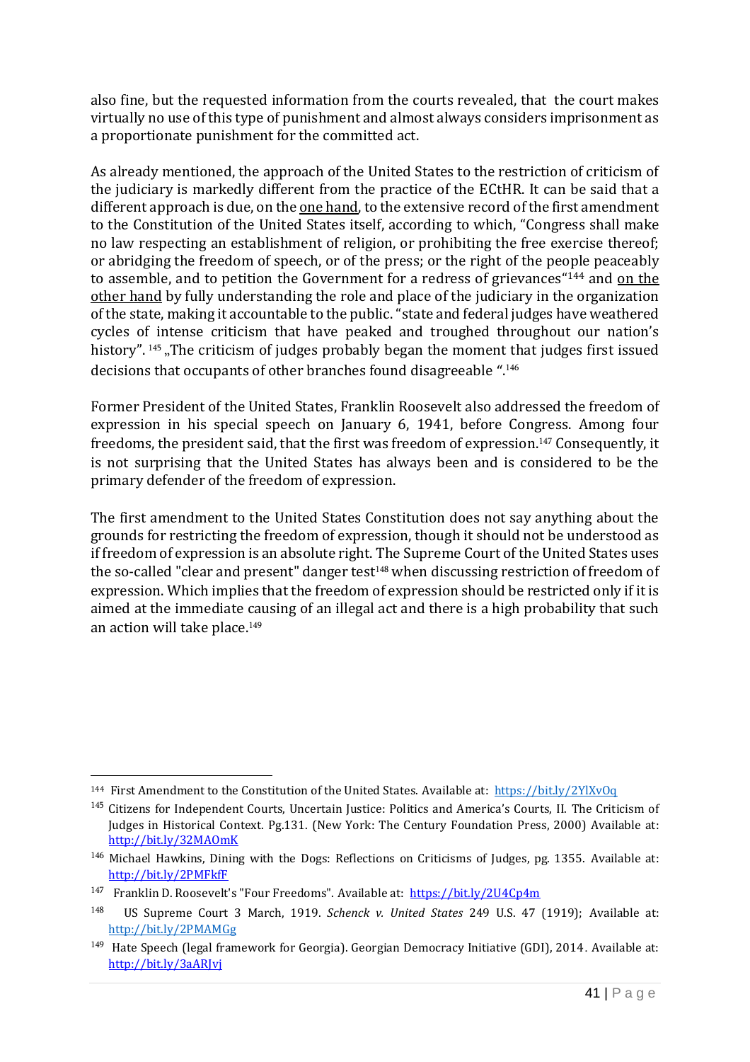also fine, but the requested information from the courts revealed, that the court makes virtually no use of this type of punishment and almost always considers imprisonment as a proportionate punishment for the committed act.

As already mentioned, the approach of the United States to the restriction of criticism of the judiciary is markedly different from the practice of the ECtHR. It can be said that a different approach is due, on the one hand, to the extensive record of the first amendment to the Constitution of the United States itself, according to which, "Congress shall make no law respecting an establishment of religion, or prohibiting the free exercise thereof; or abridging the freedom of speech, or of the press; or the right of the people peaceably to assemble, and to petition the Government for a redress of grievances"[144] and on the other hand by fully understanding the role and place of the judiciary in the organization of the state, making it accountable to the public. "state and federal judges have weathered cycles of intense criticism that have peaked and troughed throughout our nation's history". [145] „The criticism of judges probably began the moment that judges first issued decisions that occupants of other branches found disagreeable ".[146]

Former President of the United States, Franklin Roosevelt also addressed the freedom of expression in his special speech on January 6, 1941, before Congress. Among four freedoms, the president said, that the first was freedom of expression.[147] Consequently, it is not surprising that the United States has always been and is considered to be the primary defender of the freedom of expression.

The first amendment to the United States Constitution does not say anything about the grounds for restricting the freedom of expression, though it should not be understood as if freedom of expression is an absolute right. The Supreme Court of the United States uses the so-called "clear and present" danger test[148] when discussing restriction of freedom of expression. Which implies that the freedom of expression should be restricted only if it is aimed at the immediate causing of an illegal act and there is a high probability that such an action will take place.[149]

---

[144] First Amendment to the Constitution of the United States. Available at: https://bit.ly/2YlXvOq

[145] Citizens for Independent Courts, Uncertain Justice: Politics and America's Courts, II. The Criticism of Judges in Historical Context. Pg.131. (New York: The Century Foundation Press, 2000) Available at: http://bit.ly/32MAOmK

[146] Michael Hawkins, Dining with the Dogs: Reflections on Criticisms of Judges, pg. 1355. Available at: http://bit.ly/2PMFkfF

[147] Franklin D. Roosevelt's "Four Freedoms". Available at: https://bit.ly/2U4Cp4m

[148] US Supreme Court 3 March, 1919. *Schenck v. United States* 249 U.S. 47 (1919); Available at: http://bit.ly/2PMAMGg

[149] Hate Speech (legal framework for Georgia). Georgian Democracy Initiative (GDI), 2014. Available at: http://bit.ly/3aARJvj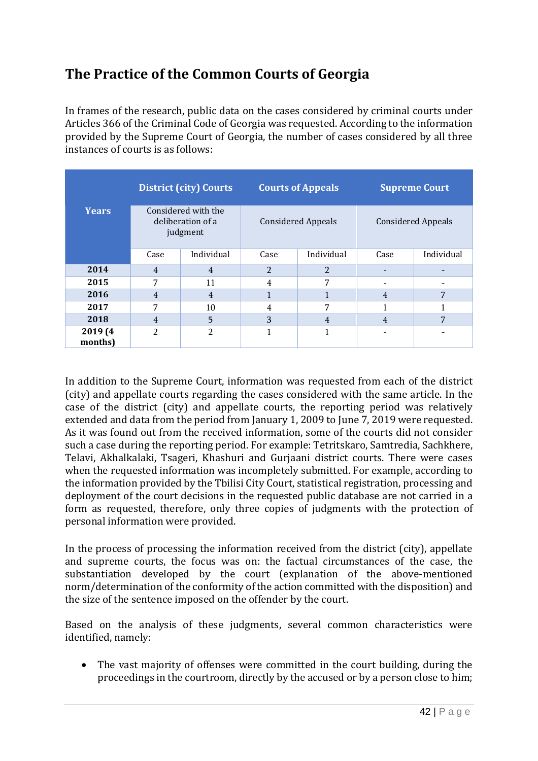## The Practice of the Common Courts of Georgia

In frames of the research, public data on the cases considered by criminal courts under Articles 366 of the Criminal Code of Georgia was requested. According to the information provided by the Supreme Court of Georgia, the number of cases considered by all three instances of courts is as follows:

| Years | District (city) Courts | | Courts of Appeals | | Supreme Court | |
|---|---|---|---|---|---|---|
| | Considered with the deliberation of a judgment | | Considered Appeals | | Considered Appeals | |
| | Case | Individual | Case | Individual | Case | Individual |
| 2014 | 4 | 4 | 2 | 2 | - | - |
| 2015 | 7 | 11 | 4 | 7 | - | - |
| 2016 | 4 | 4 | 1 | 1 | 4 | 7 |
| 2017 | 7 | 10 | 4 | 7 | 1 | 1 |
| 2018 | 4 | 5 | 3 | 4 | 4 | 7 |
| 2019 (4 months) | 2 | 2 | 1 | 1 | - | - |

In addition to the Supreme Court, information was requested from each of the district (city) and appellate courts regarding the cases considered with the same article. In the case of the district (city) and appellate courts, the reporting period was relatively extended and data from the period from January 1, 2009 to June 7, 2019 were requested. As it was found out from the received information, some of the courts did not consider such a case during the reporting period. For example: Tetritskaro, Samtredia, Sachkhere, Telavi, Akhalkalaki, Tsageri, Khashuri and Gurjaani district courts. There were cases when the requested information was incompletely submitted. For example, according to the information provided by the Tbilisi City Court, statistical registration, processing and deployment of the court decisions in the requested public database are not carried in a form as requested, therefore, only three copies of judgments with the protection of personal information were provided.

In the process of processing the information received from the district (city), appellate and supreme courts, the focus was on: the factual circumstances of the case, the substantiation developed by the court (explanation of the above-mentioned norm/determination of the conformity of the action committed with the disposition) and the size of the sentence imposed on the offender by the court.

Based on the analysis of these judgments, several common characteristics were identified, namely:

- The vast majority of offenses were committed in the court building, during the proceedings in the courtroom, directly by the accused or by a person close to him;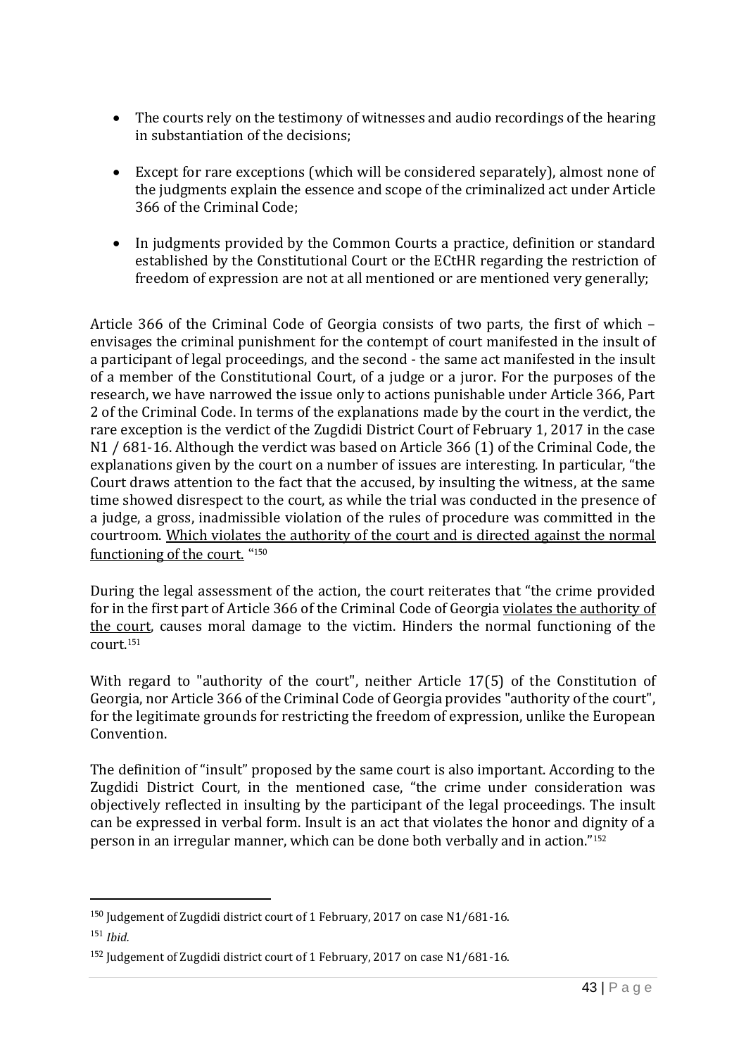- The courts rely on the testimony of witnesses and audio recordings of the hearing in substantiation of the decisions;

- Except for rare exceptions (which will be considered separately), almost none of the judgments explain the essence and scope of the criminalized act under Article 366 of the Criminal Code;

- In judgments provided by the Common Courts a practice, definition or standard established by the Constitutional Court or the ECtHR regarding the restriction of freedom of expression are not at all mentioned or are mentioned very generally;

Article 366 of the Criminal Code of Georgia consists of two parts, the first of which – envisages the criminal punishment for the contempt of court manifested in the insult of a participant of legal proceedings, and the second - the same act manifested in the insult of a member of the Constitutional Court, of a judge or a juror. For the purposes of the research, we have narrowed the issue only to actions punishable under Article 366, Part 2 of the Criminal Code. In terms of the explanations made by the court in the verdict, the rare exception is the verdict of the Zugdidi District Court of February 1, 2017 in the case N1 / 681-16. Although the verdict was based on Article 366 (1) of the Criminal Code, the explanations given by the court on a number of issues are interesting. In particular, "the Court draws attention to the fact that the accused, by insulting the witness, at the same time showed disrespect to the court, as while the trial was conducted in the presence of a judge, a gross, inadmissible violation of the rules of procedure was committed in the courtroom. <u>Which violates the authority of the court and is directed against the normal functioning of the court.</u> "[150]

During the legal assessment of the action, the court reiterates that "the crime provided for in the first part of Article 366 of the Criminal Code of Georgia <u>violates the authority of the court</u>, causes moral damage to the victim. Hinders the normal functioning of the court.[151]

With regard to "authority of the court", neither Article 17(5) of the Constitution of Georgia, nor Article 366 of the Criminal Code of Georgia provides "authority of the court", for the legitimate grounds for restricting the freedom of expression, unlike the European Convention.

The definition of "insult" proposed by the same court is also important. According to the Zugdidi District Court, in the mentioned case, "the crime under consideration was objectively reflected in insulting by the participant of the legal proceedings. The insult can be expressed in verbal form. Insult is an act that violates the honor and dignity of a person in an irregular manner, which can be done both verbally and in action."[152]

---

[150] Judgement of Zugdidi district court of 1 February, 2017 on case N1/681-16.

[151] *Ibid.*

[152] Judgement of Zugdidi district court of 1 February, 2017 on case N1/681-16.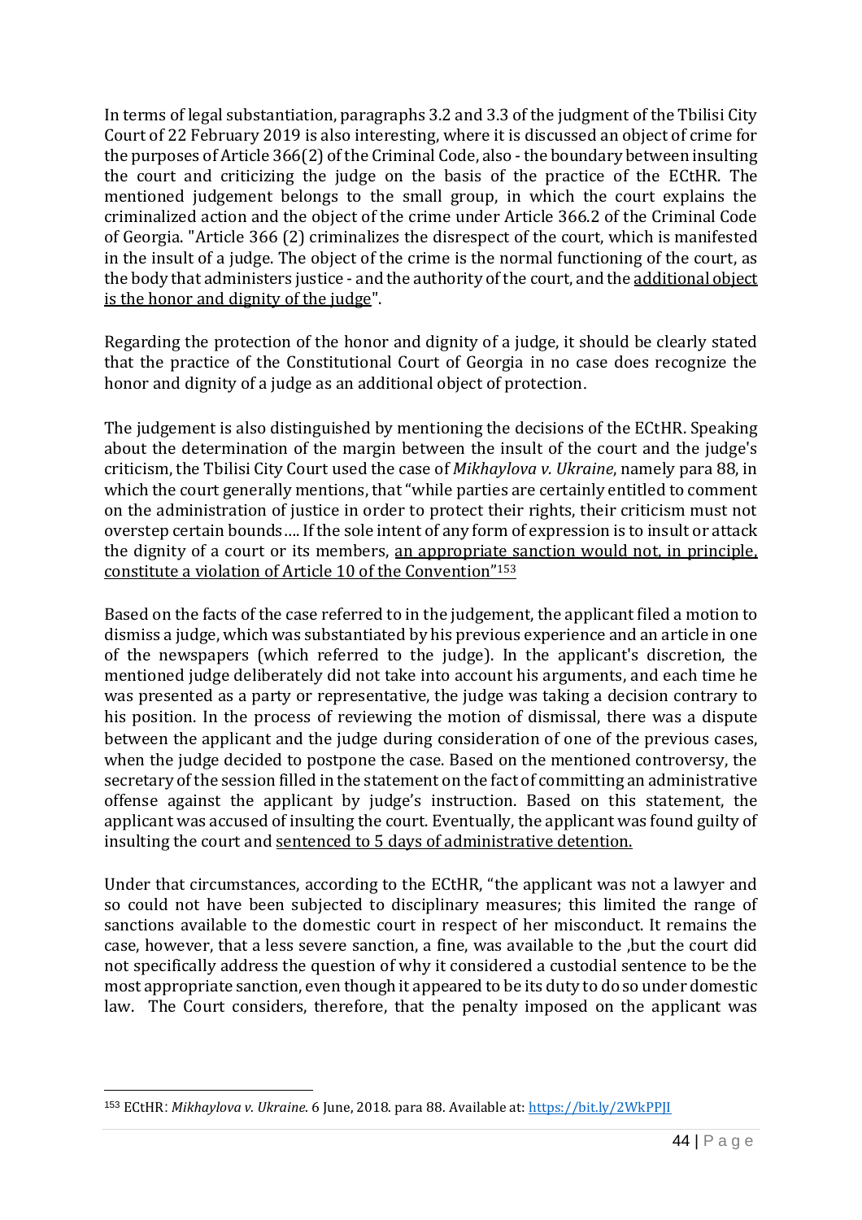In terms of legal substantiation, paragraphs 3.2 and 3.3 of the judgment of the Tbilisi City Court of 22 February 2019 is also interesting, where it is discussed an object of crime for the purposes of Article 366(2) of the Criminal Code, also - the boundary between insulting the court and criticizing the judge on the basis of the practice of the ECtHR. The mentioned judgement belongs to the small group, in which the court explains the criminalized action and the object of the crime under Article 366.2 of the Criminal Code of Georgia. "Article 366 (2) criminalizes the disrespect of the court, which is manifested in the insult of a judge. The object of the crime is the normal functioning of the court, as the body that administers justice - and the authority of the court, and the additional object is the honor and dignity of the judge".

Regarding the protection of the honor and dignity of a judge, it should be clearly stated that the practice of the Constitutional Court of Georgia in no case does recognize the honor and dignity of a judge as an additional object of protection.

The judgement is also distinguished by mentioning the decisions of the ECtHR. Speaking about the determination of the margin between the insult of the court and the judge's criticism, the Tbilisi City Court used the case of *Mikhaylova v. Ukraine*, namely para 88, in which the court generally mentions, that "while parties are certainly entitled to comment on the administration of justice in order to protect their rights, their criticism must not overstep certain bounds…. If the sole intent of any form of expression is to insult or attack the dignity of a court or its members, an appropriate sanction would not, in principle, constitute a violation of Article 10 of the Convention"[153]

Based on the facts of the case referred to in the judgement, the applicant filed a motion to dismiss a judge, which was substantiated by his previous experience and an article in one of the newspapers (which referred to the judge). In the applicant's discretion, the mentioned judge deliberately did not take into account his arguments, and each time he was presented as a party or representative, the judge was taking a decision contrary to his position. In the process of reviewing the motion of dismissal, there was a dispute between the applicant and the judge during consideration of one of the previous cases, when the judge decided to postpone the case. Based on the mentioned controversy, the secretary of the session filled in the statement on the fact of committing an administrative offense against the applicant by judge's instruction. Based on this statement, the applicant was accused of insulting the court. Eventually, the applicant was found guilty of insulting the court and sentenced to 5 days of administrative detention.

Under that circumstances, according to the ECtHR, "the applicant was not a lawyer and so could not have been subjected to disciplinary measures; this limited the range of sanctions available to the domestic court in respect of her misconduct. It remains the case, however, that a less severe sanction, a fine, was available to the ,but the court did not specifically address the question of why it considered a custodial sentence to be the most appropriate sanction, even though it appeared to be its duty to do so under domestic law. The Court considers, therefore, that the penalty imposed on the applicant was

[153] ECtHR: *Mikhaylova v. Ukraine*. 6 June, 2018. para 88. Available at: https://bit.ly/2WkPPJI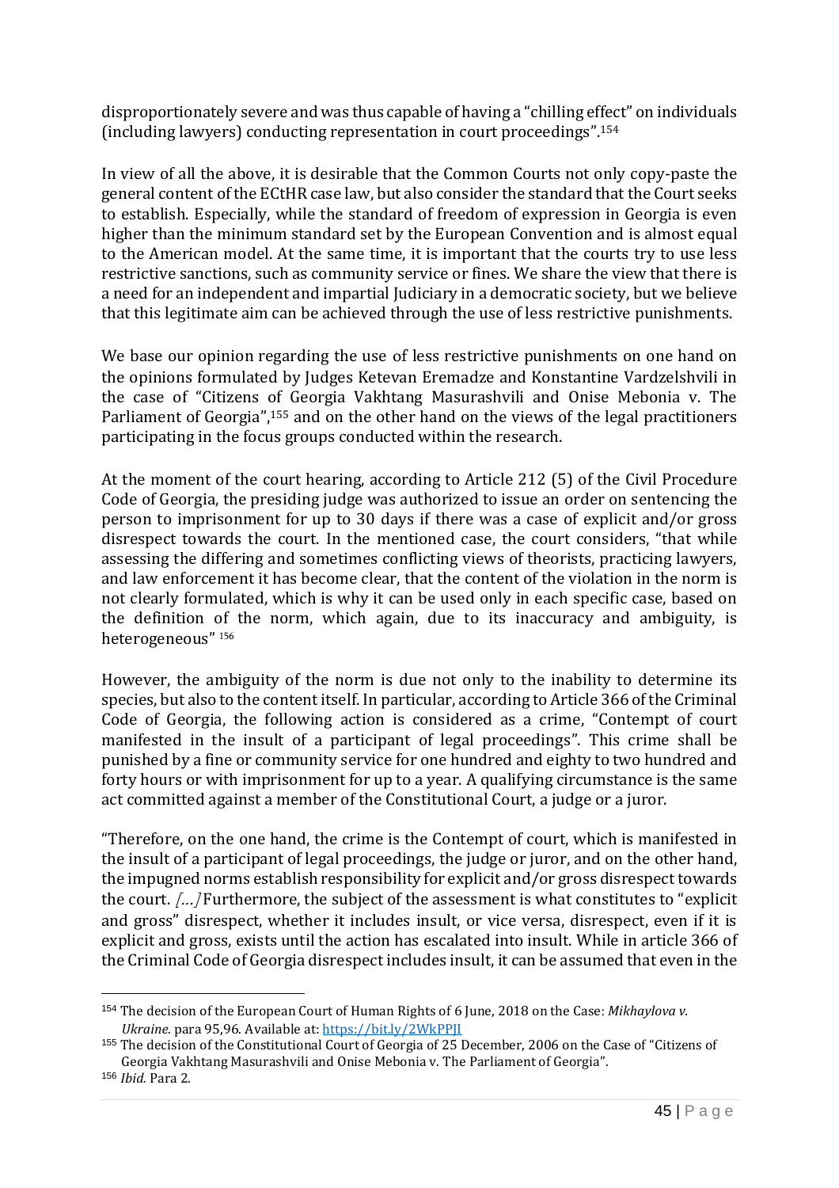disproportionately severe and was thus capable of having a "chilling effect" on individuals (including lawyers) conducting representation in court proceedings".[154]

In view of all the above, it is desirable that the Common Courts not only copy-paste the general content of the ECtHR case law, but also consider the standard that the Court seeks to establish. Especially, while the standard of freedom of expression in Georgia is even higher than the minimum standard set by the European Convention and is almost equal to the American model. At the same time, it is important that the courts try to use less restrictive sanctions, such as community service or fines. We share the view that there is a need for an independent and impartial Judiciary in a democratic society, but we believe that this legitimate aim can be achieved through the use of less restrictive punishments.

We base our opinion regarding the use of less restrictive punishments on one hand on the opinions formulated by Judges Ketevan Eremadze and Konstantine Vardzelshvili in the case of "Citizens of Georgia Vakhtang Masurashvili and Onise Mebonia v. The Parliament of Georgia",[155] and on the other hand on the views of the legal practitioners participating in the focus groups conducted within the research.

At the moment of the court hearing, according to Article 212 (5) of the Civil Procedure Code of Georgia, the presiding judge was authorized to issue an order on sentencing the person to imprisonment for up to 30 days if there was a case of explicit and/or gross disrespect towards the court. In the mentioned case, the court considers, "that while assessing the differing and sometimes conflicting views of theorists, practicing lawyers, and law enforcement it has become clear, that the content of the violation in the norm is not clearly formulated, which is why it can be used only in each specific case, based on the definition of the norm, which again, due to its inaccuracy and ambiguity, is heterogeneous" [156]

However, the ambiguity of the norm is due not only to the inability to determine its species, but also to the content itself. In particular, according to Article 366 of the Criminal Code of Georgia, the following action is considered as a crime, "Contempt of court manifested in the insult of a participant of legal proceedings". This crime shall be punished by a fine or community service for one hundred and eighty to two hundred and forty hours or with imprisonment for up to a year. A qualifying circumstance is the same act committed against a member of the Constitutional Court, a judge or a juror.

"Therefore, on the one hand, the crime is the Contempt of court, which is manifested in the insult of a participant of legal proceedings, the judge or juror, and on the other hand, the impugned norms establish responsibility for explicit and/or gross disrespect towards the court. *[…]* Furthermore, the subject of the assessment is what constitutes to "explicit and gross" disrespect, whether it includes insult, or vice versa, disrespect, even if it is explicit and gross, exists until the action has escalated into insult. While in article 366 of the Criminal Code of Georgia disrespect includes insult, it can be assumed that even in the

---

[154] The decision of the European Court of Human Rights of 6 June, 2018 on the Case: *Mikhaylova v. Ukraine*. para 95,96. Available at: https://bit.ly/2WkPPJI

[155] The decision of the Constitutional Court of Georgia of 25 December, 2006 on the Case of "Citizens of Georgia Vakhtang Masurashvili and Onise Mebonia v. The Parliament of Georgia".

[156] *Ibid.* Para 2.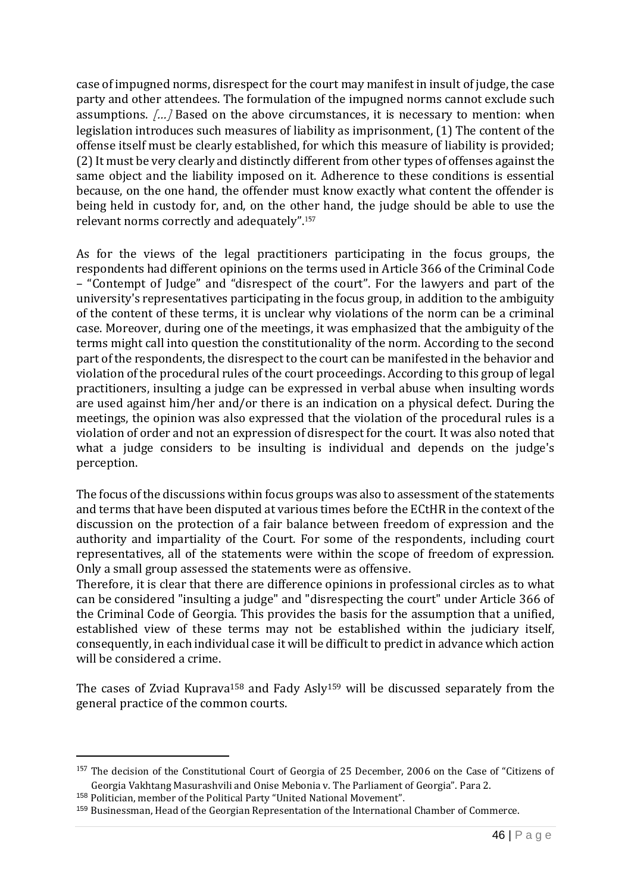case of impugned norms, disrespect for the court may manifest in insult of judge, the case party and other attendees. The formulation of the impugned norms cannot exclude such assumptions. *[…]* Based on the above circumstances, it is necessary to mention: when legislation introduces such measures of liability as imprisonment, (1) The content of the offense itself must be clearly established, for which this measure of liability is provided; (2) It must be very clearly and distinctly different from other types of offenses against the same object and the liability imposed on it. Adherence to these conditions is essential because, on the one hand, the offender must know exactly what content the offender is being held in custody for, and, on the other hand, the judge should be able to use the relevant norms correctly and adequately".[157]

As for the views of the legal practitioners participating in the focus groups, the respondents had different opinions on the terms used in Article 366 of the Criminal Code – "Contempt of Judge" and "disrespect of the court". For the lawyers and part of the university's representatives participating in the focus group, in addition to the ambiguity of the content of these terms, it is unclear why violations of the norm can be a criminal case. Moreover, during one of the meetings, it was emphasized that the ambiguity of the terms might call into question the constitutionality of the norm. According to the second part of the respondents, the disrespect to the court can be manifested in the behavior and violation of the procedural rules of the court proceedings. According to this group of legal practitioners, insulting a judge can be expressed in verbal abuse when insulting words are used against him/her and/or there is an indication on a physical defect. During the meetings, the opinion was also expressed that the violation of the procedural rules is a violation of order and not an expression of disrespect for the court. It was also noted that what a judge considers to be insulting is individual and depends on the judge's perception.

The focus of the discussions within focus groups was also to assessment of the statements and terms that have been disputed at various times before the ECtHR in the context of the discussion on the protection of a fair balance between freedom of expression and the authority and impartiality of the Court. For some of the respondents, including court representatives, all of the statements were within the scope of freedom of expression. Only a small group assessed the statements were as offensive.

Therefore, it is clear that there are difference opinions in professional circles as to what can be considered "insulting a judge" and "disrespecting the court" under Article 366 of the Criminal Code of Georgia. This provides the basis for the assumption that a unified, established view of these terms may not be established within the judiciary itself, consequently, in each individual case it will be difficult to predict in advance which action will be considered a crime.

The cases of Zviad Kuprava[158] and Fady Asly[159] will be discussed separately from the general practice of the common courts.

---

[157] The decision of the Constitutional Court of Georgia of 25 December, 2006 on the Case of "Citizens of Georgia Vakhtang Masurashvili and Onise Mebonia v. The Parliament of Georgia". Para 2.

[158] Politician, member of the Political Party "United National Movement".

[159] Businessman, Head of the Georgian Representation of the International Chamber of Commerce.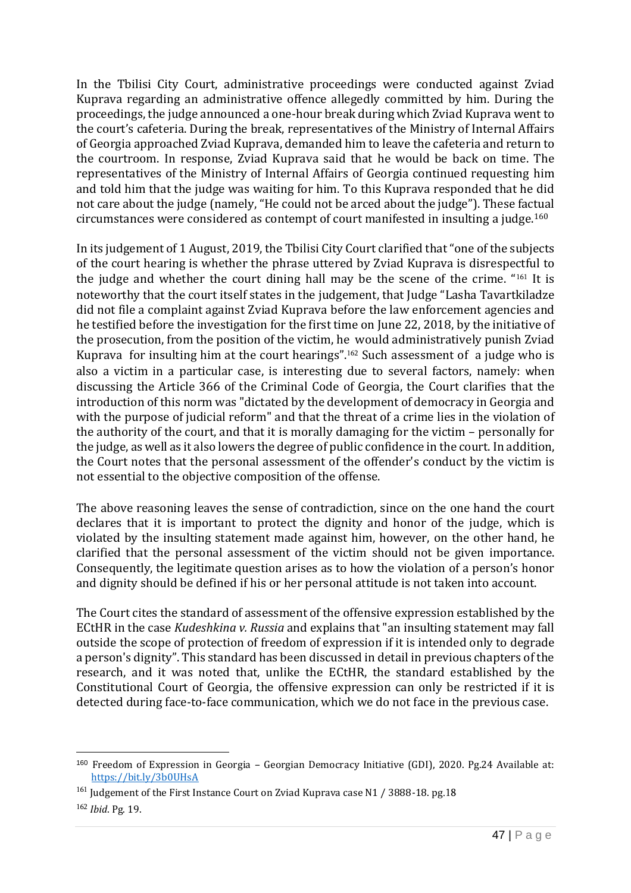In the Tbilisi City Court, administrative proceedings were conducted against Zviad Kuprava regarding an administrative offence allegedly committed by him. During the proceedings, the judge announced a one-hour break during which Zviad Kuprava went to the court's cafeteria. During the break, representatives of the Ministry of Internal Affairs of Georgia approached Zviad Kuprava, demanded him to leave the cafeteria and return to the courtroom. In response, Zviad Kuprava said that he would be back on time. The representatives of the Ministry of Internal Affairs of Georgia continued requesting him and told him that the judge was waiting for him. To this Kuprava responded that he did not care about the judge (namely, "He could not be arced about the judge"). These factual circumstances were considered as contempt of court manifested in insulting a judge.[160]

In its judgement of 1 August, 2019, the Tbilisi City Court clarified that "one of the subjects of the court hearing is whether the phrase uttered by Zviad Kuprava is disrespectful to the judge and whether the court dining hall may be the scene of the crime. "[161] It is noteworthy that the court itself states in the judgement, that Judge "Lasha Tavartkiladze did not file a complaint against Zviad Kuprava before the law enforcement agencies and he testified before the investigation for the first time on June 22, 2018, by the initiative of the prosecution, from the position of the victim, he would administratively punish Zviad Kuprava for insulting him at the court hearings".[162] Such assessment of a judge who is also a victim in a particular case, is interesting due to several factors, namely: when discussing the Article 366 of the Criminal Code of Georgia, the Court clarifies that the introduction of this norm was "dictated by the development of democracy in Georgia and with the purpose of judicial reform" and that the threat of a crime lies in the violation of the authority of the court, and that it is morally damaging for the victim – personally for the judge, as well as it also lowers the degree of public confidence in the court. In addition, the Court notes that the personal assessment of the offender's conduct by the victim is not essential to the objective composition of the offense.

The above reasoning leaves the sense of contradiction, since on the one hand the court declares that it is important to protect the dignity and honor of the judge, which is violated by the insulting statement made against him, however, on the other hand, he clarified that the personal assessment of the victim should not be given importance. Consequently, the legitimate question arises as to how the violation of a person's honor and dignity should be defined if his or her personal attitude is not taken into account.

The Court cites the standard of assessment of the offensive expression established by the ECtHR in the case *Kudeshkina v. Russia* and explains that "an insulting statement may fall outside the scope of protection of freedom of expression if it is intended only to degrade a person's dignity". This standard has been discussed in detail in previous chapters of the research, and it was noted that, unlike the ECtHR, the standard established by the Constitutional Court of Georgia, the offensive expression can only be restricted if it is detected during face-to-face communication, which we do not face in the previous case.

---

[160] Freedom of Expression in Georgia – Georgian Democracy Initiative (GDI), 2020. Pg.24 Available at: https://bit.ly/3b0UHsA

[161] Judgement of the First Instance Court on Zviad Kuprava case N1 / 3888-18. pg.18

[162] *Ibid*. Pg. 19.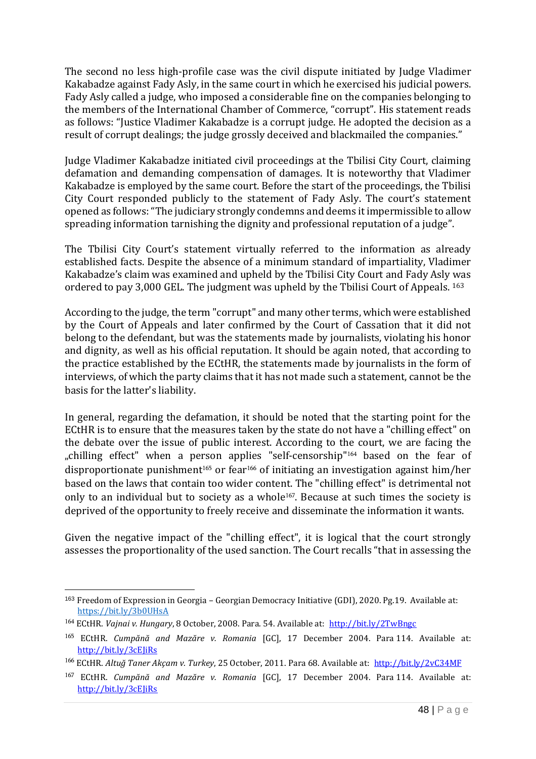The second no less high-profile case was the civil dispute initiated by Judge Vladimer Kakabadze against Fady Asly, in the same court in which he exercised his judicial powers. Fady Asly called a judge, who imposed a considerable fine on the companies belonging to the members of the International Chamber of Commerce, "corrupt". His statement reads as follows: "Justice Vladimer Kakabadze is a corrupt judge. He adopted the decision as a result of corrupt dealings; the judge grossly deceived and blackmailed the companies."

Judge Vladimer Kakabadze initiated civil proceedings at the Tbilisi City Court, claiming defamation and demanding compensation of damages. It is noteworthy that Vladimer Kakabadze is employed by the same court. Before the start of the proceedings, the Tbilisi City Court responded publicly to the statement of Fady Asly. The court's statement opened as follows: "The judiciary strongly condemns and deems it impermissible to allow spreading information tarnishing the dignity and professional reputation of a judge".

The Tbilisi City Court's statement virtually referred to the information as already established facts. Despite the absence of a minimum standard of impartiality, Vladimer Kakabadze's claim was examined and upheld by the Tbilisi City Court and Fady Asly was ordered to pay 3,000 GEL. The judgment was upheld by the Tbilisi Court of Appeals. [163]

According to the judge, the term "corrupt" and many other terms, which were established by the Court of Appeals and later confirmed by the Court of Cassation that it did not belong to the defendant, but was the statements made by journalists, violating his honor and dignity, as well as his official reputation. It should be again noted, that according to the practice established by the ECtHR, the statements made by journalists in the form of interviews, of which the party claims that it has not made such a statement, cannot be the basis for the latter's liability.

In general, regarding the defamation, it should be noted that the starting point for the ECtHR is to ensure that the measures taken by the state do not have a "chilling effect" on the debate over the issue of public interest. According to the court, we are facing the „chilling effect" when a person applies "self-censorship"[164] based on the fear of disproportionate punishment[165] or fear[166] of initiating an investigation against him/her based on the laws that contain too wider content. The "chilling effect" is detrimental not only to an individual but to society as a whole[167]. Because at such times the society is deprived of the opportunity to freely receive and disseminate the information it wants.

Given the negative impact of the "chilling effect", it is logical that the court strongly assesses the proportionality of the used sanction. The Court recalls "that in assessing the

---

[163] Freedom of Expression in Georgia – Georgian Democracy Initiative (GDI), 2020. Pg.19. Available at: https://bit.ly/3b0UHsA

[164] ECtHR. *Vajnai v. Hungary*, 8 October, 2008. Para. 54. Available at: http://bit.ly/2TwBngc

[165] ECtHR. *Cumpănă and Mazăre v. Romania* [GC], 17 December 2004. Para 114. Available at: http://bit.ly/3cEJiRs

[166] ECtHR. *Altuğ Taner Akçam v. Turkey*, 25 October, 2011. Para 68. Available at: http://bit.ly/2vC34MF

[167] ECtHR. *Cumpănă and Mazăre v. Romania* [GC], 17 December 2004. Para 114. Available at: http://bit.ly/3cEJiRs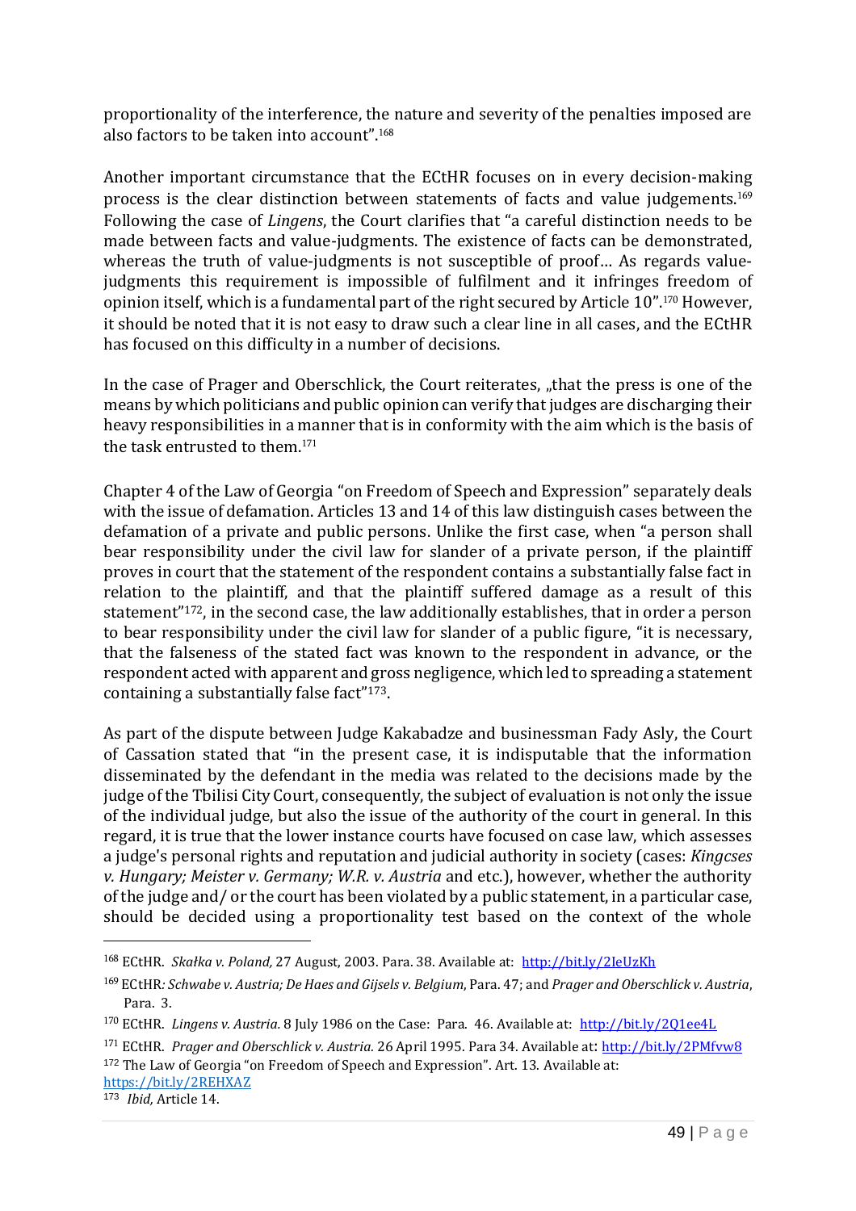proportionality of the interference, the nature and severity of the penalties imposed are also factors to be taken into account".[168]

Another important circumstance that the ECtHR focuses on in every decision-making process is the clear distinction between statements of facts and value judgements.[169] Following the case of *Lingens*, the Court clarifies that "a careful distinction needs to be made between facts and value-judgments. The existence of facts can be demonstrated, whereas the truth of value-judgments is not susceptible of proof... As regards value-judgments this requirement is impossible of fulfilment and it infringes freedom of opinion itself, which is a fundamental part of the right secured by Article 10".[170] However, it should be noted that it is not easy to draw such a clear line in all cases, and the ECtHR has focused on this difficulty in a number of decisions.

In the case of Prager and Oberschlick, the Court reiterates, „that the press is one of the means by which politicians and public opinion can verify that judges are discharging their heavy responsibilities in a manner that is in conformity with the aim which is the basis of the task entrusted to them.[171]

Chapter 4 of the Law of Georgia "on Freedom of Speech and Expression" separately deals with the issue of defamation. Articles 13 and 14 of this law distinguish cases between the defamation of a private and public persons. Unlike the first case, when "a person shall bear responsibility under the civil law for slander of a private person, if the plaintiff proves in court that the statement of the respondent contains a substantially false fact in relation to the plaintiff, and that the plaintiff suffered damage as a result of this statement"[172], in the second case, the law additionally establishes, that in order a person to bear responsibility under the civil law for slander of a public figure, "it is necessary, that the falseness of the stated fact was known to the respondent in advance, or the respondent acted with apparent and gross negligence, which led to spreading a statement containing a substantially false fact"[173].

As part of the dispute between Judge Kakabadze and businessman Fady Asly, the Court of Cassation stated that "in the present case, it is indisputable that the information disseminated by the defendant in the media was related to the decisions made by the judge of the Tbilisi City Court, consequently, the subject of evaluation is not only the issue of the individual judge, but also the issue of the authority of the court in general. In this regard, it is true that the lower instance courts have focused on case law, which assesses a judge's personal rights and reputation and judicial authority in society (cases: *Kingcses v. Hungary; Meister v. Germany; W.R. v. Austria* and etc.), however, whether the authority of the judge and/ or the court has been violated by a public statement, in a particular case, should be decided using a proportionality test based on the context of the whole

---

[168] ECtHR. *Skałka v. Poland,* 27 August, 2003. Para. 38. Available at: http://bit.ly/2IeUzKh

[169] ECtHR*: Schwabe v. Austria; De Haes and Gijsels v. Belgium*, Para. 47; and *Prager and Oberschlick v. Austria*, Para. 3.

[170] ECtHR. *Lingens v. Austria.* 8 July 1986 on the Case: Para. 46. Available at: http://bit.ly/2Q1ee4L

[171] ECtHR. *Prager and Oberschlick v. Austria.* 26 April 1995. Para 34. Available at: http://bit.ly/2PMfvw8

[172] The Law of Georgia "on Freedom of Speech and Expression". Art. 13. Available at: https://bit.ly/2REHXAZ

[173] *Ibid,* Article 14.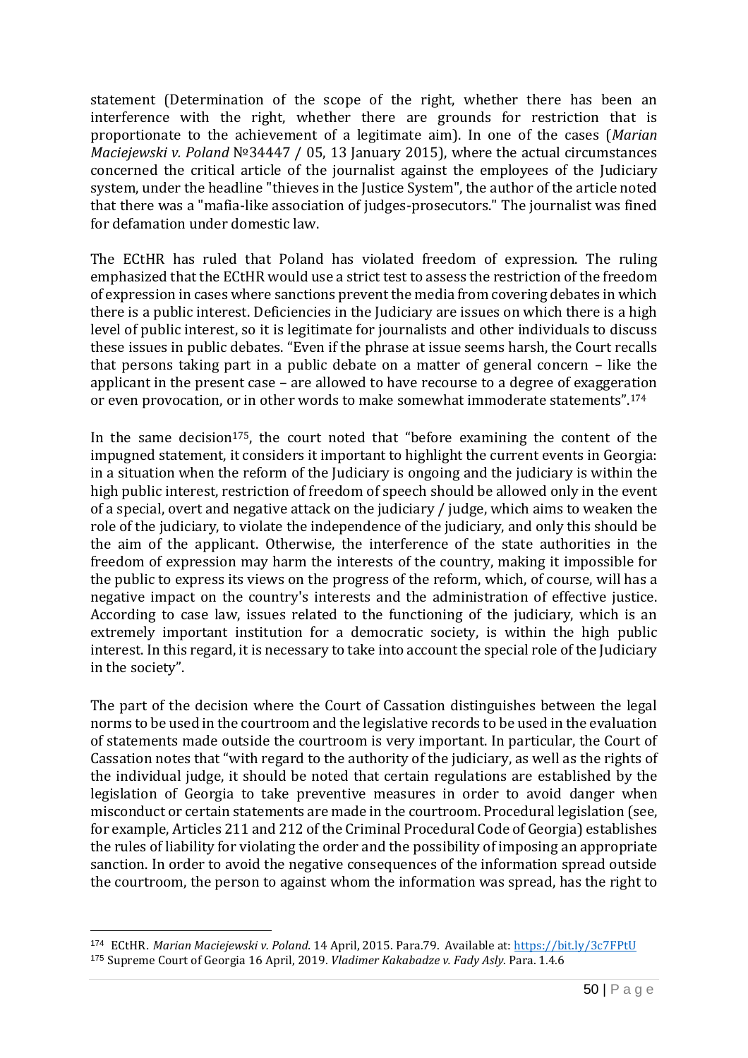statement (Determination of the scope of the right, whether there has been an interference with the right, whether there are grounds for restriction that is proportionate to the achievement of a legitimate aim). In one of the cases (*Marian Maciejewski v. Poland* №34447 / 05, 13 January 2015), where the actual circumstances concerned the critical article of the journalist against the employees of the Judiciary system, under the headline "thieves in the Justice System", the author of the article noted that there was a "mafia-like association of judges-prosecutors." The journalist was fined for defamation under domestic law.

The ECtHR has ruled that Poland has violated freedom of expression. The ruling emphasized that the ECtHR would use a strict test to assess the restriction of the freedom of expression in cases where sanctions prevent the media from covering debates in which there is a public interest. Deficiencies in the Judiciary are issues on which there is a high level of public interest, so it is legitimate for journalists and other individuals to discuss these issues in public debates. "Even if the phrase at issue seems harsh, the Court recalls that persons taking part in a public debate on a matter of general concern – like the applicant in the present case – are allowed to have recourse to a degree of exaggeration or even provocation, or in other words to make somewhat immoderate statements".[174]

In the same decision[175], the court noted that "before examining the content of the impugned statement, it considers it important to highlight the current events in Georgia: in a situation when the reform of the Judiciary is ongoing and the judiciary is within the high public interest, restriction of freedom of speech should be allowed only in the event of a special, overt and negative attack on the judiciary / judge, which aims to weaken the role of the judiciary, to violate the independence of the judiciary, and only this should be the aim of the applicant. Otherwise, the interference of the state authorities in the freedom of expression may harm the interests of the country, making it impossible for the public to express its views on the progress of the reform, which, of course, will has a negative impact on the country's interests and the administration of effective justice. According to case law, issues related to the functioning of the judiciary, which is an extremely important institution for a democratic society, is within the high public interest. In this regard, it is necessary to take into account the special role of the Judiciary in the society".

The part of the decision where the Court of Cassation distinguishes between the legal norms to be used in the courtroom and the legislative records to be used in the evaluation of statements made outside the courtroom is very important. In particular, the Court of Cassation notes that "with regard to the authority of the judiciary, as well as the rights of the individual judge, it should be noted that certain regulations are established by the legislation of Georgia to take preventive measures in order to avoid danger when misconduct or certain statements are made in the courtroom. Procedural legislation (see, for example, Articles 211 and 212 of the Criminal Procedural Code of Georgia) establishes the rules of liability for violating the order and the possibility of imposing an appropriate sanction. In order to avoid the negative consequences of the information spread outside the courtroom, the person to against whom the information was spread, has the right to

---

[174] ECtHR. *Marian Maciejewski v. Poland.* 14 April, 2015. Para.79. Available at: https://bit.ly/3c7FPtU

[175] Supreme Court of Georgia 16 April, 2019. *Vladimer Kakabadze v. Fady Asly.* Para. 1.4.6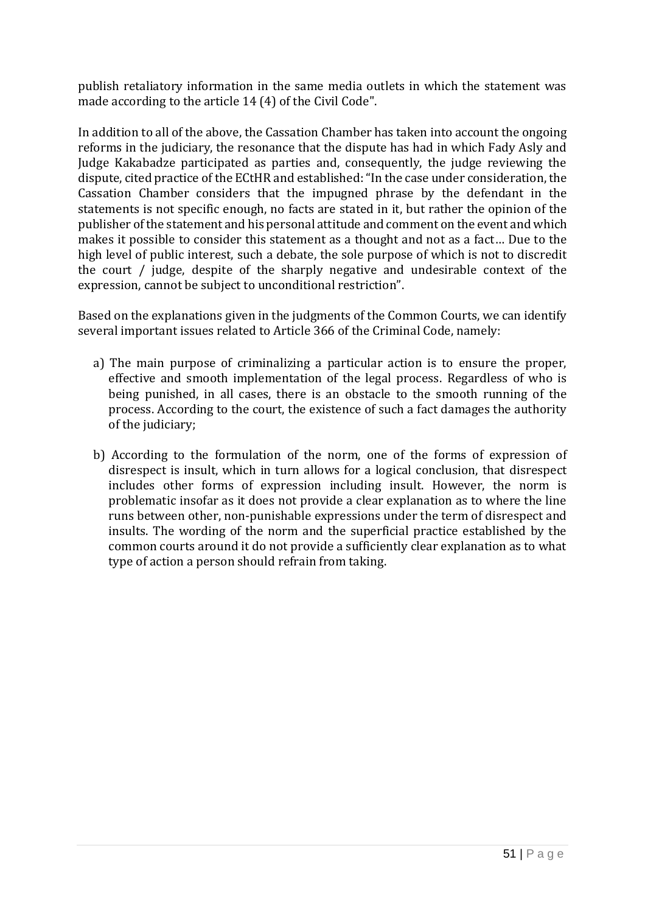publish retaliatory information in the same media outlets in which the statement was made according to the article 14 (4) of the Civil Code".

In addition to all of the above, the Cassation Chamber has taken into account the ongoing reforms in the judiciary, the resonance that the dispute has had in which Fady Asly and Judge Kakabadze participated as parties and, consequently, the judge reviewing the dispute, cited practice of the ECtHR and established: "In the case under consideration, the Cassation Chamber considers that the impugned phrase by the defendant in the statements is not specific enough, no facts are stated in it, but rather the opinion of the publisher of the statement and his personal attitude and comment on the event and which makes it possible to consider this statement as a thought and not as a fact… Due to the high level of public interest, such a debate, the sole purpose of which is not to discredit the court / judge, despite of the sharply negative and undesirable context of the expression, cannot be subject to unconditional restriction".

Based on the explanations given in the judgments of the Common Courts, we can identify several important issues related to Article 366 of the Criminal Code, namely:

a) The main purpose of criminalizing a particular action is to ensure the proper, effective and smooth implementation of the legal process. Regardless of who is being punished, in all cases, there is an obstacle to the smooth running of the process. According to the court, the existence of such a fact damages the authority of the judiciary;

b) According to the formulation of the norm, one of the forms of expression of disrespect is insult, which in turn allows for a logical conclusion, that disrespect includes other forms of expression including insult. However, the norm is problematic insofar as it does not provide a clear explanation as to where the line runs between other, non-punishable expressions under the term of disrespect and insults. The wording of the norm and the superficial practice established by the common courts around it do not provide a sufficiently clear explanation as to what type of action a person should refrain from taking.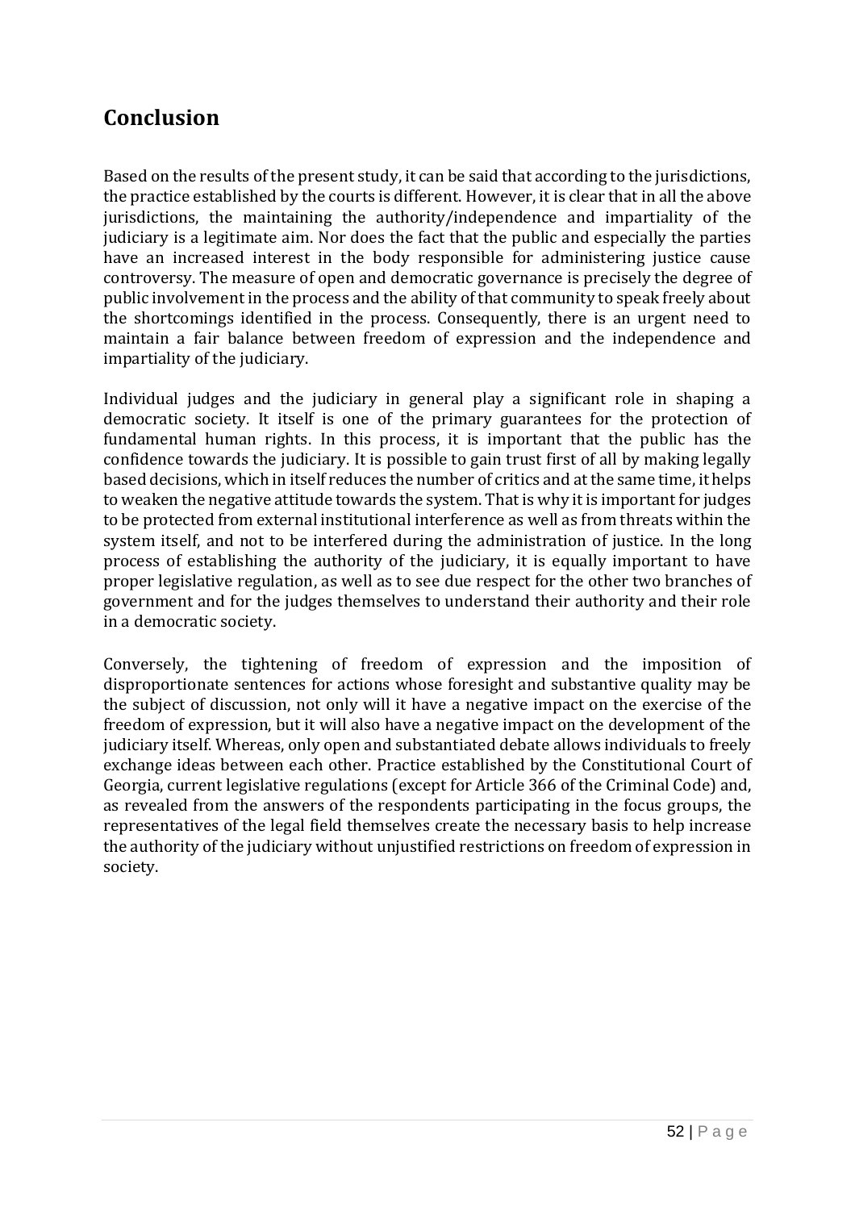## Conclusion

Based on the results of the present study, it can be said that according to the jurisdictions, the practice established by the courts is different. However, it is clear that in all the above jurisdictions, the maintaining the authority/independence and impartiality of the judiciary is a legitimate aim. Nor does the fact that the public and especially the parties have an increased interest in the body responsible for administering justice cause controversy. The measure of open and democratic governance is precisely the degree of public involvement in the process and the ability of that community to speak freely about the shortcomings identified in the process. Consequently, there is an urgent need to maintain a fair balance between freedom of expression and the independence and impartiality of the judiciary.

Individual judges and the judiciary in general play a significant role in shaping a democratic society. It itself is one of the primary guarantees for the protection of fundamental human rights. In this process, it is important that the public has the confidence towards the judiciary. It is possible to gain trust first of all by making legally based decisions, which in itself reduces the number of critics and at the same time, it helps to weaken the negative attitude towards the system. That is why it is important for judges to be protected from external institutional interference as well as from threats within the system itself, and not to be interfered during the administration of justice. In the long process of establishing the authority of the judiciary, it is equally important to have proper legislative regulation, as well as to see due respect for the other two branches of government and for the judges themselves to understand their authority and their role in a democratic society.

Conversely, the tightening of freedom of expression and the imposition of disproportionate sentences for actions whose foresight and substantive quality may be the subject of discussion, not only will it have a negative impact on the exercise of the freedom of expression, but it will also have a negative impact on the development of the judiciary itself. Whereas, only open and substantiated debate allows individuals to freely exchange ideas between each other. Practice established by the Constitutional Court of Georgia, current legislative regulations (except for Article 366 of the Criminal Code) and, as revealed from the answers of the respondents participating in the focus groups, the representatives of the legal field themselves create the necessary basis to help increase the authority of the judiciary without unjustified restrictions on freedom of expression in society.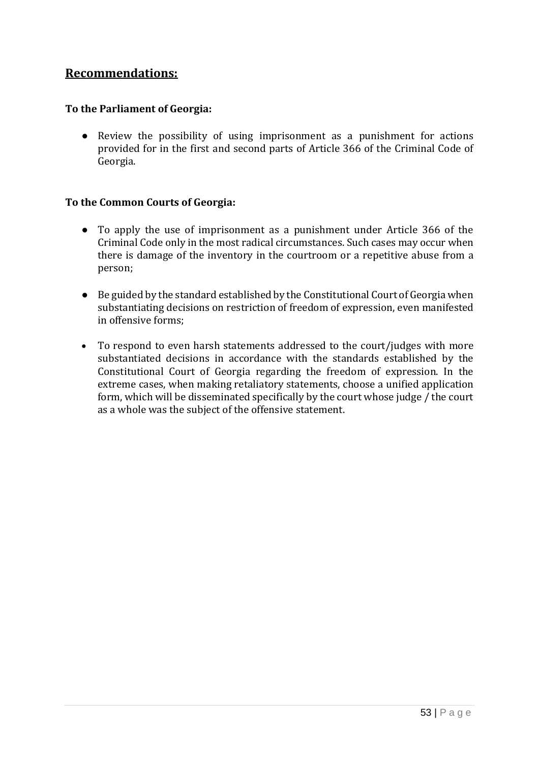## Recommendations:

**To the Parliament of Georgia:**

- Review the possibility of using imprisonment as a punishment for actions provided for in the first and second parts of Article 366 of the Criminal Code of Georgia.

**To the Common Courts of Georgia:**

- To apply the use of imprisonment as a punishment under Article 366 of the Criminal Code only in the most radical circumstances. Such cases may occur when there is damage of the inventory in the courtroom or a repetitive abuse from a person;
- Be guided by the standard established by the Constitutional Court of Georgia when substantiating decisions on restriction of freedom of expression, even manifested in offensive forms;
- To respond to even harsh statements addressed to the court/judges with more substantiated decisions in accordance with the standards established by the Constitutional Court of Georgia regarding the freedom of expression. In the extreme cases, when making retaliatory statements, choose a unified application form, which will be disseminated specifically by the court whose judge / the court as a whole was the subject of the offensive statement.